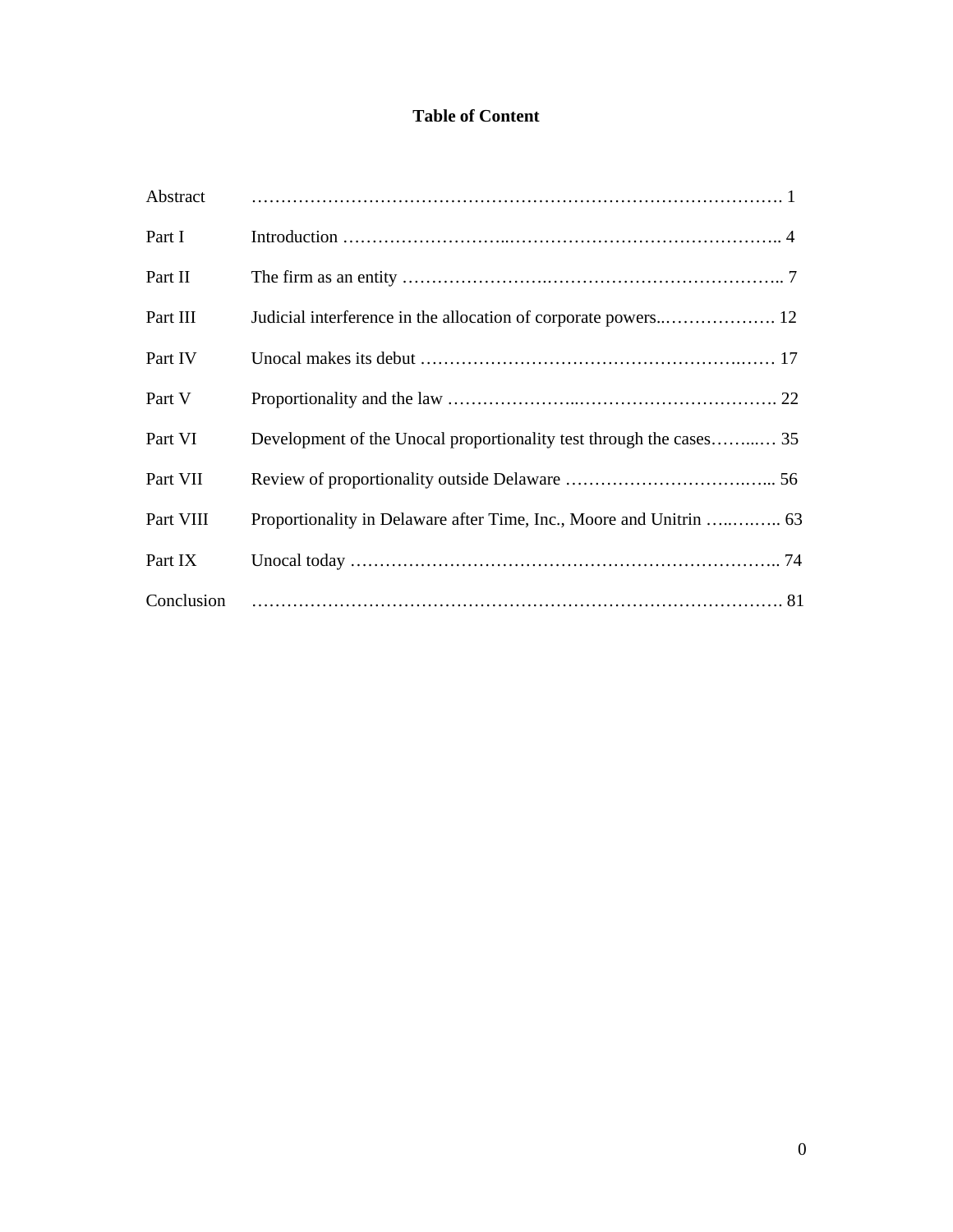# Table of Content

| | | |
|---|---|---|
| Abstract | | 1 |
| Part I | Introduction | 4 |
| Part II | The firm as an entity | 7 |
| Part III | Judicial interference in the allocation of corporate powers | 12 |
| Part IV | Unocal makes its debut | 17 |
| Part V | Proportionality and the law | 22 |
| Part VI | Development of the Unocal proportionality test through the cases | 35 |
| Part VII | Review of proportionality outside Delaware | 56 |
| Part VIII | Proportionality in Delaware after Time, Inc., Moore and Unitrin | 63 |
| Part IX | Unocal today | 74 |
| Conclusion | | 81 |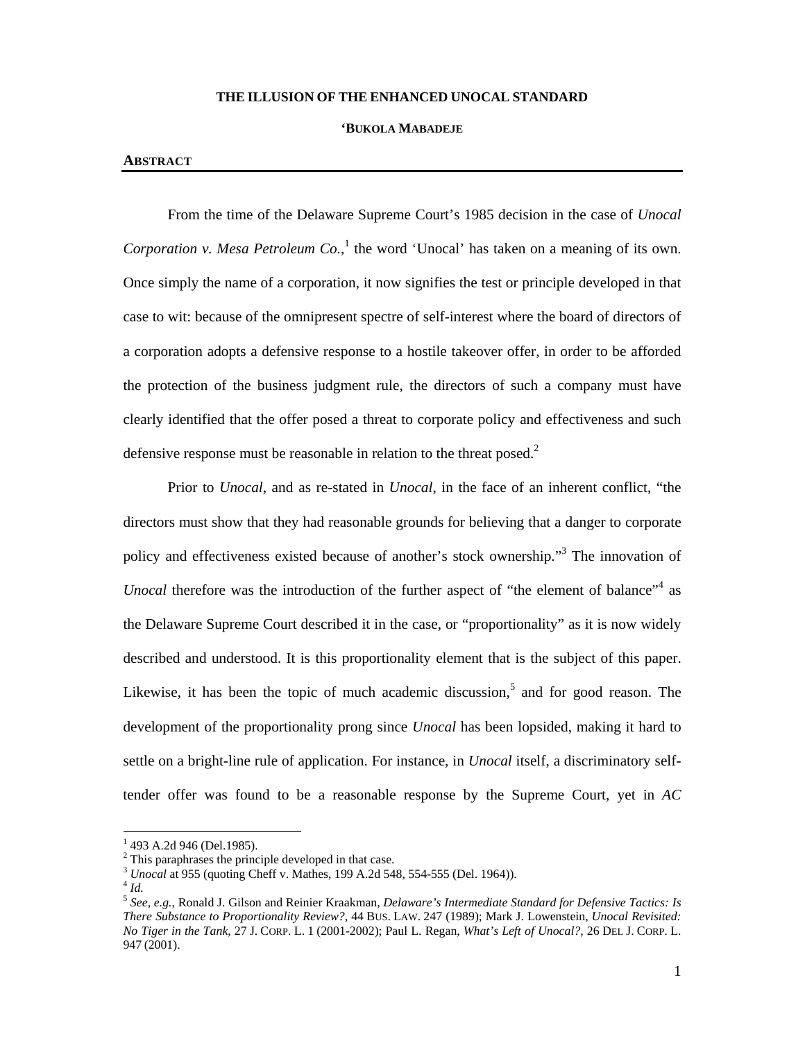**THE ILLUSION OF THE ENHANCED UNOCAL STANDARD**

**'BUKOLA MABADEJE**

## ABSTRACT

From the time of the Delaware Supreme Court's 1985 decision in the case of *Unocal Corporation v. Mesa Petroleum Co.*,[1] the word 'Unocal' has taken on a meaning of its own. Once simply the name of a corporation, it now signifies the test or principle developed in that case to wit: because of the omnipresent spectre of self-interest where the board of directors of a corporation adopts a defensive response to a hostile takeover offer, in order to be afforded the protection of the business judgment rule, the directors of such a company must have clearly identified that the offer posed a threat to corporate policy and effectiveness and such defensive response must be reasonable in relation to the threat posed.[2]

Prior to *Unocal*, and as re-stated in *Unocal*, in the face of an inherent conflict, "the directors must show that they had reasonable grounds for believing that a danger to corporate policy and effectiveness existed because of another's stock ownership."[3] The innovation of *Unocal* therefore was the introduction of the further aspect of "the element of balance"[4] as the Delaware Supreme Court described it in the case, or "proportionality" as it is now widely described and understood. It is this proportionality element that is the subject of this paper. Likewise, it has been the topic of much academic discussion,[5] and for good reason. The development of the proportionality prong since *Unocal* has been lopsided, making it hard to settle on a bright-line rule of application. For instance, in *Unocal* itself, a discriminatory self-tender offer was found to be a reasonable response by the Supreme Court, yet in *AC*

---

[1] 493 A.2d 946 (Del.1985).

[2] This paraphrases the principle developed in that case.

[3] *Unocal* at 955 (quoting Cheff v. Mathes, 199 A.2d 548, 554-555 (Del. 1964)).

[4] *Id.*

[5] *See, e.g.*, Ronald J. Gilson and Reinier Kraakman, *Delaware's Intermediate Standard for Defensive Tactics: Is There Substance to Proportionality Review?*, 44 BUS. LAW. 247 (1989); Mark J. Lowenstein, *Unocal Revisited: No Tiger in the Tank*, 27 J. CORP. L. 1 (2001-2002); Paul L. Regan, *What's Left of Unocal?*, 26 DEL J. CORP. L. 947 (2001).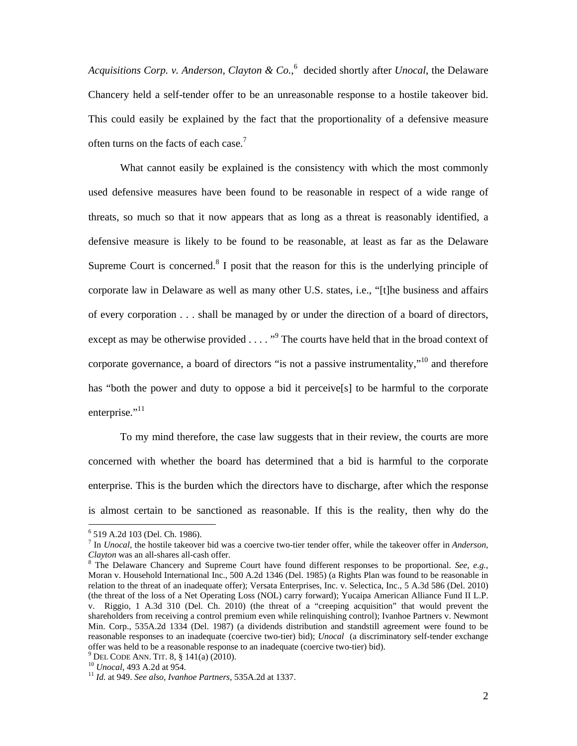*Acquisitions Corp. v. Anderson, Clayton & Co.*,[6] decided shortly after *Unocal*, the Delaware Chancery held a self-tender offer to be an unreasonable response to a hostile takeover bid. This could easily be explained by the fact that the proportionality of a defensive measure often turns on the facts of each case.[7]

What cannot easily be explained is the consistency with which the most commonly used defensive measures have been found to be reasonable in respect of a wide range of threats, so much so that it now appears that as long as a threat is reasonably identified, a defensive measure is likely to be found to be reasonable, at least as far as the Delaware Supreme Court is concerned.[8] I posit that the reason for this is the underlying principle of corporate law in Delaware as well as many other U.S. states, i.e., "[t]he business and affairs of every corporation . . . shall be managed by or under the direction of a board of directors, except as may be otherwise provided . . . . "[9] The courts have held that in the broad context of corporate governance, a board of directors "is not a passive instrumentality,"[10] and therefore has "both the power and duty to oppose a bid it perceive[s] to be harmful to the corporate enterprise."[11]

To my mind therefore, the case law suggests that in their review, the courts are more concerned with whether the board has determined that a bid is harmful to the corporate enterprise. This is the burden which the directors have to discharge, after which the response is almost certain to be sanctioned as reasonable. If this is the reality, then why do the

---

[6] 519 A.2d 103 (Del. Ch. 1986).

[7] In *Unocal*, the hostile takeover bid was a coercive two-tier tender offer, while the takeover offer in *Anderson, Clayton* was an all-shares all-cash offer.

[8] The Delaware Chancery and Supreme Court have found different responses to be proportional. *See, e.g.*, Moran v. Household International Inc., 500 A.2d 1346 (Del. 1985) (a Rights Plan was found to be reasonable in relation to the threat of an inadequate offer); Versata Enterprises, Inc. v. Selectica, Inc., 5 A.3d 586 (Del. 2010) (the threat of the loss of a Net Operating Loss (NOL) carry forward); Yucaipa American Alliance Fund II L.P. v. Riggio, 1 A.3d 310 (Del. Ch. 2010) (the threat of a "creeping acquisition" that would prevent the shareholders from receiving a control premium even while relinquishing control); Ivanhoe Partners v. Newmont Min. Corp., 535A.2d 1334 (Del. 1987) (a dividends distribution and standstill agreement were found to be reasonable responses to an inadequate (coercive two-tier) bid); *Unocal* (a discriminatory self-tender exchange offer was held to be a reasonable response to an inadequate (coercive two-tier) bid).

[9] DEL CODE ANN. TIT. 8, § 141(a) (2010).

[10] *Unocal*, 493 A.2d at 954.

[11] *Id.* at 949. *See also*, *Ivanhoe Partners*, 535A.2d at 1337.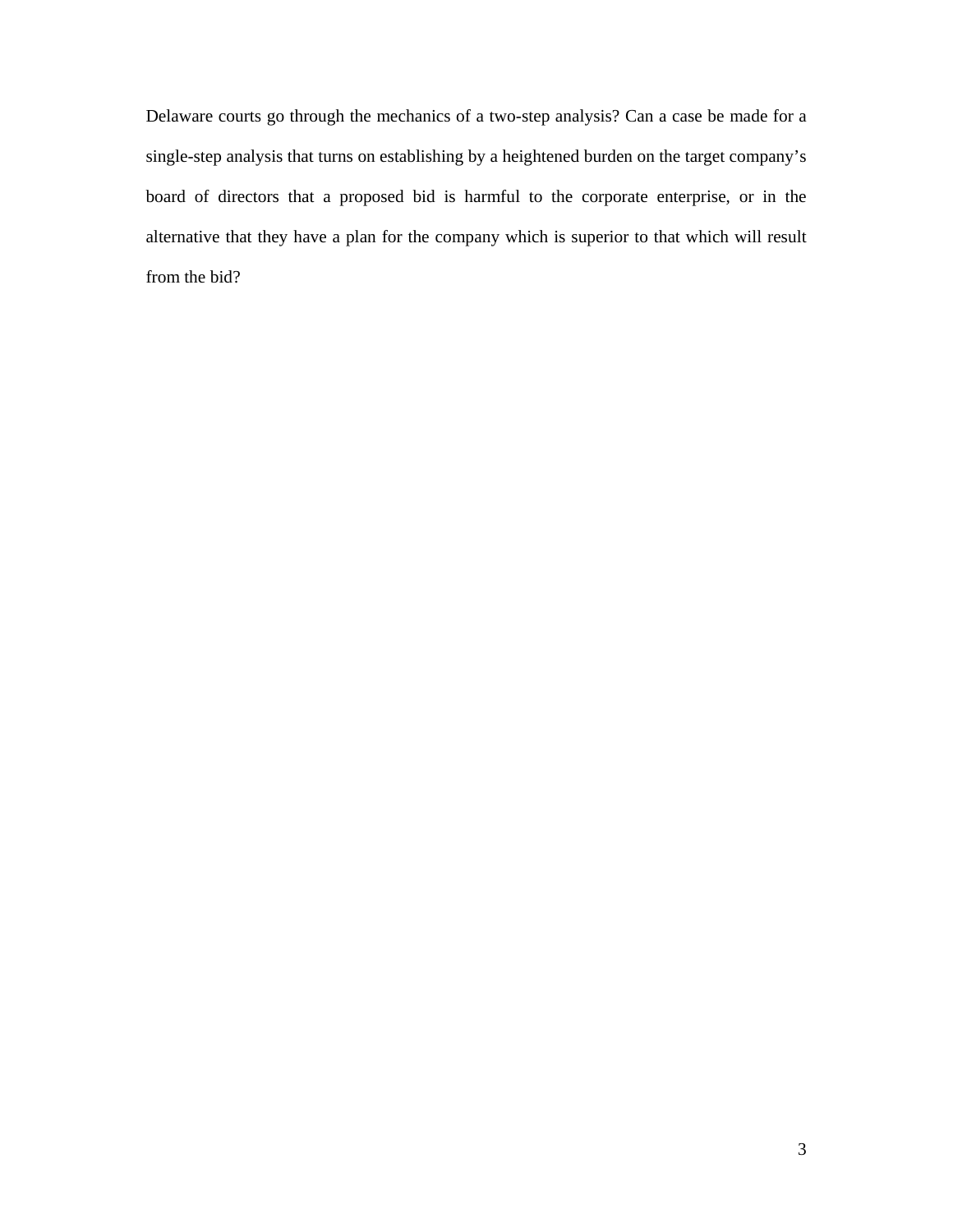Delaware courts go through the mechanics of a two-step analysis? Can a case be made for a single-step analysis that turns on establishing by a heightened burden on the target company's board of directors that a proposed bid is harmful to the corporate enterprise, or in the alternative that they have a plan for the company which is superior to that which will result from the bid?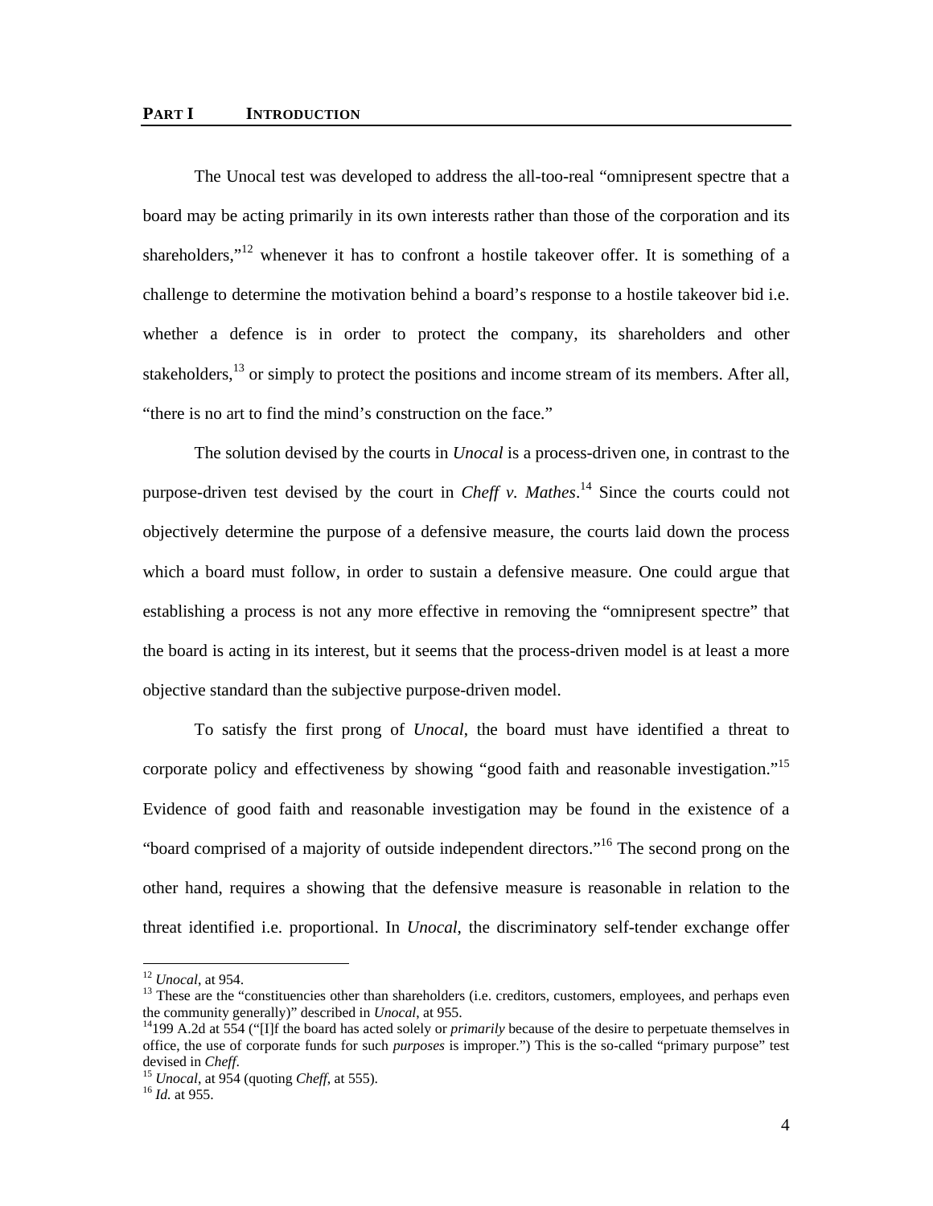**PART I INTRODUCTION**

The Unocal test was developed to address the all-too-real "omnipresent spectre that a board may be acting primarily in its own interests rather than those of the corporation and its shareholders,"[12] whenever it has to confront a hostile takeover offer. It is something of a challenge to determine the motivation behind a board's response to a hostile takeover bid i.e. whether a defence is in order to protect the company, its shareholders and other stakeholders,[13] or simply to protect the positions and income stream of its members. After all, "there is no art to find the mind's construction on the face."

The solution devised by the courts in *Unocal* is a process-driven one, in contrast to the purpose-driven test devised by the court in *Cheff v. Mathes*.[14] Since the courts could not objectively determine the purpose of a defensive measure, the courts laid down the process which a board must follow, in order to sustain a defensive measure. One could argue that establishing a process is not any more effective in removing the "omnipresent spectre" that the board is acting in its interest, but it seems that the process-driven model is at least a more objective standard than the subjective purpose-driven model.

To satisfy the first prong of *Unocal*, the board must have identified a threat to corporate policy and effectiveness by showing "good faith and reasonable investigation."[15] Evidence of good faith and reasonable investigation may be found in the existence of a "board comprised of a majority of outside independent directors."[16] The second prong on the other hand, requires a showing that the defensive measure is reasonable in relation to the threat identified i.e. proportional. In *Unocal*, the discriminatory self-tender exchange offer

---

[12] *Unocal*, at 954.

[13] These are the "constituencies other than shareholders (i.e. creditors, customers, employees, and perhaps even the community generally)" described in *Unocal*, at 955.

[14] 199 A.2d at 554 ("[I]f the board has acted solely or *primarily* because of the desire to perpetuate themselves in office, the use of corporate funds for such *purposes* is improper.") This is the so-called "primary purpose" test devised in *Cheff*.

[15] *Unocal*, at 954 (quoting *Cheff*, at 555).

[16] *Id.* at 955.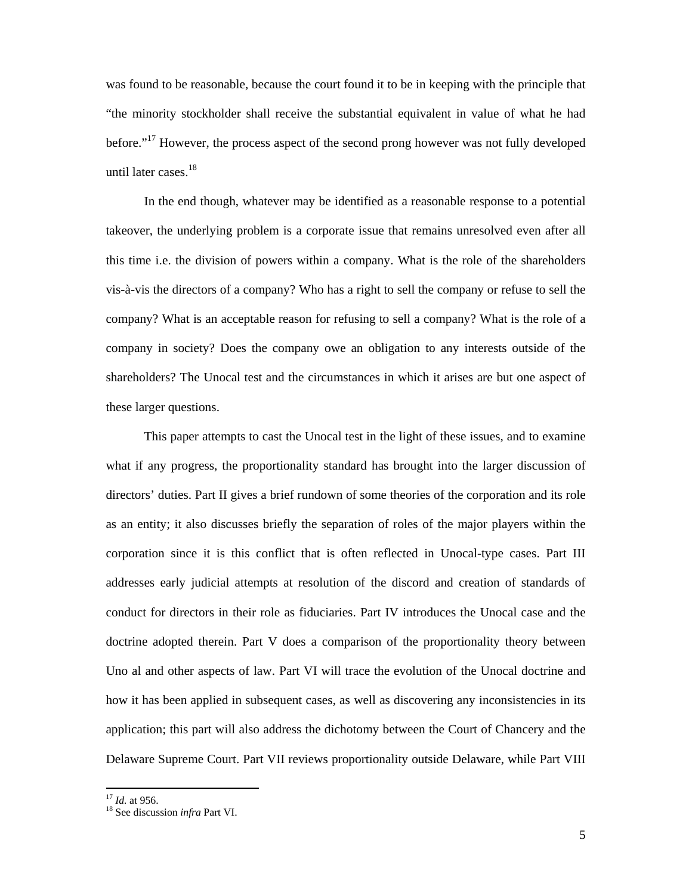was found to be reasonable, because the court found it to be in keeping with the principle that "the minority stockholder shall receive the substantial equivalent in value of what he had before."[17] However, the process aspect of the second prong however was not fully developed until later cases.[18]

In the end though, whatever may be identified as a reasonable response to a potential takeover, the underlying problem is a corporate issue that remains unresolved even after all this time i.e. the division of powers within a company. What is the role of the shareholders vis-à-vis the directors of a company? Who has a right to sell the company or refuse to sell the company? What is an acceptable reason for refusing to sell a company? What is the role of a company in society? Does the company owe an obligation to any interests outside of the shareholders? The Unocal test and the circumstances in which it arises are but one aspect of these larger questions.

This paper attempts to cast the Unocal test in the light of these issues, and to examine what if any progress, the proportionality standard has brought into the larger discussion of directors' duties. Part II gives a brief rundown of some theories of the corporation and its role as an entity; it also discusses briefly the separation of roles of the major players within the corporation since it is this conflict that is often reflected in Unocal-type cases. Part III addresses early judicial attempts at resolution of the discord and creation of standards of conduct for directors in their role as fiduciaries. Part IV introduces the Unocal case and the doctrine adopted therein. Part V does a comparison of the proportionality theory between Uno al and other aspects of law. Part VI will trace the evolution of the Unocal doctrine and how it has been applied in subsequent cases, as well as discovering any inconsistencies in its application; this part will also address the dichotomy between the Court of Chancery and the Delaware Supreme Court. Part VII reviews proportionality outside Delaware, while Part VIII

[17] *Id.* at 956.
[18] See discussion *infra* Part VI.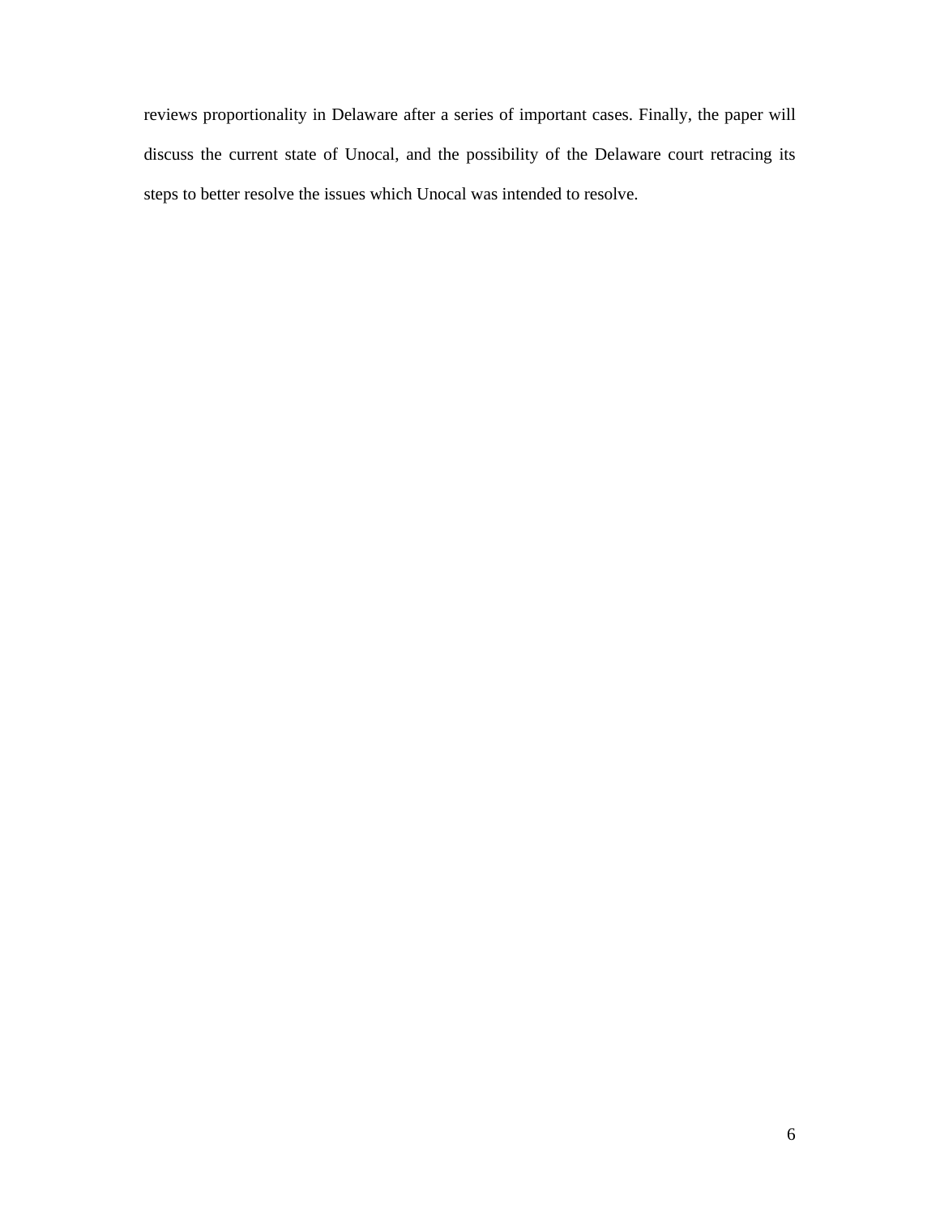reviews proportionality in Delaware after a series of important cases. Finally, the paper will discuss the current state of Unocal, and the possibility of the Delaware court retracing its steps to better resolve the issues which Unocal was intended to resolve.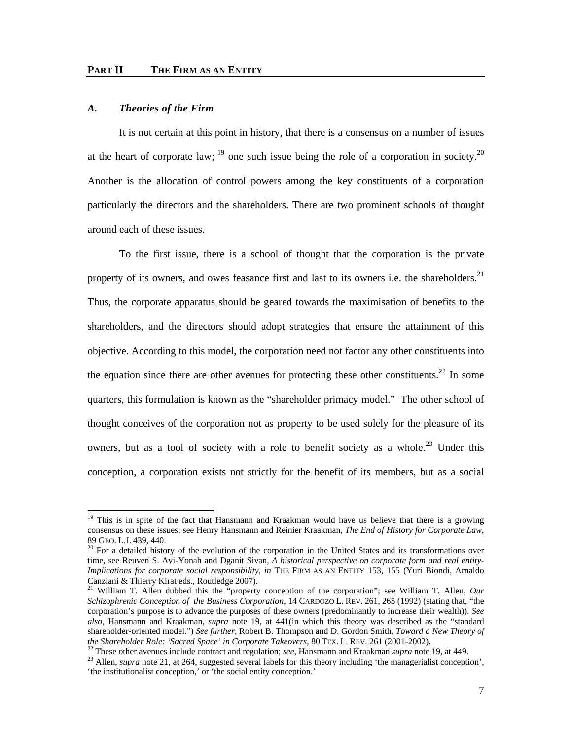## PART II THE FIRM AS AN ENTITY

### *A. Theories of the Firm*

It is not certain at this point in history, that there is a consensus on a number of issues at the heart of corporate law; [19] one such issue being the role of a corporation in society.[20] Another is the allocation of control powers among the key constituents of a corporation particularly the directors and the shareholders. There are two prominent schools of thought around each of these issues.

To the first issue, there is a school of thought that the corporation is the private property of its owners, and owes feasance first and last to its owners i.e. the shareholders.[21] Thus, the corporate apparatus should be geared towards the maximisation of benefits to the shareholders, and the directors should adopt strategies that ensure the attainment of this objective. According to this model, the corporation need not factor any other constituents into the equation since there are other avenues for protecting these other constituents.[22] In some quarters, this formulation is known as the "shareholder primacy model." The other school of thought conceives of the corporation not as property to be used solely for the pleasure of its owners, but as a tool of society with a role to benefit society as a whole.[23] Under this conception, a corporation exists not strictly for the benefit of its members, but as a social

---

[19] This is in spite of the fact that Hansmann and Kraakman would have us believe that there is a growing consensus on these issues; see Henry Hansmann and Reinier Kraakman, *The End of History for Corporate Law*, 89 GEO. L.J. 439, 440.

[20] For a detailed history of the evolution of the corporation in the United States and its transformations over time, see Reuven S. Avi-Yonah and Dganit Sivan, *A historical perspective on corporate form and real entity-Implications for corporate social responsibility*, *in* THE FIRM AS AN ENTITY 153, 155 (Yuri Biondi, Arnaldo Canziani & Thierry Kirat eds., Routledge 2007).

[21] William T. Allen dubbed this the "property conception of the corporation"; see William T. Allen, *Our Schizophrenic Conception of the Business Corporation*, 14 CARDOZO L. REV. 261, 265 (1992) (stating that, "the corporation's purpose is to advance the purposes of these owners (predominantly to increase their wealth)). *See also*, Hansmann and Kraakman, *supra* note 19, at 441(in which this theory was described as the "standard shareholder-oriented model.") *See further*, Robert B. Thompson and D. Gordon Smith, *Toward a New Theory of the Shareholder Role: 'Sacred Space' in Corporate Takeovers*, 80 TEX. L. REV. 261 (2001-2002).

[22] These other avenues include contract and regulation; *see*, Hansmann and Kraakman *supra* note 19, at 449.

[23] Allen, *supra* note 21, at 264, suggested several labels for this theory including 'the managerialist conception', 'the institutionalist conception,' or 'the social entity conception.'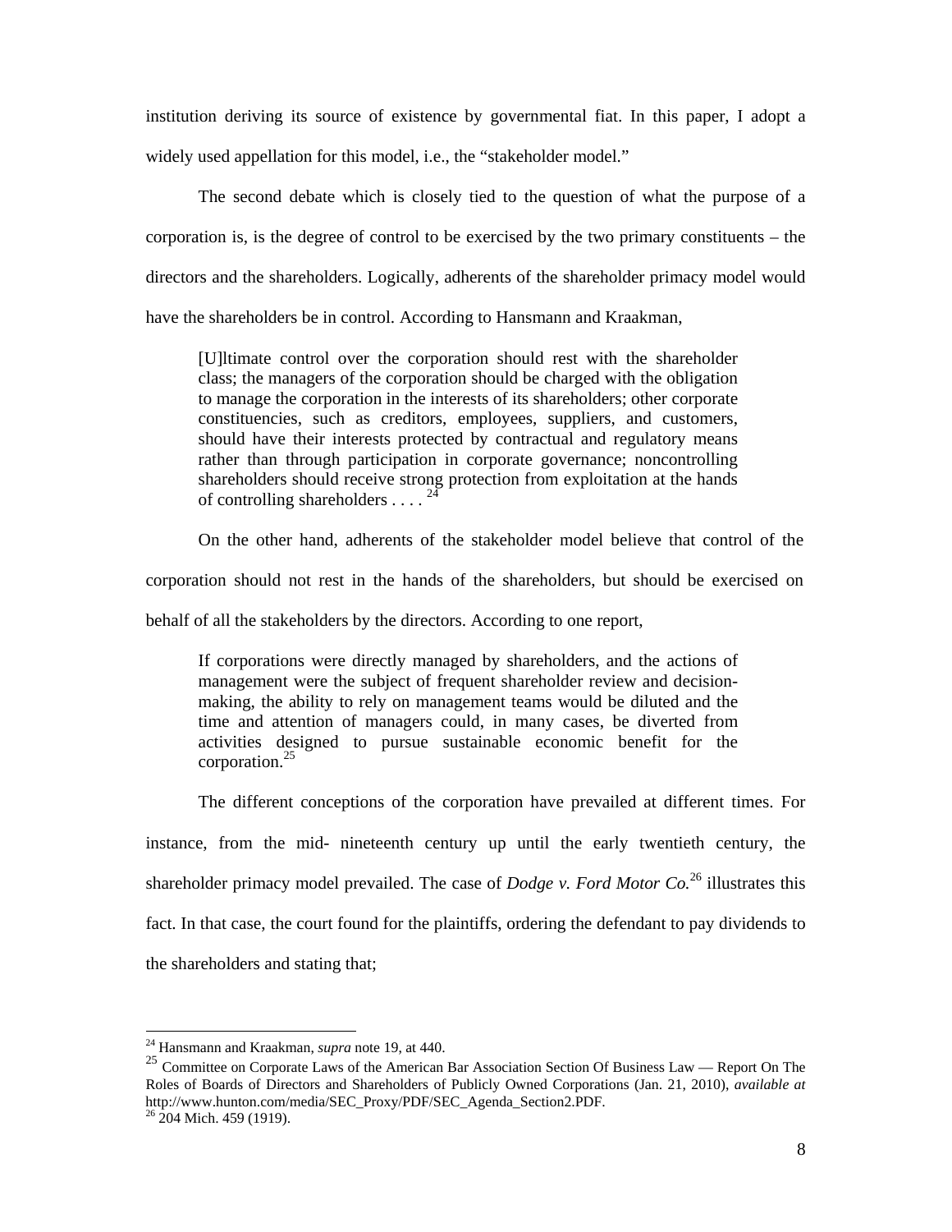institution deriving its source of existence by governmental fiat. In this paper, I adopt a widely used appellation for this model, i.e., the "stakeholder model."

The second debate which is closely tied to the question of what the purpose of a corporation is, is the degree of control to be exercised by the two primary constituents – the directors and the shareholders. Logically, adherents of the shareholder primacy model would have the shareholders be in control. According to Hansmann and Kraakman,

> [U]ltimate control over the corporation should rest with the shareholder class; the managers of the corporation should be charged with the obligation to manage the corporation in the interests of its shareholders; other corporate constituencies, such as creditors, employees, suppliers, and customers, should have their interests protected by contractual and regulatory means rather than through participation in corporate governance; noncontrolling shareholders should receive strong protection from exploitation at the hands of controlling shareholders . . . .[24]

On the other hand, adherents of the stakeholder model believe that control of the corporation should not rest in the hands of the shareholders, but should be exercised on behalf of all the stakeholders by the directors. According to one report,

> If corporations were directly managed by shareholders, and the actions of management were the subject of frequent shareholder review and decision-making, the ability to rely on management teams would be diluted and the time and attention of managers could, in many cases, be diverted from activities designed to pursue sustainable economic benefit for the corporation.[25]

The different conceptions of the corporation have prevailed at different times. For instance, from the mid- nineteenth century up until the early twentieth century, the shareholder primacy model prevailed. The case of *Dodge v. Ford Motor Co.*[26] illustrates this fact. In that case, the court found for the plaintiffs, ordering the defendant to pay dividends to the shareholders and stating that;

---

[24] Hansmann and Kraakman, *supra* note 19, at 440.

[25] Committee on Corporate Laws of the American Bar Association Section Of Business Law — Report On The Roles of Boards of Directors and Shareholders of Publicly Owned Corporations (Jan. 21, 2010), *available at* http://www.hunton.com/media/SEC_Proxy/PDF/SEC_Agenda_Section2.PDF.

[26] 204 Mich. 459 (1919).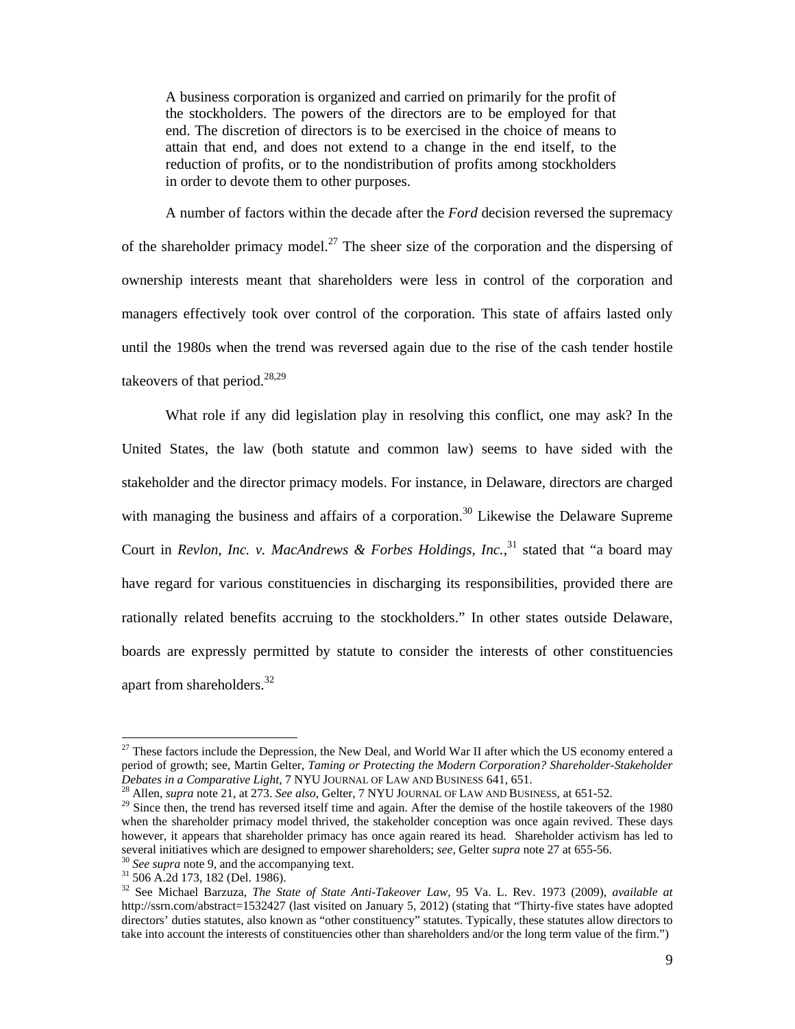> A business corporation is organized and carried on primarily for the profit of the stockholders. The powers of the directors are to be employed for that end. The discretion of directors is to be exercised in the choice of means to attain that end, and does not extend to a change in the end itself, to the reduction of profits, or to the nondistribution of profits among stockholders in order to devote them to other purposes.

A number of factors within the decade after the *Ford* decision reversed the supremacy of the shareholder primacy model.[27] The sheer size of the corporation and the dispersing of ownership interests meant that shareholders were less in control of the corporation and managers effectively took over control of the corporation. This state of affairs lasted only until the 1980s when the trend was reversed again due to the rise of the cash tender hostile takeovers of that period.[28,29]

What role if any did legislation play in resolving this conflict, one may ask? In the United States, the law (both statute and common law) seems to have sided with the stakeholder and the director primacy models. For instance, in Delaware, directors are charged with managing the business and affairs of a corporation.[30] Likewise the Delaware Supreme Court in *Revlon, Inc. v. MacAndrews & Forbes Holdings, Inc.*,[31] stated that "a board may have regard for various constituencies in discharging its responsibilities, provided there are rationally related benefits accruing to the stockholders." In other states outside Delaware, boards are expressly permitted by statute to consider the interests of other constituencies apart from shareholders.[32]

---

[27] These factors include the Depression, the New Deal, and World War II after which the US economy entered a period of growth; see, Martin Gelter, *Taming or Protecting the Modern Corporation? Shareholder-Stakeholder Debates in a Comparative Light*, 7 NYU JOURNAL OF LAW AND BUSINESS 641, 651.

[28] Allen, *supra* note 21, at 273. *See also*, Gelter, 7 NYU JOURNAL OF LAW AND BUSINESS, at 651-52.

[29] Since then, the trend has reversed itself time and again. After the demise of the hostile takeovers of the 1980 when the shareholder primacy model thrived, the stakeholder conception was once again revived. These days however, it appears that shareholder primacy has once again reared its head. Shareholder activism has led to several initiatives which are designed to empower shareholders; *see*, Gelter *supra* note 27 at 655-56.

[30] *See supra* note 9, and the accompanying text.

[31] 506 A.2d 173, 182 (Del. 1986).

[32] See Michael Barzuza, *The State of State Anti-Takeover Law*, 95 Va. L. Rev. 1973 (2009), *available at* http://ssrn.com/abstract=1532427 (last visited on January 5, 2012) (stating that "Thirty-five states have adopted directors' duties statutes, also known as "other constituency" statutes. Typically, these statutes allow directors to take into account the interests of constituencies other than shareholders and/or the long term value of the firm.")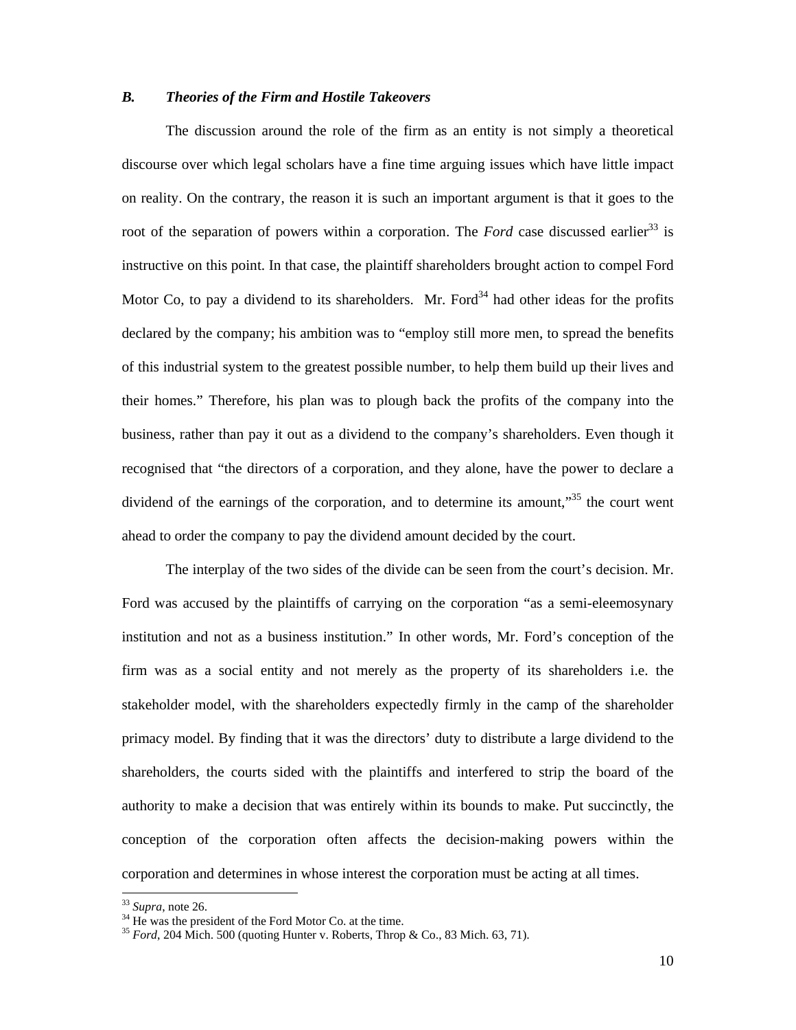### *B. Theories of the Firm and Hostile Takeovers*

The discussion around the role of the firm as an entity is not simply a theoretical discourse over which legal scholars have a fine time arguing issues which have little impact on reality. On the contrary, the reason it is such an important argument is that it goes to the root of the separation of powers within a corporation. The *Ford* case discussed earlier[33] is instructive on this point. In that case, the plaintiff shareholders brought action to compel Ford Motor Co, to pay a dividend to its shareholders. Mr. Ford[34] had other ideas for the profits declared by the company; his ambition was to "employ still more men, to spread the benefits of this industrial system to the greatest possible number, to help them build up their lives and their homes." Therefore, his plan was to plough back the profits of the company into the business, rather than pay it out as a dividend to the company's shareholders. Even though it recognised that "the directors of a corporation, and they alone, have the power to declare a dividend of the earnings of the corporation, and to determine its amount,"[35] the court went ahead to order the company to pay the dividend amount decided by the court.

The interplay of the two sides of the divide can be seen from the court's decision. Mr. Ford was accused by the plaintiffs of carrying on the corporation "as a semi-eleemosynary institution and not as a business institution." In other words, Mr. Ford's conception of the firm was as a social entity and not merely as the property of its shareholders i.e. the stakeholder model, with the shareholders expectedly firmly in the camp of the shareholder primacy model. By finding that it was the directors' duty to distribute a large dividend to the shareholders, the courts sided with the plaintiffs and interfered to strip the board of the authority to make a decision that was entirely within its bounds to make. Put succinctly, the conception of the corporation often affects the decision-making powers within the corporation and determines in whose interest the corporation must be acting at all times.

---

[33] *Supra*, note 26.

[34] He was the president of the Ford Motor Co. at the time.

[35] *Ford*, 204 Mich. 500 (quoting Hunter v. Roberts, Throp & Co., 83 Mich. 63, 71).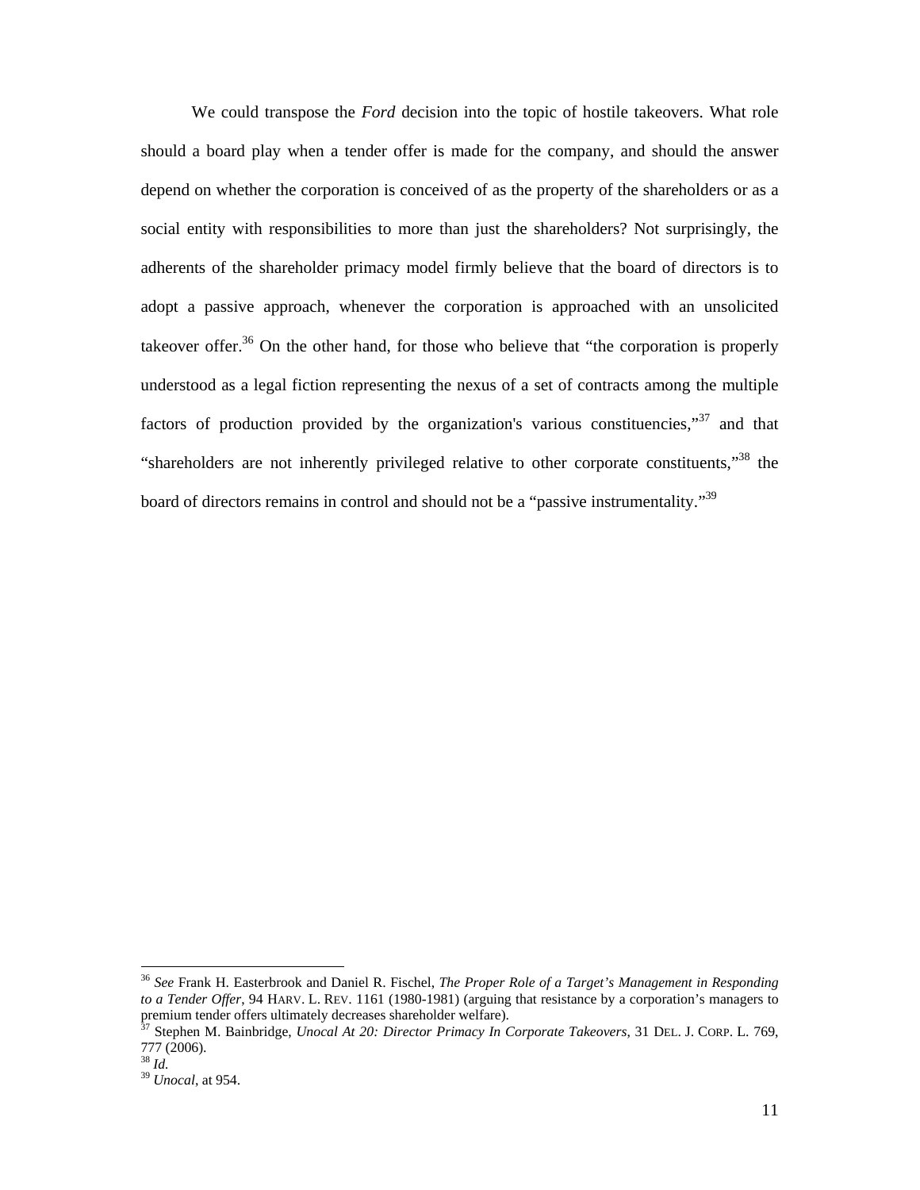We could transpose the *Ford* decision into the topic of hostile takeovers. What role should a board play when a tender offer is made for the company, and should the answer depend on whether the corporation is conceived of as the property of the shareholders or as a social entity with responsibilities to more than just the shareholders? Not surprisingly, the adherents of the shareholder primacy model firmly believe that the board of directors is to adopt a passive approach, whenever the corporation is approached with an unsolicited takeover offer.[36] On the other hand, for those who believe that "the corporation is properly understood as a legal fiction representing the nexus of a set of contracts among the multiple factors of production provided by the organization's various constituencies,"[37] and that "shareholders are not inherently privileged relative to other corporate constituents,"[38] the board of directors remains in control and should not be a "passive instrumentality."[39]

---

[36] *See* Frank H. Easterbrook and Daniel R. Fischel, *The Proper Role of a Target's Management in Responding to a Tender Offer*, 94 HARV. L. REV. 1161 (1980-1981) (arguing that resistance by a corporation's managers to premium tender offers ultimately decreases shareholder welfare).

[37] Stephen M. Bainbridge, *Unocal At 20: Director Primacy In Corporate Takeovers*, 31 DEL. J. CORP. L. 769, 777 (2006).

[38] *Id.*

[39] *Unocal*, at 954.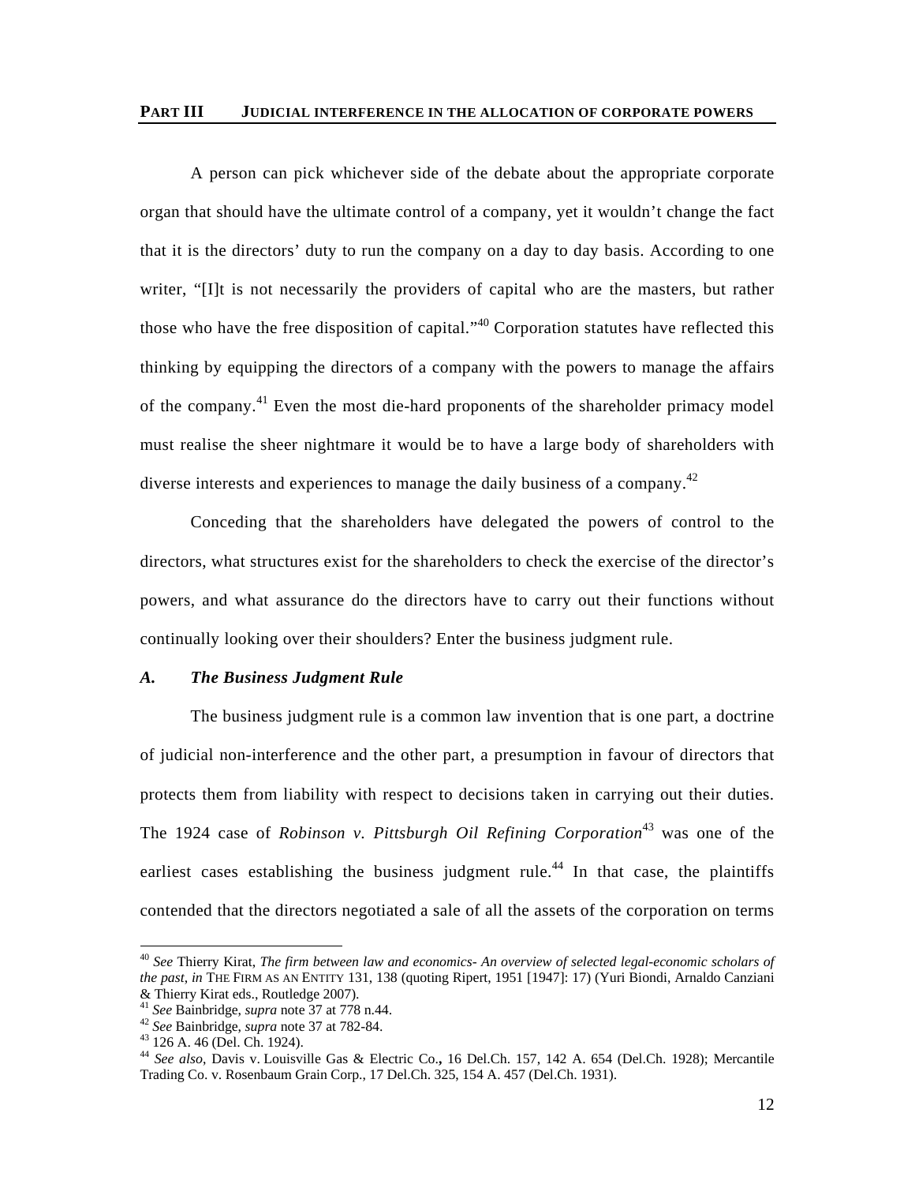A person can pick whichever side of the debate about the appropriate corporate organ that should have the ultimate control of a company, yet it wouldn't change the fact that it is the directors' duty to run the company on a day to day basis. According to one writer, "[I]t is not necessarily the providers of capital who are the masters, but rather those who have the free disposition of capital."[40] Corporation statutes have reflected this thinking by equipping the directors of a company with the powers to manage the affairs of the company.[41] Even the most die-hard proponents of the shareholder primacy model must realise the sheer nightmare it would be to have a large body of shareholders with diverse interests and experiences to manage the daily business of a company.[42]

Conceding that the shareholders have delegated the powers of control to the directors, what structures exist for the shareholders to check the exercise of the director's powers, and what assurance do the directors have to carry out their functions without continually looking over their shoulders? Enter the business judgment rule.

### *A. The Business Judgment Rule*

The business judgment rule is a common law invention that is one part, a doctrine of judicial non-interference and the other part, a presumption in favour of directors that protects them from liability with respect to decisions taken in carrying out their duties. The 1924 case of *Robinson v. Pittsburgh Oil Refining Corporation*[43] was one of the earliest cases establishing the business judgment rule.[44] In that case, the plaintiffs contended that the directors negotiated a sale of all the assets of the corporation on terms

---

[40] *See* Thierry Kirat, *The firm between law and economics- An overview of selected legal-economic scholars of the past*, *in* THE FIRM AS AN ENTITY 131, 138 (quoting Ripert, 1951 [1947]: 17) (Yuri Biondi, Arnaldo Canziani & Thierry Kirat eds., Routledge 2007).

[41] *See* Bainbridge, *supra* note 37 at 778 n.44.

[42] *See* Bainbridge, *supra* note 37 at 782-84.

[43] 126 A. 46 (Del. Ch. 1924).

[44] *See also*, Davis v. Louisville Gas & Electric Co., 16 Del.Ch. 157, 142 A. 654 (Del.Ch. 1928); Mercantile Trading Co. v. Rosenbaum Grain Corp., 17 Del.Ch. 325, 154 A. 457 (Del.Ch. 1931).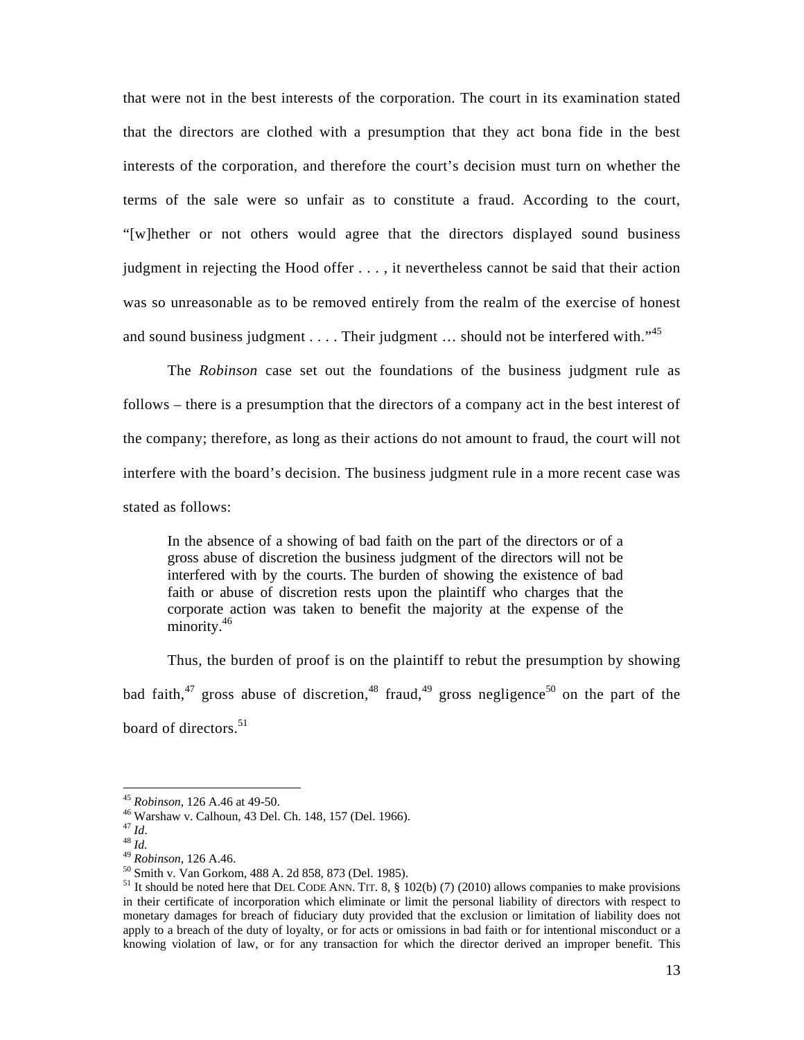that were not in the best interests of the corporation. The court in its examination stated that the directors are clothed with a presumption that they act bona fide in the best interests of the corporation, and therefore the court's decision must turn on whether the terms of the sale were so unfair as to constitute a fraud. According to the court, "[w]hether or not others would agree that the directors displayed sound business judgment in rejecting the Hood offer . . . , it nevertheless cannot be said that their action was so unreasonable as to be removed entirely from the realm of the exercise of honest and sound business judgment . . . . Their judgment … should not be interfered with."[45]

The *Robinson* case set out the foundations of the business judgment rule as follows – there is a presumption that the directors of a company act in the best interest of the company; therefore, as long as their actions do not amount to fraud, the court will not interfere with the board's decision. The business judgment rule in a more recent case was stated as follows:

> In the absence of a showing of bad faith on the part of the directors or of a gross abuse of discretion the business judgment of the directors will not be interfered with by the courts. The burden of showing the existence of bad faith or abuse of discretion rests upon the plaintiff who charges that the corporate action was taken to benefit the majority at the expense of the minority.[46]

Thus, the burden of proof is on the plaintiff to rebut the presumption by showing bad faith,[47] gross abuse of discretion,[48] fraud,[49] gross negligence[50] on the part of the board of directors.[51]

---

[45] *Robinson*, 126 A.46 at 49-50.

[46] Warshaw v. Calhoun, 43 Del. Ch. 148, 157 (Del. 1966).

[47] *Id*.

[48] *Id.*

[49] *Robinson*, 126 A.46.

[50] Smith v. Van Gorkom, 488 A. 2d 858, 873 (Del. 1985).

[51] It should be noted here that DEL CODE ANN. TIT. 8, § 102(b) (7) (2010) allows companies to make provisions in their certificate of incorporation which eliminate or limit the personal liability of directors with respect to monetary damages for breach of fiduciary duty provided that the exclusion or limitation of liability does not apply to a breach of the duty of loyalty, or for acts or omissions in bad faith or for intentional misconduct or a knowing violation of law, or for any transaction for which the director derived an improper benefit. This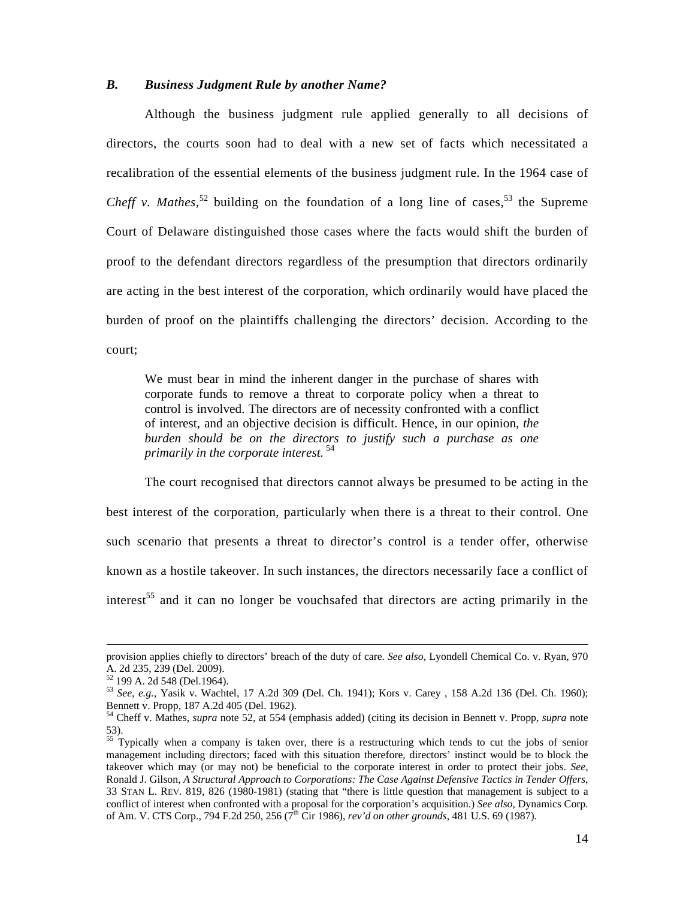### *B. Business Judgment Rule by another Name?*

Although the business judgment rule applied generally to all decisions of directors, the courts soon had to deal with a new set of facts which necessitated a recalibration of the essential elements of the business judgment rule. In the 1964 case of *Cheff v. Mathes*,[52] building on the foundation of a long line of cases,[53] the Supreme Court of Delaware distinguished those cases where the facts would shift the burden of proof to the defendant directors regardless of the presumption that directors ordinarily are acting in the best interest of the corporation, which ordinarily would have placed the burden of proof on the plaintiffs challenging the directors' decision. According to the court;

> We must bear in mind the inherent danger in the purchase of shares with corporate funds to remove a threat to corporate policy when a threat to control is involved. The directors are of necessity confronted with a conflict of interest, and an objective decision is difficult. Hence, in our opinion, *the burden should be on the directors to justify such a purchase as one primarily in the corporate interest.* [54]

The court recognised that directors cannot always be presumed to be acting in the best interest of the corporation, particularly when there is a threat to their control. One such scenario that presents a threat to director's control is a tender offer, otherwise known as a hostile takeover. In such instances, the directors necessarily face a conflict of interest[55] and it can no longer be vouchsafed that directors are acting primarily in the

---

provision applies chiefly to directors' breach of the duty of care. *See also*, Lyondell Chemical Co. v. Ryan, 970 A. 2d 235, 239 (Del. 2009).

[52] 199 A. 2d 548 (Del.1964).

[53] *See, e.g.*, Yasik v. Wachtel, 17 A.2d 309 (Del. Ch. 1941); Kors v. Carey , 158 A.2d 136 (Del. Ch. 1960); Bennett v. Propp, 187 A.2d 405 (Del. 1962).

[54] Cheff v. Mathes, *supra* note 52, at 554 (emphasis added) (citing its decision in Bennett v. Propp, *supra* note 53).

[55] Typically when a company is taken over, there is a restructuring which tends to cut the jobs of senior management including directors; faced with this situation therefore, directors' instinct would be to block the takeover which may (or may not) be beneficial to the corporate interest in order to protect their jobs. *See*, Ronald J. Gilson, *A Structural Approach to Corporations: The Case Against Defensive Tactics in Tender Offers*, 33 STAN L. REV. 819, 826 (1980-1981) (stating that "there is little question that management is subject to a conflict of interest when confronted with a proposal for the corporation's acquisition.) *See also*, Dynamics Corp. of Am. V. CTS Corp., 794 F.2d 250, 256 (7th Cir 1986), *rev'd on other grounds*, 481 U.S. 69 (1987).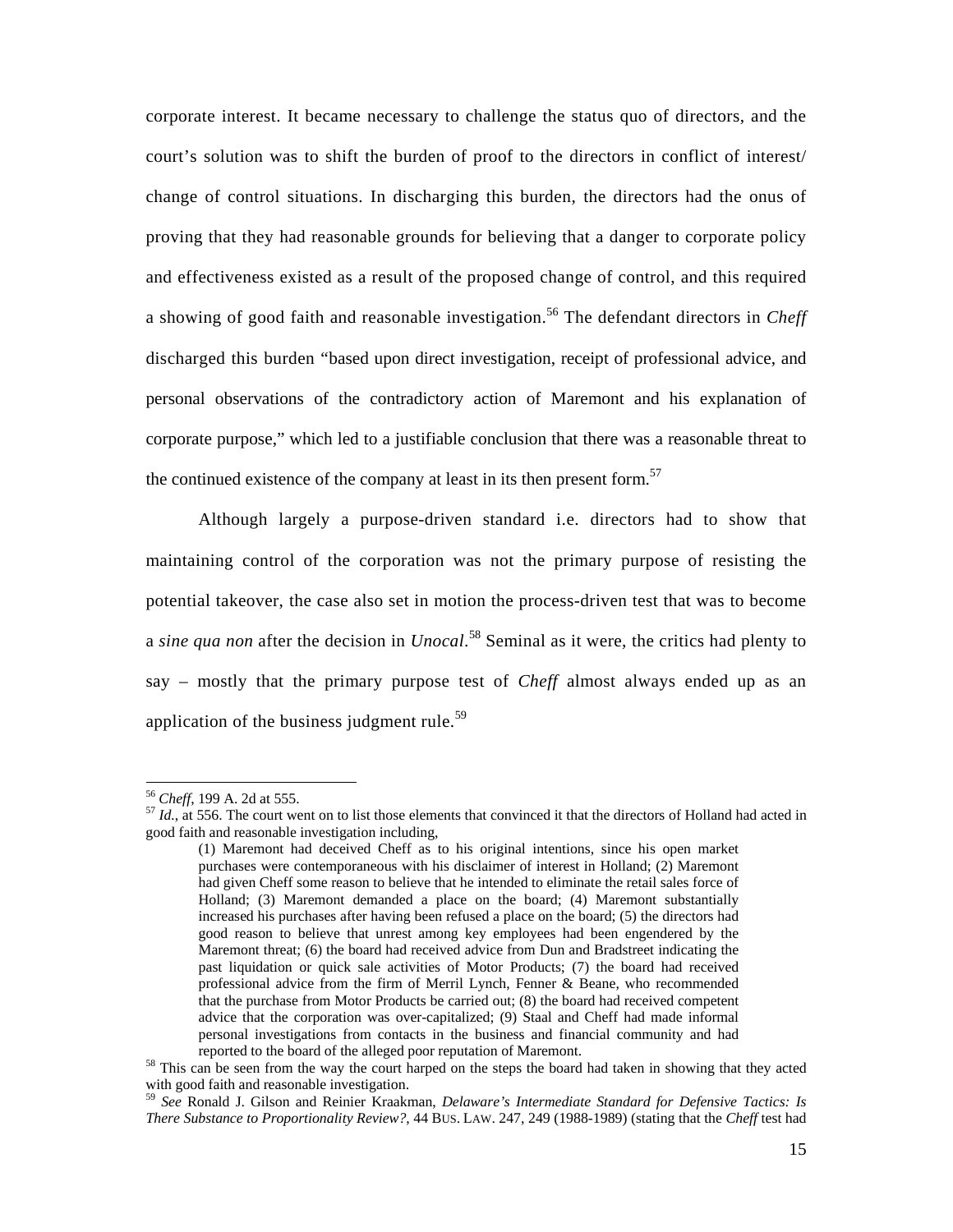corporate interest. It became necessary to challenge the status quo of directors, and the court's solution was to shift the burden of proof to the directors in conflict of interest/ change of control situations. In discharging this burden, the directors had the onus of proving that they had reasonable grounds for believing that a danger to corporate policy and effectiveness existed as a result of the proposed change of control, and this required a showing of good faith and reasonable investigation.[56] The defendant directors in *Cheff* discharged this burden "based upon direct investigation, receipt of professional advice, and personal observations of the contradictory action of Maremont and his explanation of corporate purpose," which led to a justifiable conclusion that there was a reasonable threat to the continued existence of the company at least in its then present form.[57]

Although largely a purpose-driven standard i.e. directors had to show that maintaining control of the corporation was not the primary purpose of resisting the potential takeover, the case also set in motion the process-driven test that was to become a *sine qua non* after the decision in *Unocal*.[58] Seminal as it were, the critics had plenty to say – mostly that the primary purpose test of *Cheff* almost always ended up as an application of the business judgment rule.[59]

---

[56] *Cheff*, 199 A. 2d at 555.

[57] *Id.*, at 556. The court went on to list those elements that convinced it that the directors of Holland had acted in good faith and reasonable investigation including,

> (1) Maremont had deceived Cheff as to his original intentions, since his open market purchases were contemporaneous with his disclaimer of interest in Holland; (2) Maremont had given Cheff some reason to believe that he intended to eliminate the retail sales force of Holland; (3) Maremont demanded a place on the board; (4) Maremont substantially increased his purchases after having been refused a place on the board; (5) the directors had good reason to believe that unrest among key employees had been engendered by the Maremont threat; (6) the board had received advice from Dun and Bradstreet indicating the past liquidation or quick sale activities of Motor Products; (7) the board had received professional advice from the firm of Merril Lynch, Fenner & Beane, who recommended that the purchase from Motor Products be carried out; (8) the board had received competent advice that the corporation was over-capitalized; (9) Staal and Cheff had made informal personal investigations from contacts in the business and financial community and had reported to the board of the alleged poor reputation of Maremont.

[58] This can be seen from the way the court harped on the steps the board had taken in showing that they acted with good faith and reasonable investigation.

[59] *See* Ronald J. Gilson and Reinier Kraakman, *Delaware's Intermediate Standard for Defensive Tactics: Is There Substance to Proportionality Review?*, 44 BUS. LAW. 247, 249 (1988-1989) (stating that the *Cheff* test had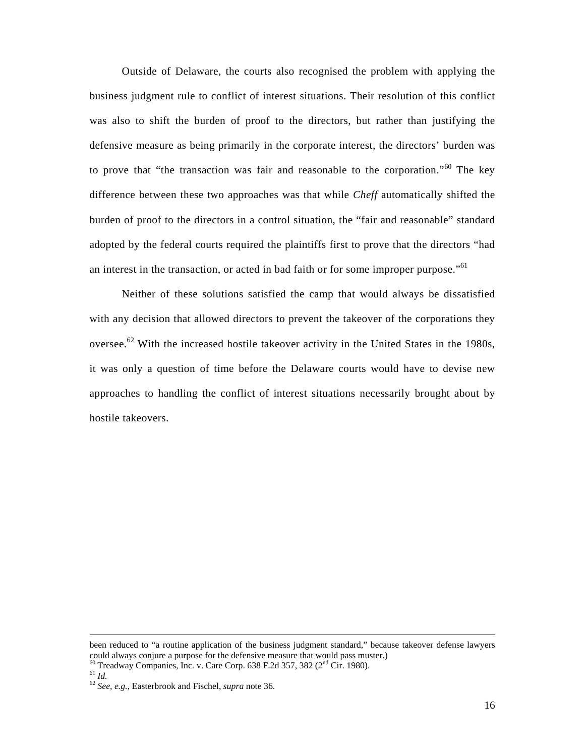Outside of Delaware, the courts also recognised the problem with applying the business judgment rule to conflict of interest situations. Their resolution of this conflict was also to shift the burden of proof to the directors, but rather than justifying the defensive measure as being primarily in the corporate interest, the directors' burden was to prove that "the transaction was fair and reasonable to the corporation."[60] The key difference between these two approaches was that while *Cheff* automatically shifted the burden of proof to the directors in a control situation, the "fair and reasonable" standard adopted by the federal courts required the plaintiffs first to prove that the directors "had an interest in the transaction, or acted in bad faith or for some improper purpose."[61]

Neither of these solutions satisfied the camp that would always be dissatisfied with any decision that allowed directors to prevent the takeover of the corporations they oversee.[62] With the increased hostile takeover activity in the United States in the 1980s, it was only a question of time before the Delaware courts would have to devise new approaches to handling the conflict of interest situations necessarily brought about by hostile takeovers.

---

been reduced to "a routine application of the business judgment standard," because takeover defense lawyers could always conjure a purpose for the defensive measure that would pass muster.)

[60] Treadway Companies, Inc. v. Care Corp. 638 F.2d 357, 382 (2nd Cir. 1980).

[61] *Id.*

[62] *See, e.g.*, Easterbrook and Fischel, *supra* note 36.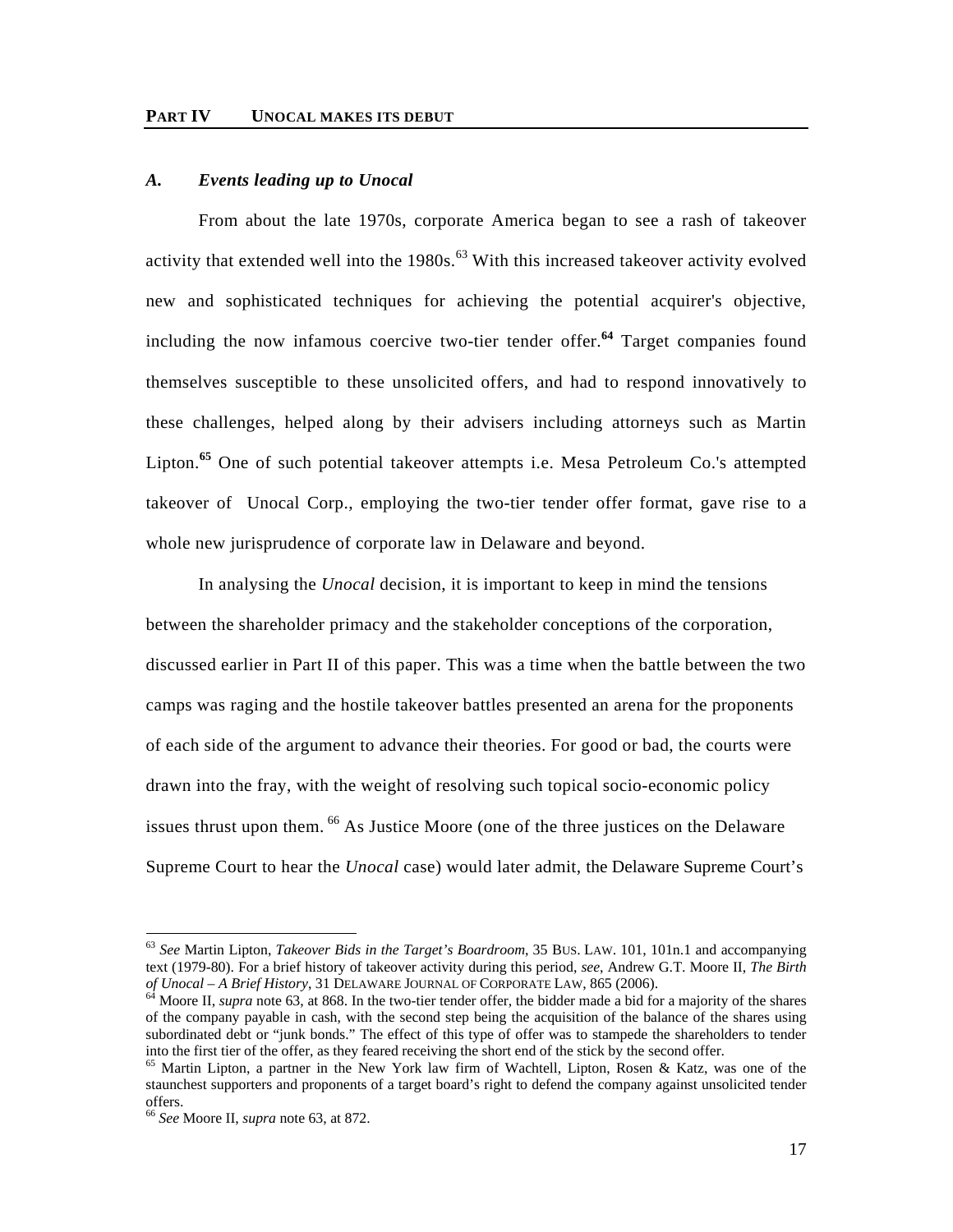## PART IV UNOCAL MAKES ITS DEBUT

### *A. Events leading up to Unocal*

From about the late 1970s, corporate America began to see a rash of takeover activity that extended well into the 1980s.[63] With this increased takeover activity evolved new and sophisticated techniques for achieving the potential acquirer's objective, including the now infamous coercive two-tier tender offer.[64] Target companies found themselves susceptible to these unsolicited offers, and had to respond innovatively to these challenges, helped along by their advisers including attorneys such as Martin Lipton.[65] One of such potential takeover attempts i.e. Mesa Petroleum Co.'s attempted takeover of Unocal Corp., employing the two-tier tender offer format, gave rise to a whole new jurisprudence of corporate law in Delaware and beyond.

In analysing the *Unocal* decision, it is important to keep in mind the tensions between the shareholder primacy and the stakeholder conceptions of the corporation, discussed earlier in Part II of this paper. This was a time when the battle between the two camps was raging and the hostile takeover battles presented an arena for the proponents of each side of the argument to advance their theories. For good or bad, the courts were drawn into the fray, with the weight of resolving such topical socio-economic policy issues thrust upon them. [66] As Justice Moore (one of the three justices on the Delaware Supreme Court to hear the *Unocal* case) would later admit, the Delaware Supreme Court's

---

[63] *See* Martin Lipton, *Takeover Bids in the Target's Boardroom*, 35 BUS. LAW. 101, 101n.1 and accompanying text (1979-80). For a brief history of takeover activity during this period, *see*, Andrew G.T. Moore II, *The Birth of Unocal – A Brief History*, 31 DELAWARE JOURNAL OF CORPORATE LAW, 865 (2006).

[64] Moore II, *supra* note 63, at 868. In the two-tier tender offer, the bidder made a bid for a majority of the shares of the company payable in cash, with the second step being the acquisition of the balance of the shares using subordinated debt or "junk bonds." The effect of this type of offer was to stampede the shareholders to tender into the first tier of the offer, as they feared receiving the short end of the stick by the second offer.

[65] Martin Lipton, a partner in the New York law firm of Wachtell, Lipton, Rosen & Katz, was one of the staunchest supporters and proponents of a target board's right to defend the company against unsolicited tender offers.

[66] *See* Moore II, *supra* note 63, at 872.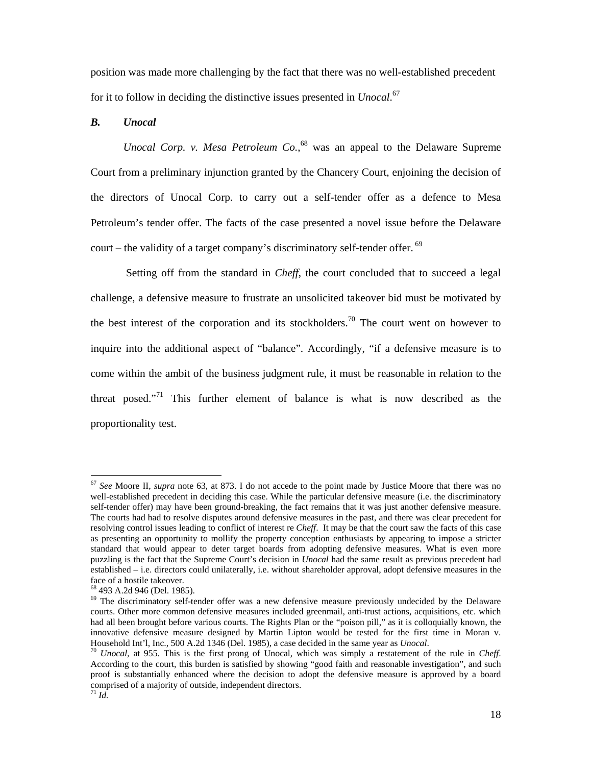position was made more challenging by the fact that there was no well-established precedent for it to follow in deciding the distinctive issues presented in *Unocal*.[67]

### *B. Unocal*

*Unocal Corp. v. Mesa Petroleum Co.*,[68] was an appeal to the Delaware Supreme Court from a preliminary injunction granted by the Chancery Court, enjoining the decision of the directors of Unocal Corp. to carry out a self-tender offer as a defence to Mesa Petroleum's tender offer. The facts of the case presented a novel issue before the Delaware court – the validity of a target company's discriminatory self-tender offer.[69]

Setting off from the standard in *Cheff*, the court concluded that to succeed a legal challenge, a defensive measure to frustrate an unsolicited takeover bid must be motivated by the best interest of the corporation and its stockholders.[70] The court went on however to inquire into the additional aspect of "balance". Accordingly, "if a defensive measure is to come within the ambit of the business judgment rule, it must be reasonable in relation to the threat posed."[71] This further element of balance is what is now described as the proportionality test.

---

[67] *See* Moore II, *supra* note 63, at 873. I do not accede to the point made by Justice Moore that there was no well-established precedent in deciding this case. While the particular defensive measure (i.e. the discriminatory self-tender offer) may have been ground-breaking, the fact remains that it was just another defensive measure. The courts had had to resolve disputes around defensive measures in the past, and there was clear precedent for resolving control issues leading to conflict of interest re *Cheff*. It may be that the court saw the facts of this case as presenting an opportunity to mollify the property conception enthusiasts by appearing to impose a stricter standard that would appear to deter target boards from adopting defensive measures. What is even more puzzling is the fact that the Supreme Court's decision in *Unocal* had the same result as previous precedent had established – i.e. directors could unilaterally, i.e. without shareholder approval, adopt defensive measures in the face of a hostile takeover.

[68] 493 A.2d 946 (Del. 1985).

[69] The discriminatory self-tender offer was a new defensive measure previously undecided by the Delaware courts. Other more common defensive measures included greenmail, anti-trust actions, acquisitions, etc. which had all been brought before various courts. The Rights Plan or the "poison pill," as it is colloquially known, the innovative defensive measure designed by Martin Lipton would be tested for the first time in Moran v. Household Int'l, Inc., 500 A.2d 1346 (Del. 1985), a case decided in the same year as *Unocal*.

[70] *Unocal*, at 955. This is the first prong of Unocal, which was simply a restatement of the rule in *Cheff*. According to the court, this burden is satisfied by showing "good faith and reasonable investigation", and such proof is substantially enhanced where the decision to adopt the defensive measure is approved by a board comprised of a majority of outside, independent directors.

[71] *Id.*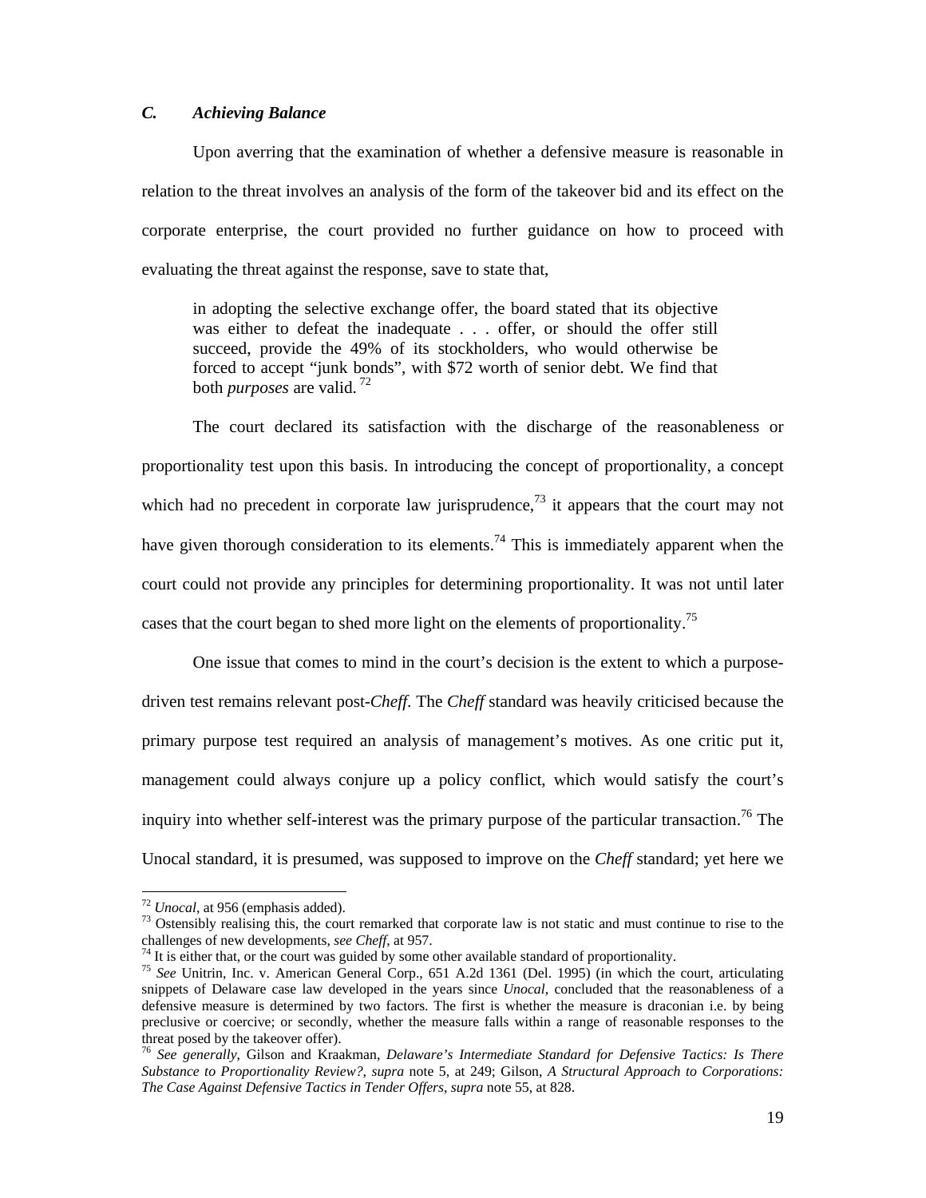### *C. Achieving Balance*

Upon averring that the examination of whether a defensive measure is reasonable in relation to the threat involves an analysis of the form of the takeover bid and its effect on the corporate enterprise, the court provided no further guidance on how to proceed with evaluating the threat against the response, save to state that,

> in adopting the selective exchange offer, the board stated that its objective was either to defeat the inadequate . . . offer, or should the offer still succeed, provide the 49% of its stockholders, who would otherwise be forced to accept "junk bonds", with $72 worth of senior debt. We find that both *purposes* are valid.[72]

The court declared its satisfaction with the discharge of the reasonableness or proportionality test upon this basis. In introducing the concept of proportionality, a concept which had no precedent in corporate law jurisprudence,[73] it appears that the court may not have given thorough consideration to its elements.[74] This is immediately apparent when the court could not provide any principles for determining proportionality. It was not until later cases that the court began to shed more light on the elements of proportionality.[75]

One issue that comes to mind in the court's decision is the extent to which a purpose-driven test remains relevant post-*Cheff*. The *Cheff* standard was heavily criticised because the primary purpose test required an analysis of management's motives. As one critic put it, management could always conjure up a policy conflict, which would satisfy the court's inquiry into whether self-interest was the primary purpose of the particular transaction.[76] The Unocal standard, it is presumed, was supposed to improve on the *Cheff* standard; yet here we

---

[72] *Unocal*, at 956 (emphasis added).

[73] Ostensibly realising this, the court remarked that corporate law is not static and must continue to rise to the challenges of new developments, *see Cheff*, at 957.

[74] It is either that, or the court was guided by some other available standard of proportionality.

[75] *See* Unitrin, Inc. v. American General Corp., 651 A.2d 1361 (Del. 1995) (in which the court, articulating snippets of Delaware case law developed in the years since *Unocal*, concluded that the reasonableness of a defensive measure is determined by two factors. The first is whether the measure is draconian i.e. by being preclusive or coercive; or secondly, whether the measure falls within a range of reasonable responses to the threat posed by the takeover offer).

[76] *See generally*, Gilson and Kraakman, *Delaware's Intermediate Standard for Defensive Tactics: Is There Substance to Proportionality Review?*, *supra* note 5, at 249; Gilson, *A Structural Approach to Corporations: The Case Against Defensive Tactics in Tender Offers*, *supra* note 55, at 828.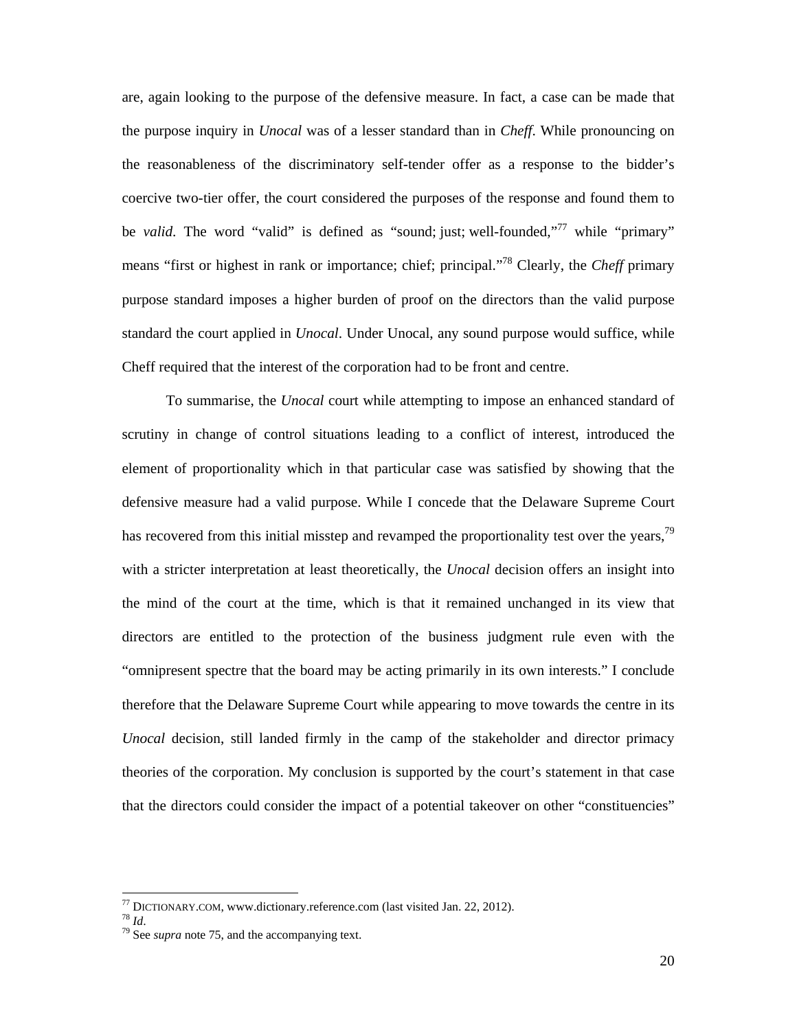are, again looking to the purpose of the defensive measure. In fact, a case can be made that the purpose inquiry in *Unocal* was of a lesser standard than in *Cheff*. While pronouncing on the reasonableness of the discriminatory self-tender offer as a response to the bidder's coercive two-tier offer, the court considered the purposes of the response and found them to be *valid*. The word "valid" is defined as "sound; just; well-founded,"[77] while "primary" means "first or highest in rank or importance; chief; principal."[78] Clearly, the *Cheff* primary purpose standard imposes a higher burden of proof on the directors than the valid purpose standard the court applied in *Unocal*. Under Unocal, any sound purpose would suffice, while Cheff required that the interest of the corporation had to be front and centre.

To summarise, the *Unocal* court while attempting to impose an enhanced standard of scrutiny in change of control situations leading to a conflict of interest, introduced the element of proportionality which in that particular case was satisfied by showing that the defensive measure had a valid purpose. While I concede that the Delaware Supreme Court has recovered from this initial misstep and revamped the proportionality test over the years,[79] with a stricter interpretation at least theoretically, the *Unocal* decision offers an insight into the mind of the court at the time, which is that it remained unchanged in its view that directors are entitled to the protection of the business judgment rule even with the "omnipresent spectre that the board may be acting primarily in its own interests." I conclude therefore that the Delaware Supreme Court while appearing to move towards the centre in its *Unocal* decision, still landed firmly in the camp of the stakeholder and director primacy theories of the corporation. My conclusion is supported by the court's statement in that case that the directors could consider the impact of a potential takeover on other "constituencies"

---

[77] DICTIONARY.COM, www.dictionary.reference.com (last visited Jan. 22, 2012).

[78] *Id*.

[79] See *supra* note 75, and the accompanying text.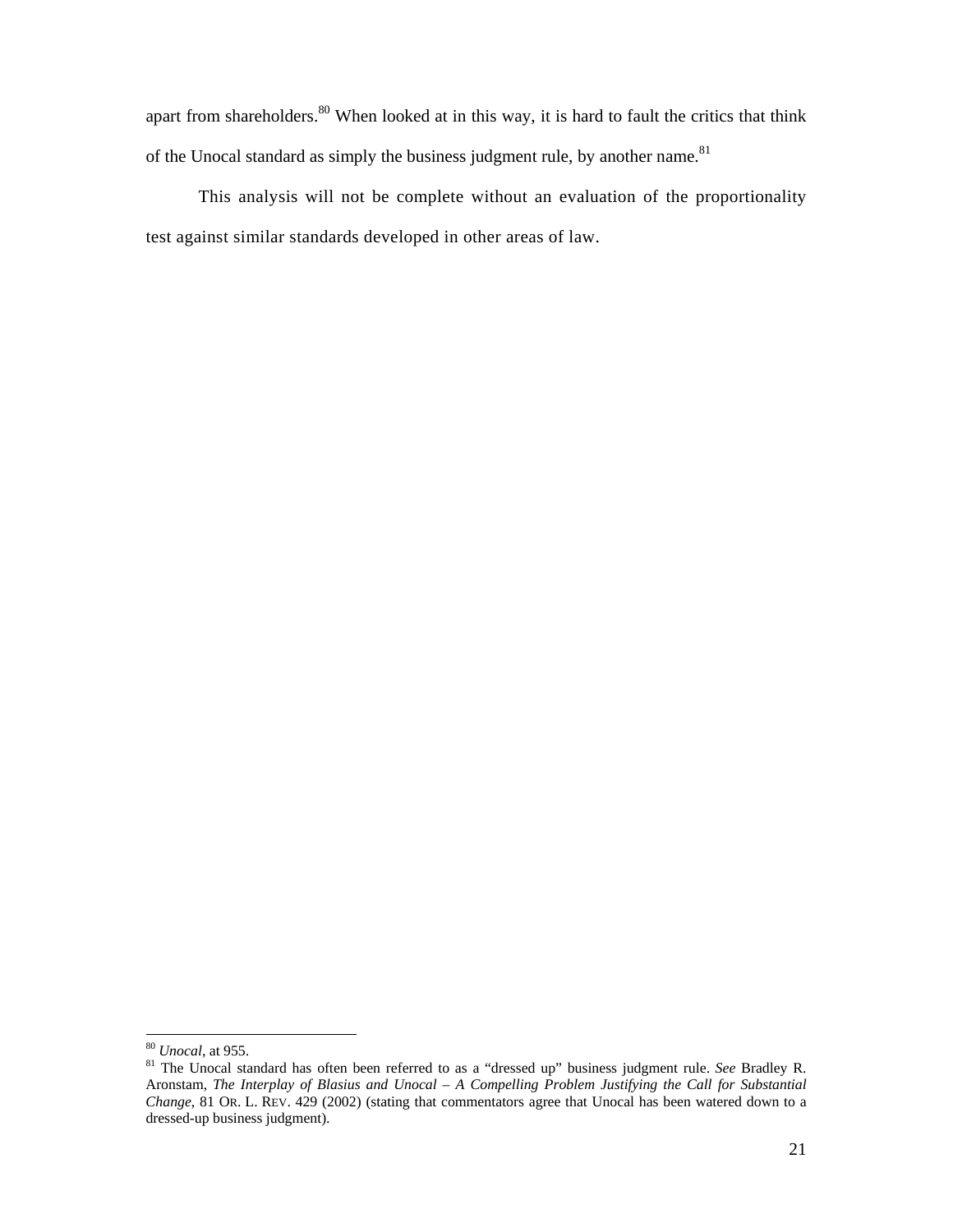apart from shareholders.[80] When looked at in this way, it is hard to fault the critics that think of the Unocal standard as simply the business judgment rule, by another name.[81]

This analysis will not be complete without an evaluation of the proportionality test against similar standards developed in other areas of law.

---

[80] *Unocal*, at 955.

[81] The Unocal standard has often been referred to as a "dressed up" business judgment rule. *See* Bradley R. Aronstam, *The Interplay of Blasius and Unocal – A Compelling Problem Justifying the Call for Substantial Change*, 81 OR. L. REV. 429 (2002) (stating that commentators agree that Unocal has been watered down to a dressed-up business judgment).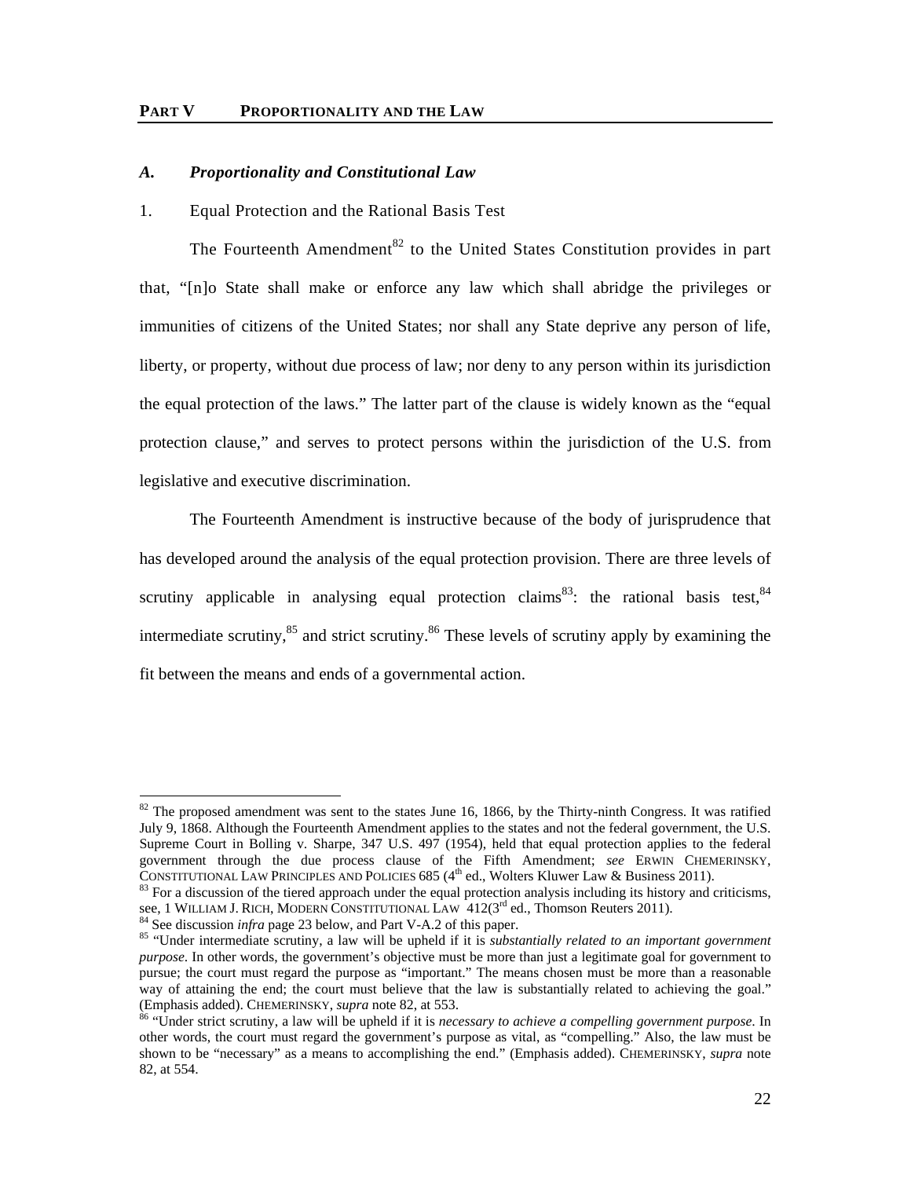## PART V PROPORTIONALITY AND THE LAW

### *A. Proportionality and Constitutional Law*

#### 1. Equal Protection and the Rational Basis Test

The Fourteenth Amendment[82] to the United States Constitution provides in part that, "[n]o State shall make or enforce any law which shall abridge the privileges or immunities of citizens of the United States; nor shall any State deprive any person of life, liberty, or property, without due process of law; nor deny to any person within its jurisdiction the equal protection of the laws." The latter part of the clause is widely known as the "equal protection clause," and serves to protect persons within the jurisdiction of the U.S. from legislative and executive discrimination.

The Fourteenth Amendment is instructive because of the body of jurisprudence that has developed around the analysis of the equal protection provision. There are three levels of scrutiny applicable in analysing equal protection claims[83]: the rational basis test,[84] intermediate scrutiny,[85] and strict scrutiny.[86] These levels of scrutiny apply by examining the fit between the means and ends of a governmental action.

---

[82] The proposed amendment was sent to the states June 16, 1866, by the Thirty-ninth Congress. It was ratified July 9, 1868. Although the Fourteenth Amendment applies to the states and not the federal government, the U.S. Supreme Court in Bolling v. Sharpe, 347 U.S. 497 (1954), held that equal protection applies to the federal government through the due process clause of the Fifth Amendment; *see* ERWIN CHEMERINSKY, CONSTITUTIONAL LAW PRINCIPLES AND POLICIES 685 (4th ed., Wolters Kluwer Law & Business 2011).

[83] For a discussion of the tiered approach under the equal protection analysis including its history and criticisms, see, 1 WILLIAM J. RICH, MODERN CONSTITUTIONAL LAW 412(3rd ed., Thomson Reuters 2011).

[84] See discussion *infra* page 23 below, and Part V-A.2 of this paper.

[85] "Under intermediate scrutiny, a law will be upheld if it is *substantially related to an important government purpose*. In other words, the government's objective must be more than just a legitimate goal for government to pursue; the court must regard the purpose as "important." The means chosen must be more than a reasonable way of attaining the end; the court must believe that the law is substantially related to achieving the goal." (Emphasis added). CHEMERINSKY, *supra* note 82, at 553.

[86] "Under strict scrutiny, a law will be upheld if it is *necessary to achieve a compelling government purpose*. In other words, the court must regard the government's purpose as vital, as "compelling." Also, the law must be shown to be "necessary" as a means to accomplishing the end." (Emphasis added). CHEMERINSKY, *supra* note 82, at 554.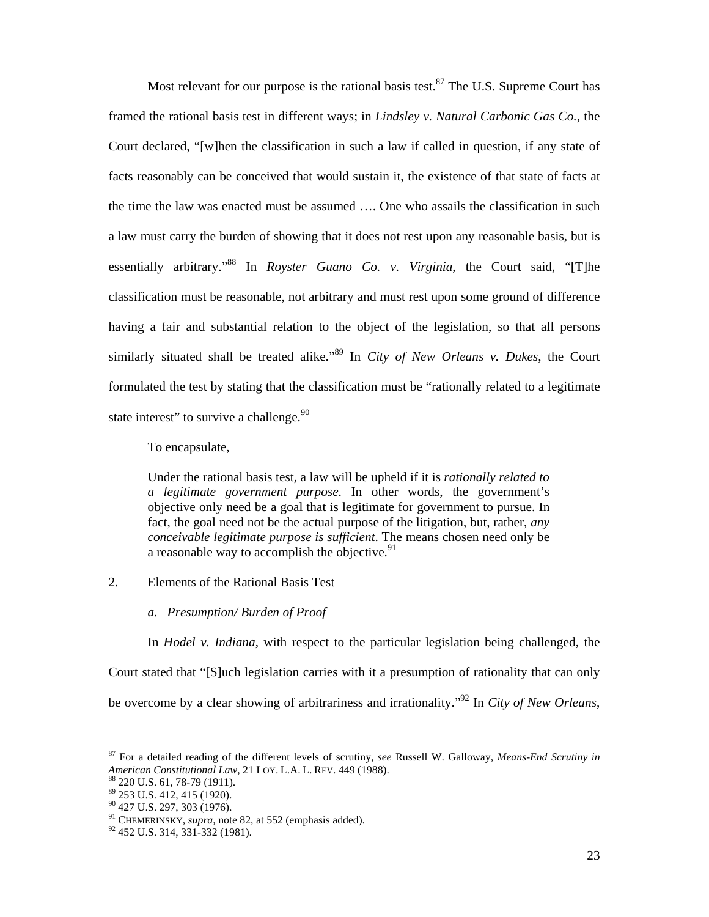Most relevant for our purpose is the rational basis test.[87] The U.S. Supreme Court has framed the rational basis test in different ways; in *Lindsley v. Natural Carbonic Gas Co.*, the Court declared, "[w]hen the classification in such a law if called in question, if any state of facts reasonably can be conceived that would sustain it, the existence of that state of facts at the time the law was enacted must be assumed …. One who assails the classification in such a law must carry the burden of showing that it does not rest upon any reasonable basis, but is essentially arbitrary."[88] In *Royster Guano Co. v. Virginia*, the Court said, "[T]he classification must be reasonable, not arbitrary and must rest upon some ground of difference having a fair and substantial relation to the object of the legislation, so that all persons similarly situated shall be treated alike."[89] In *City of New Orleans v. Dukes*, the Court formulated the test by stating that the classification must be "rationally related to a legitimate state interest" to survive a challenge.[90]

To encapsulate,

> Under the rational basis test, a law will be upheld if it is *rationally related to a legitimate government purpose*. In other words, the government's objective only need be a goal that is legitimate for government to pursue. In fact, the goal need not be the actual purpose of the litigation, but, rather, *any conceivable legitimate purpose is sufficient*. The means chosen need only be a reasonable way to accomplish the objective.[91]

2. Elements of the Rational Basis Test

*a. Presumption/ Burden of Proof*

In *Hodel v. Indiana*, with respect to the particular legislation being challenged, the Court stated that "[S]uch legislation carries with it a presumption of rationality that can only be overcome by a clear showing of arbitrariness and irrationality."[92] In *City of New Orleans*,

---

[87] For a detailed reading of the different levels of scrutiny, *see* Russell W. Galloway, *Means-End Scrutiny in American Constitutional Law*, 21 LOY. L.A. L. REV. 449 (1988).

[88] 220 U.S. 61, 78-79 (1911).

[89] 253 U.S. 412, 415 (1920).

[90] 427 U.S. 297, 303 (1976).

[91] CHEMERINSKY, *supra*, note 82, at 552 (emphasis added).

[92] 452 U.S. 314, 331-332 (1981).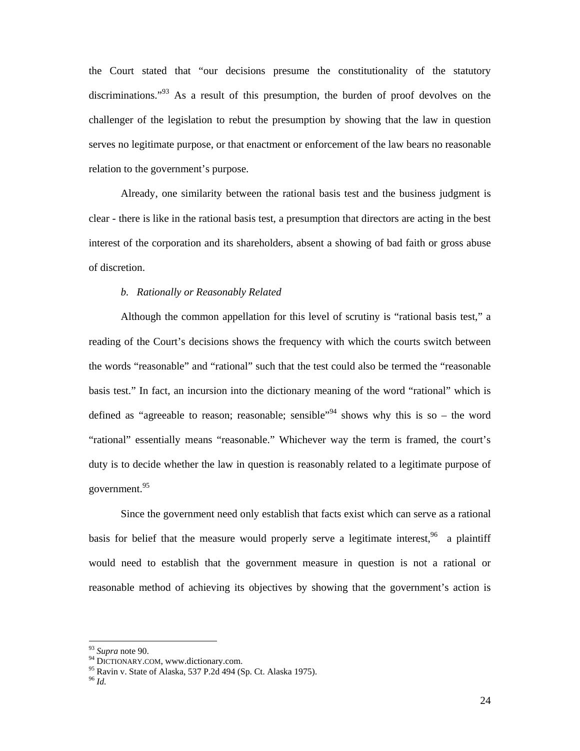the Court stated that "our decisions presume the constitutionality of the statutory discriminations."[93] As a result of this presumption, the burden of proof devolves on the challenger of the legislation to rebut the presumption by showing that the law in question serves no legitimate purpose, or that enactment or enforcement of the law bears no reasonable relation to the government's purpose.

Already, one similarity between the rational basis test and the business judgment is clear - there is like in the rational basis test, a presumption that directors are acting in the best interest of the corporation and its shareholders, absent a showing of bad faith or gross abuse of discretion.

*b. Rationally or Reasonably Related*

Although the common appellation for this level of scrutiny is "rational basis test," a reading of the Court's decisions shows the frequency with which the courts switch between the words "reasonable" and "rational" such that the test could also be termed the "reasonable basis test." In fact, an incursion into the dictionary meaning of the word "rational" which is defined as "agreeable to reason; reasonable; sensible"[94] shows why this is so – the word "rational" essentially means "reasonable." Whichever way the term is framed, the court's duty is to decide whether the law in question is reasonably related to a legitimate purpose of government.[95]

Since the government need only establish that facts exist which can serve as a rational basis for belief that the measure would properly serve a legitimate interest,[96] a plaintiff would need to establish that the government measure in question is not a rational or reasonable method of achieving its objectives by showing that the government's action is

---

[93] *Supra* note 90.
[94] DICTIONARY.COM, www.dictionary.com.
[95] Ravin v. State of Alaska, 537 P.2d 494 (Sp. Ct. Alaska 1975).
[96] *Id.*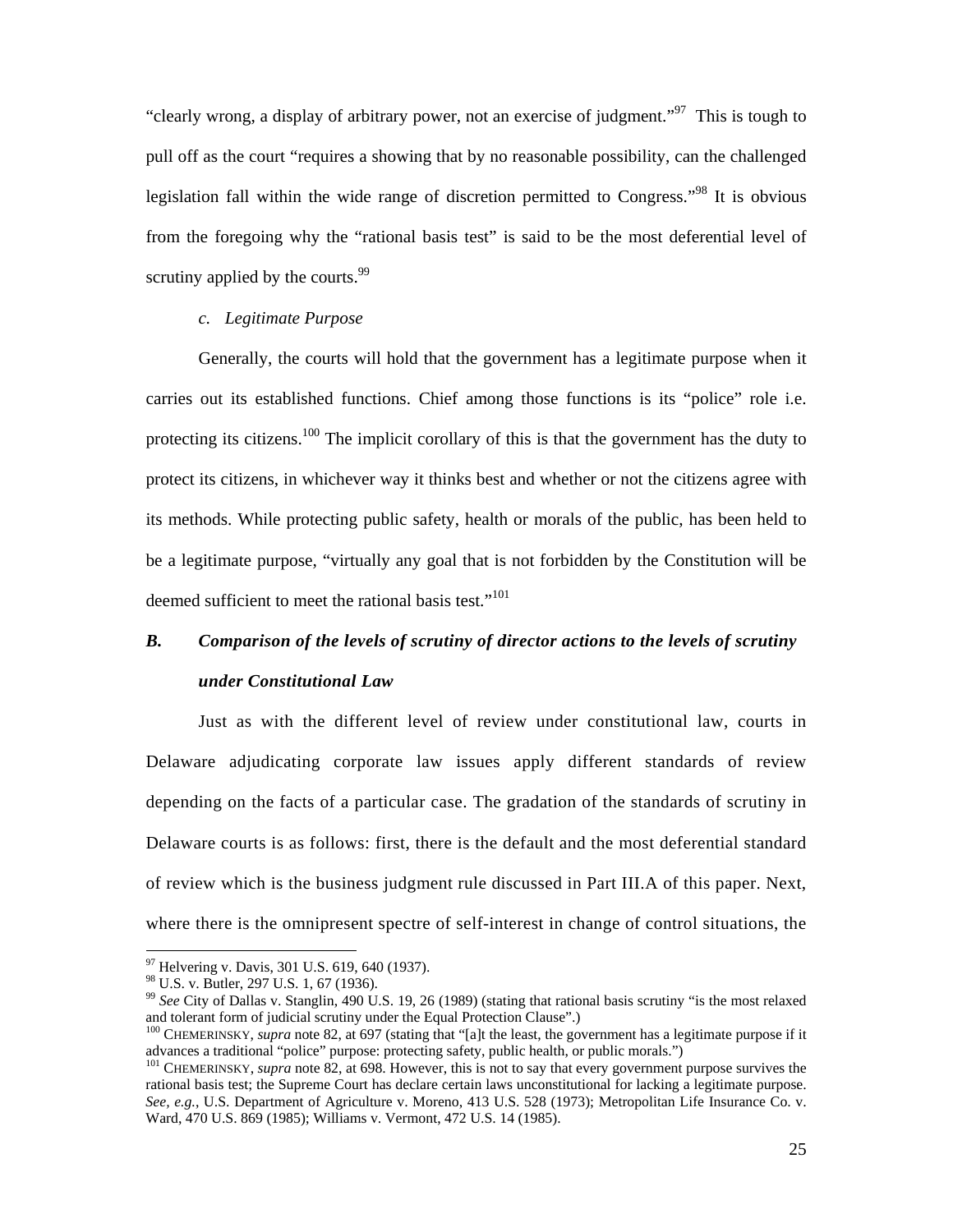"clearly wrong, a display of arbitrary power, not an exercise of judgment."[97] This is tough to pull off as the court "requires a showing that by no reasonable possibility, can the challenged legislation fall within the wide range of discretion permitted to Congress."[98] It is obvious from the foregoing why the "rational basis test" is said to be the most deferential level of scrutiny applied by the courts.[99]

*c. Legitimate Purpose*

Generally, the courts will hold that the government has a legitimate purpose when it carries out its established functions. Chief among those functions is its "police" role i.e. protecting its citizens.[100] The implicit corollary of this is that the government has the duty to protect its citizens, in whichever way it thinks best and whether or not the citizens agree with its methods. While protecting public safety, health or morals of the public, has been held to be a legitimate purpose, "virtually any goal that is not forbidden by the Constitution will be deemed sufficient to meet the rational basis test."[101]

### *B. Comparison of the levels of scrutiny of director actions to the levels of scrutiny under Constitutional Law*

Just as with the different level of review under constitutional law, courts in Delaware adjudicating corporate law issues apply different standards of review depending on the facts of a particular case. The gradation of the standards of scrutiny in Delaware courts is as follows: first, there is the default and the most deferential standard of review which is the business judgment rule discussed in Part III.A of this paper. Next, where there is the omnipresent spectre of self-interest in change of control situations, the

---

[97] Helvering v. Davis, 301 U.S. 619, 640 (1937).

[98] U.S. v. Butler, 297 U.S. 1, 67 (1936).

[99] *See* City of Dallas v. Stanglin, 490 U.S. 19, 26 (1989) (stating that rational basis scrutiny "is the most relaxed and tolerant form of judicial scrutiny under the Equal Protection Clause".)

[100] CHEMERINSKY, *supra* note 82, at 697 (stating that "[a]t the least, the government has a legitimate purpose if it advances a traditional "police" purpose: protecting safety, public health, or public morals.")

[101] CHEMERINSKY, *supra* note 82, at 698. However, this is not to say that every government purpose survives the rational basis test; the Supreme Court has declare certain laws unconstitutional for lacking a legitimate purpose. *See, e.g.*, U.S. Department of Agriculture v. Moreno, 413 U.S. 528 (1973); Metropolitan Life Insurance Co. v. Ward, 470 U.S. 869 (1985); Williams v. Vermont, 472 U.S. 14 (1985).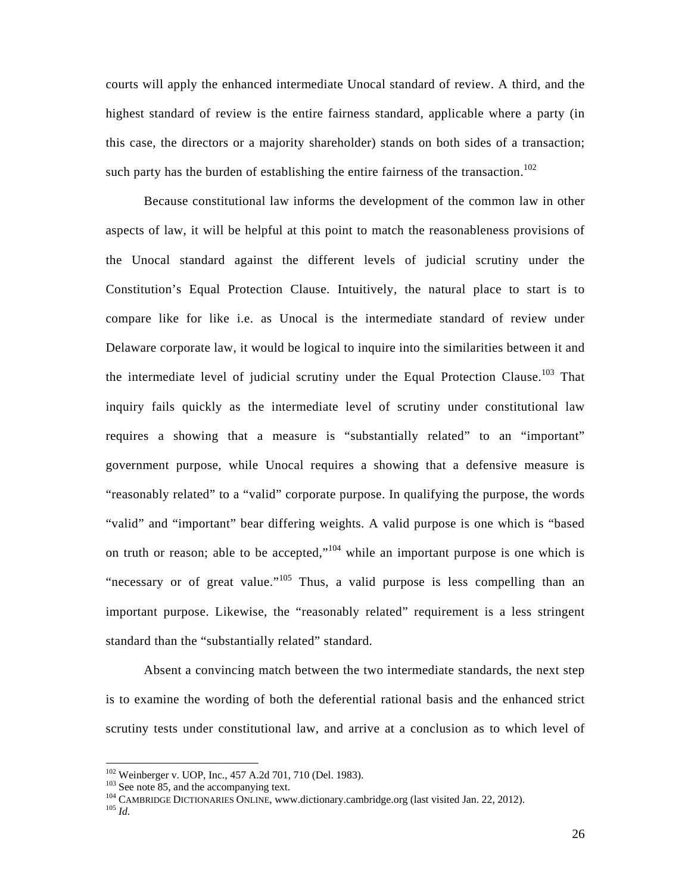courts will apply the enhanced intermediate Unocal standard of review. A third, and the highest standard of review is the entire fairness standard, applicable where a party (in this case, the directors or a majority shareholder) stands on both sides of a transaction; such party has the burden of establishing the entire fairness of the transaction.[102]

Because constitutional law informs the development of the common law in other aspects of law, it will be helpful at this point to match the reasonableness provisions of the Unocal standard against the different levels of judicial scrutiny under the Constitution's Equal Protection Clause. Intuitively, the natural place to start is to compare like for like i.e. as Unocal is the intermediate standard of review under Delaware corporate law, it would be logical to inquire into the similarities between it and the intermediate level of judicial scrutiny under the Equal Protection Clause.[103] That inquiry fails quickly as the intermediate level of scrutiny under constitutional law requires a showing that a measure is "substantially related" to an "important" government purpose, while Unocal requires a showing that a defensive measure is "reasonably related" to a "valid" corporate purpose. In qualifying the purpose, the words "valid" and "important" bear differing weights. A valid purpose is one which is "based on truth or reason; able to be accepted,"[104] while an important purpose is one which is "necessary or of great value."[105] Thus, a valid purpose is less compelling than an important purpose. Likewise, the "reasonably related" requirement is a less stringent standard than the "substantially related" standard.

Absent a convincing match between the two intermediate standards, the next step is to examine the wording of both the deferential rational basis and the enhanced strict scrutiny tests under constitutional law, and arrive at a conclusion as to which level of

---

[102] Weinberger v. UOP, Inc., 457 A.2d 701, 710 (Del. 1983).
[103] See note 85, and the accompanying text.
[104] CAMBRIDGE DICTIONARIES ONLINE, www.dictionary.cambridge.org (last visited Jan. 22, 2012).
[105] *Id.*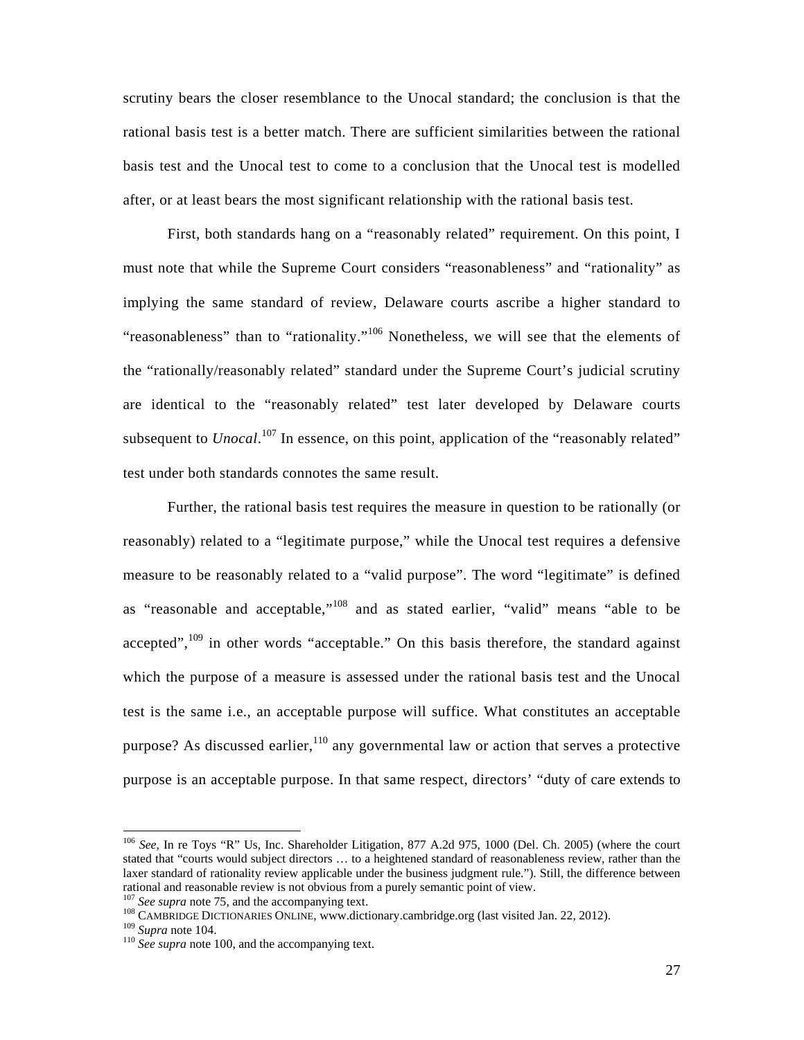scrutiny bears the closer resemblance to the Unocal standard; the conclusion is that the rational basis test is a better match. There are sufficient similarities between the rational basis test and the Unocal test to come to a conclusion that the Unocal test is modelled after, or at least bears the most significant relationship with the rational basis test.

First, both standards hang on a "reasonably related" requirement. On this point, I must note that while the Supreme Court considers "reasonableness" and "rationality" as implying the same standard of review, Delaware courts ascribe a higher standard to "reasonableness" than to "rationality."[106] Nonetheless, we will see that the elements of the "rationally/reasonably related" standard under the Supreme Court's judicial scrutiny are identical to the "reasonably related" test later developed by Delaware courts subsequent to *Unocal*.[107] In essence, on this point, application of the "reasonably related" test under both standards connotes the same result.

Further, the rational basis test requires the measure in question to be rationally (or reasonably) related to a "legitimate purpose," while the Unocal test requires a defensive measure to be reasonably related to a "valid purpose". The word "legitimate" is defined as "reasonable and acceptable,"[108] and as stated earlier, "valid" means "able to be accepted",[109] in other words "acceptable." On this basis therefore, the standard against which the purpose of a measure is assessed under the rational basis test and the Unocal test is the same i.e., an acceptable purpose will suffice. What constitutes an acceptable purpose? As discussed earlier,[110] any governmental law or action that serves a protective purpose is an acceptable purpose. In that same respect, directors' "duty of care extends to

---

[106] *See*, In re Toys "R" Us, Inc. Shareholder Litigation, 877 A.2d 975, 1000 (Del. Ch. 2005) (where the court stated that "courts would subject directors … to a heightened standard of reasonableness review, rather than the laxer standard of rationality review applicable under the business judgment rule."). Still, the difference between rational and reasonable review is not obvious from a purely semantic point of view.

[107] *See supra* note 75, and the accompanying text.

[108] CAMBRIDGE DICTIONARIES ONLINE, www.dictionary.cambridge.org (last visited Jan. 22, 2012).

[109] *Supra* note 104.

[110] *See supra* note 100, and the accompanying text.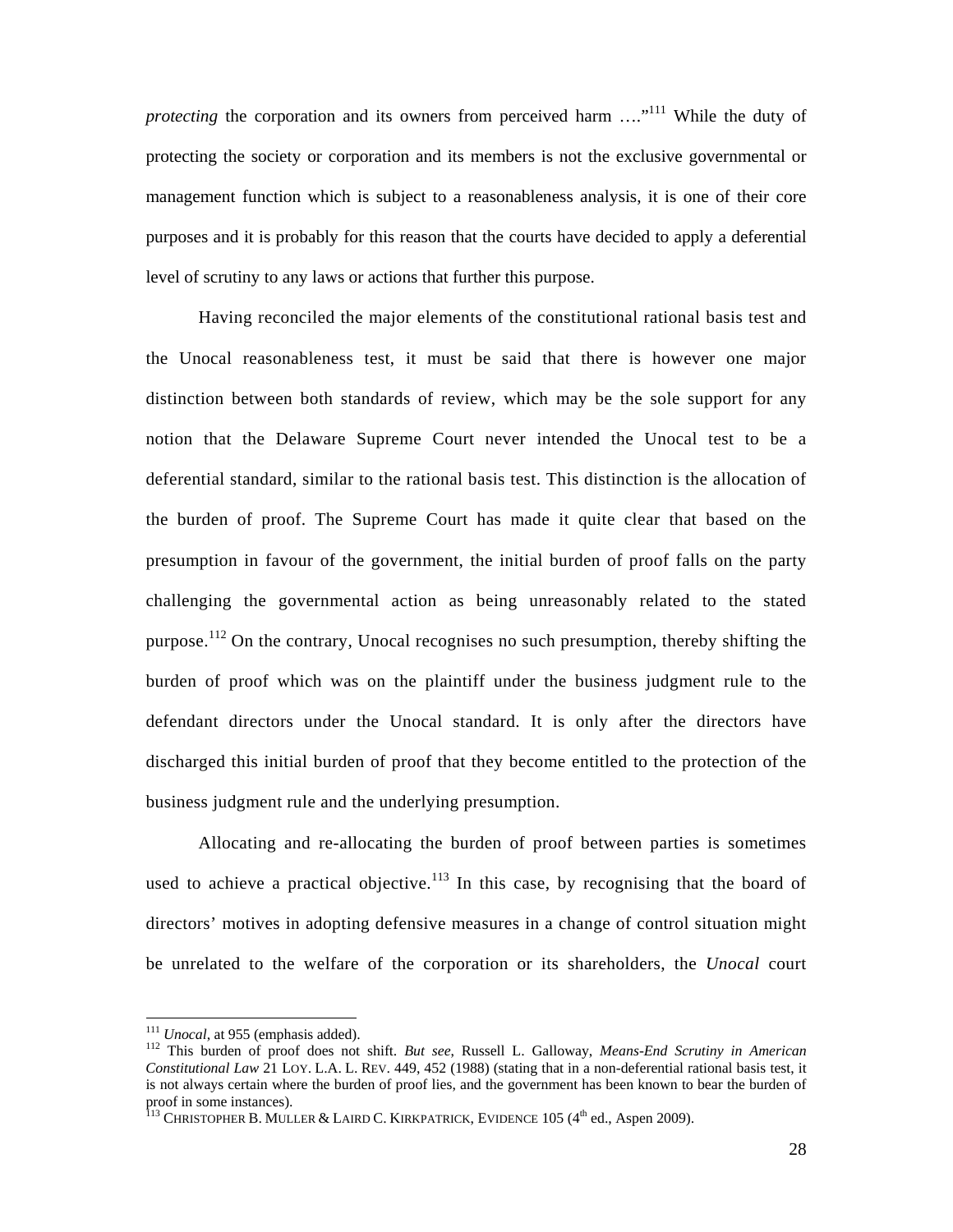*protecting* the corporation and its owners from perceived harm ….”[111] While the duty of protecting the society or corporation and its members is not the exclusive governmental or management function which is subject to a reasonableness analysis, it is one of their core purposes and it is probably for this reason that the courts have decided to apply a deferential level of scrutiny to any laws or actions that further this purpose.

Having reconciled the major elements of the constitutional rational basis test and the Unocal reasonableness test, it must be said that there is however one major distinction between both standards of review, which may be the sole support for any notion that the Delaware Supreme Court never intended the Unocal test to be a deferential standard, similar to the rational basis test. This distinction is the allocation of the burden of proof. The Supreme Court has made it quite clear that based on the presumption in favour of the government, the initial burden of proof falls on the party challenging the governmental action as being unreasonably related to the stated purpose.[112] On the contrary, Unocal recognises no such presumption, thereby shifting the burden of proof which was on the plaintiff under the business judgment rule to the defendant directors under the Unocal standard. It is only after the directors have discharged this initial burden of proof that they become entitled to the protection of the business judgment rule and the underlying presumption.

Allocating and re-allocating the burden of proof between parties is sometimes used to achieve a practical objective.[113] In this case, by recognising that the board of directors' motives in adopting defensive measures in a change of control situation might be unrelated to the welfare of the corporation or its shareholders, the *Unocal* court

---

[111] *Unocal*, at 955 (emphasis added).

[112] This burden of proof does not shift. *But see*, Russell L. Galloway, *Means-End Scrutiny in American Constitutional Law* 21 LOY. L.A. L. REV. 449, 452 (1988) (stating that in a non-deferential rational basis test, it is not always certain where the burden of proof lies, and the government has been known to bear the burden of proof in some instances).

[113] CHRISTOPHER B. MULLER & LAIRD C. KIRKPATRICK, EVIDENCE 105 (4th ed., Aspen 2009).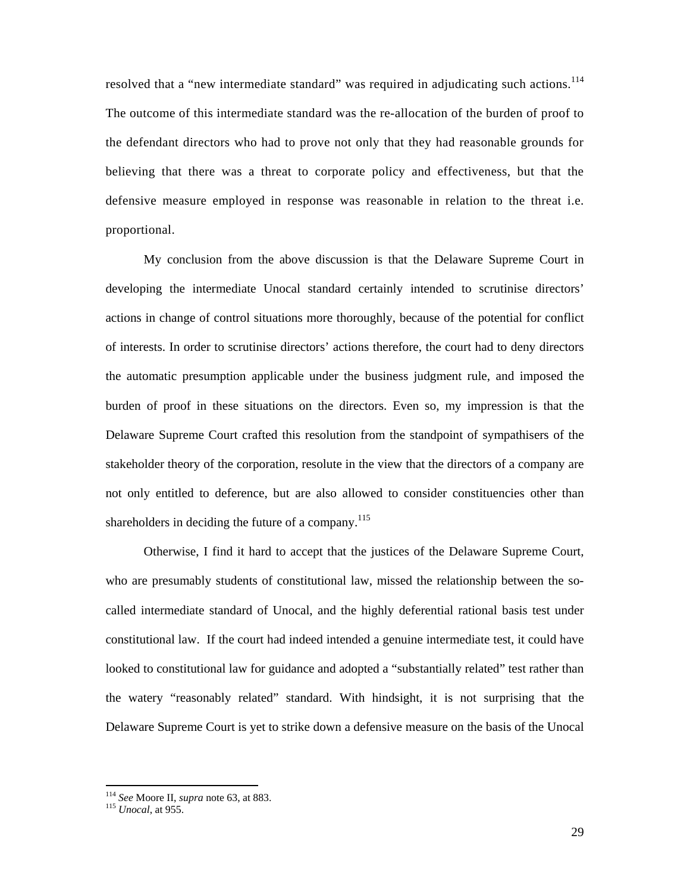resolved that a "new intermediate standard" was required in adjudicating such actions.[114] The outcome of this intermediate standard was the re-allocation of the burden of proof to the defendant directors who had to prove not only that they had reasonable grounds for believing that there was a threat to corporate policy and effectiveness, but that the defensive measure employed in response was reasonable in relation to the threat i.e. proportional.

My conclusion from the above discussion is that the Delaware Supreme Court in developing the intermediate Unocal standard certainly intended to scrutinise directors' actions in change of control situations more thoroughly, because of the potential for conflict of interests. In order to scrutinise directors' actions therefore, the court had to deny directors the automatic presumption applicable under the business judgment rule, and imposed the burden of proof in these situations on the directors. Even so, my impression is that the Delaware Supreme Court crafted this resolution from the standpoint of sympathisers of the stakeholder theory of the corporation, resolute in the view that the directors of a company are not only entitled to deference, but are also allowed to consider constituencies other than shareholders in deciding the future of a company.[115]

Otherwise, I find it hard to accept that the justices of the Delaware Supreme Court, who are presumably students of constitutional law, missed the relationship between the so-called intermediate standard of Unocal, and the highly deferential rational basis test under constitutional law. If the court had indeed intended a genuine intermediate test, it could have looked to constitutional law for guidance and adopted a "substantially related" test rather than the watery "reasonably related" standard. With hindsight, it is not surprising that the Delaware Supreme Court is yet to strike down a defensive measure on the basis of the Unocal

---

[114] *See* Moore II, *supra* note 63, at 883.

[115] *Unocal*, at 955.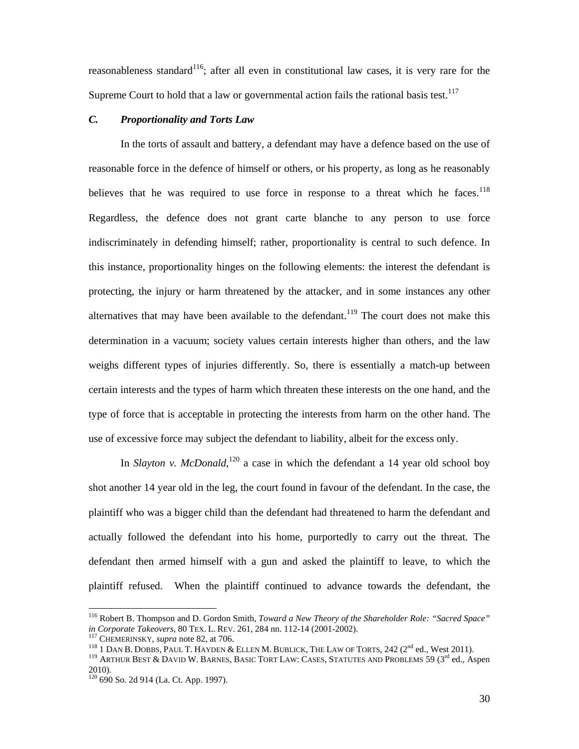reasonableness standard[116]; after all even in constitutional law cases, it is very rare for the Supreme Court to hold that a law or governmental action fails the rational basis test.[117]

### *C. Proportionality and Torts Law*

In the torts of assault and battery, a defendant may have a defence based on the use of reasonable force in the defence of himself or others, or his property, as long as he reasonably believes that he was required to use force in response to a threat which he faces.[118] Regardless, the defence does not grant carte blanche to any person to use force indiscriminately in defending himself; rather, proportionality is central to such defence. In this instance, proportionality hinges on the following elements: the interest the defendant is protecting, the injury or harm threatened by the attacker, and in some instances any other alternatives that may have been available to the defendant.[119] The court does not make this determination in a vacuum; society values certain interests higher than others, and the law weighs different types of injuries differently. So, there is essentially a match-up between certain interests and the types of harm which threaten these interests on the one hand, and the type of force that is acceptable in protecting the interests from harm on the other hand. The use of excessive force may subject the defendant to liability, albeit for the excess only.

In *Slayton v. McDonald*,[120] a case in which the defendant a 14 year old school boy shot another 14 year old in the leg, the court found in favour of the defendant. In the case, the plaintiff who was a bigger child than the defendant had threatened to harm the defendant and actually followed the defendant into his home, purportedly to carry out the threat. The defendant then armed himself with a gun and asked the plaintiff to leave, to which the plaintiff refused. When the plaintiff continued to advance towards the defendant, the

---

[116] Robert B. Thompson and D. Gordon Smith, *Toward a New Theory of the Shareholder Role: "Sacred Space" in Corporate Takeovers*, 80 TEX. L. REV. 261, 284 nn. 112-14 (2001-2002).

[117] CHEMERINSKY, *supra* note 82, at 706.

[118] 1 DAN B. DOBBS, PAUL T. HAYDEN & ELLEN M. BUBLICK, THE LAW OF TORTS, 242 (2nd ed., West 2011).

[119] ARTHUR BEST & DAVID W. BARNES, BASIC TORT LAW: CASES, STATUTES AND PROBLEMS 59 (3rd ed., Aspen 2010).

[120] 690 So. 2d 914 (La. Ct. App. 1997).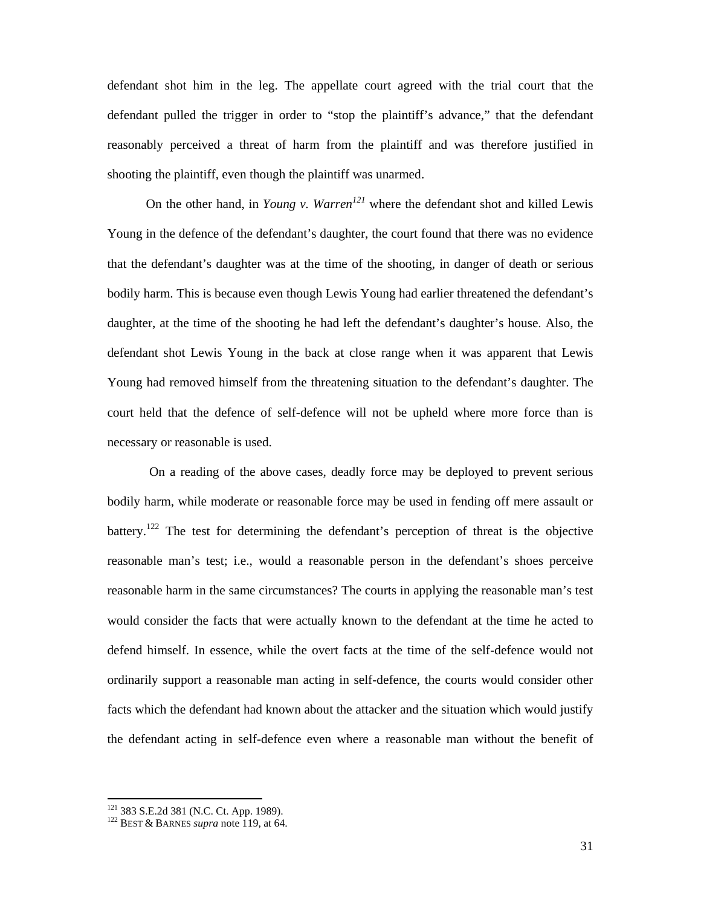defendant shot him in the leg. The appellate court agreed with the trial court that the defendant pulled the trigger in order to "stop the plaintiff's advance," that the defendant reasonably perceived a threat of harm from the plaintiff and was therefore justified in shooting the plaintiff, even though the plaintiff was unarmed.

On the other hand, in *Young v. Warren*[121] where the defendant shot and killed Lewis Young in the defence of the defendant's daughter, the court found that there was no evidence that the defendant's daughter was at the time of the shooting, in danger of death or serious bodily harm. This is because even though Lewis Young had earlier threatened the defendant's daughter, at the time of the shooting he had left the defendant's daughter's house. Also, the defendant shot Lewis Young in the back at close range when it was apparent that Lewis Young had removed himself from the threatening situation to the defendant's daughter. The court held that the defence of self-defence will not be upheld where more force than is necessary or reasonable is used.

On a reading of the above cases, deadly force may be deployed to prevent serious bodily harm, while moderate or reasonable force may be used in fending off mere assault or battery.[122] The test for determining the defendant's perception of threat is the objective reasonable man's test; i.e., would a reasonable person in the defendant's shoes perceive reasonable harm in the same circumstances? The courts in applying the reasonable man's test would consider the facts that were actually known to the defendant at the time he acted to defend himself. In essence, while the overt facts at the time of the self-defence would not ordinarily support a reasonable man acting in self-defence, the courts would consider other facts which the defendant had known about the attacker and the situation which would justify the defendant acting in self-defence even where a reasonable man without the benefit of

---

[121] 383 S.E.2d 381 (N.C. Ct. App. 1989).

[122] BEST & BARNES *supra* note 119, at 64.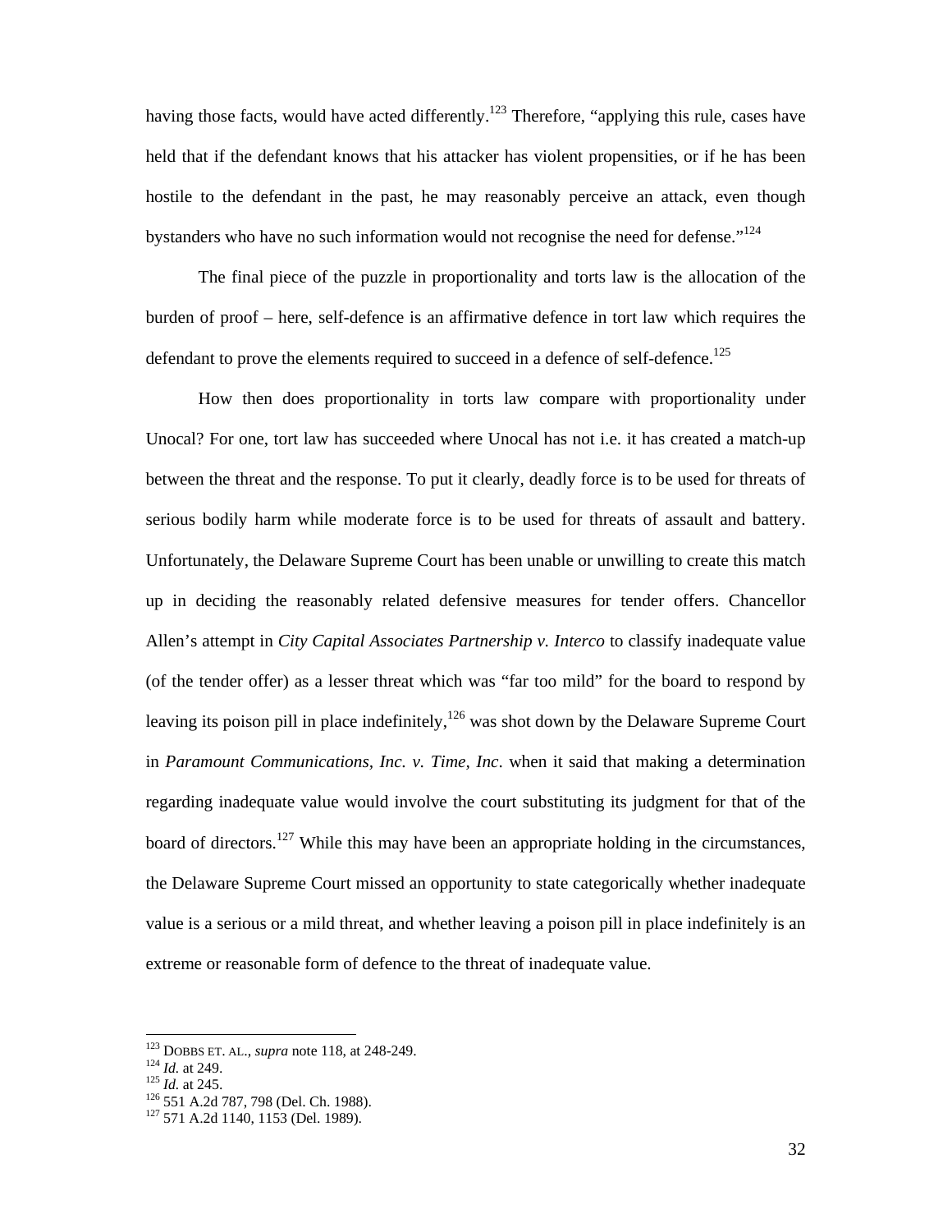having those facts, would have acted differently.[123] Therefore, "applying this rule, cases have held that if the defendant knows that his attacker has violent propensities, or if he has been hostile to the defendant in the past, he may reasonably perceive an attack, even though bystanders who have no such information would not recognise the need for defense."[124]

The final piece of the puzzle in proportionality and torts law is the allocation of the burden of proof – here, self-defence is an affirmative defence in tort law which requires the defendant to prove the elements required to succeed in a defence of self-defence.[125]

How then does proportionality in torts law compare with proportionality under Unocal? For one, tort law has succeeded where Unocal has not i.e. it has created a match-up between the threat and the response. To put it clearly, deadly force is to be used for threats of serious bodily harm while moderate force is to be used for threats of assault and battery. Unfortunately, the Delaware Supreme Court has been unable or unwilling to create this match up in deciding the reasonably related defensive measures for tender offers. Chancellor Allen's attempt in *City Capital Associates Partnership v. Interco* to classify inadequate value (of the tender offer) as a lesser threat which was "far too mild" for the board to respond by leaving its poison pill in place indefinitely,[126] was shot down by the Delaware Supreme Court in *Paramount Communications, Inc. v. Time, Inc*. when it said that making a determination regarding inadequate value would involve the court substituting its judgment for that of the board of directors.[127] While this may have been an appropriate holding in the circumstances, the Delaware Supreme Court missed an opportunity to state categorically whether inadequate value is a serious or a mild threat, and whether leaving a poison pill in place indefinitely is an extreme or reasonable form of defence to the threat of inadequate value.

---

[123] DOBBS ET. AL., *supra* note 118, at 248-249.
[124] *Id.* at 249.
[125] *Id.* at 245.
[126] 551 A.2d 787, 798 (Del. Ch. 1988).
[127] 571 A.2d 1140, 1153 (Del. 1989).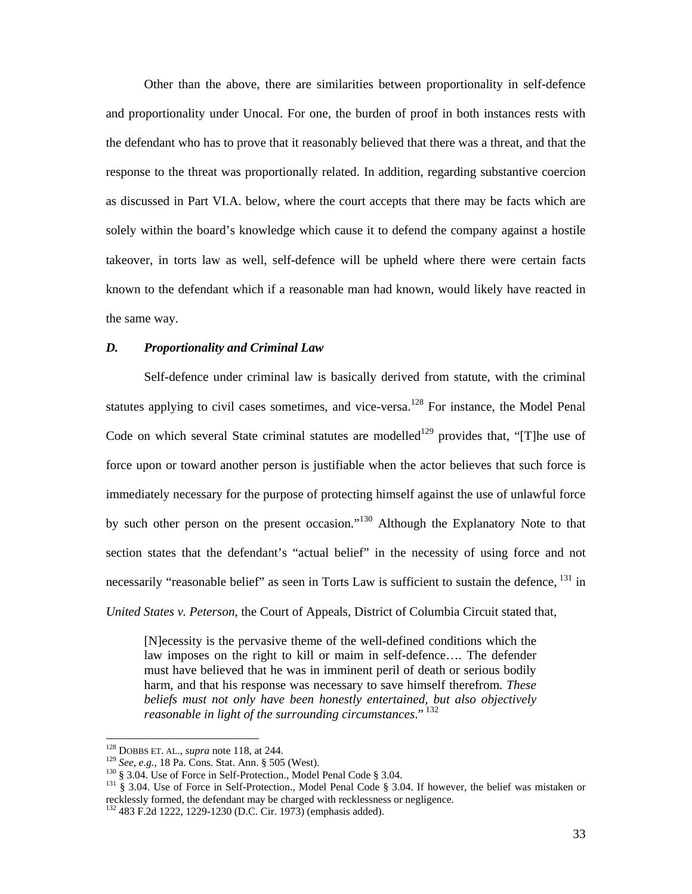Other than the above, there are similarities between proportionality in self-defence and proportionality under Unocal. For one, the burden of proof in both instances rests with the defendant who has to prove that it reasonably believed that there was a threat, and that the response to the threat was proportionally related. In addition, regarding substantive coercion as discussed in Part VI.A. below, where the court accepts that there may be facts which are solely within the board's knowledge which cause it to defend the company against a hostile takeover, in torts law as well, self-defence will be upheld where there were certain facts known to the defendant which if a reasonable man had known, would likely have reacted in the same way.

### *D. Proportionality and Criminal Law*

Self-defence under criminal law is basically derived from statute, with the criminal statutes applying to civil cases sometimes, and vice-versa.[128] For instance, the Model Penal Code on which several State criminal statutes are modelled[129] provides that, "[T]he use of force upon or toward another person is justifiable when the actor believes that such force is immediately necessary for the purpose of protecting himself against the use of unlawful force by such other person on the present occasion."[130] Although the Explanatory Note to that section states that the defendant's "actual belief" in the necessity of using force and not necessarily "reasonable belief" as seen in Torts Law is sufficient to sustain the defence, [131] in *United States v. Peterson*, the Court of Appeals, District of Columbia Circuit stated that,

> [N]ecessity is the pervasive theme of the well-defined conditions which the law imposes on the right to kill or maim in self-defence…. The defender must have believed that he was in imminent peril of death or serious bodily harm, and that his response was necessary to save himself therefrom. *These beliefs must not only have been honestly entertained, but also objectively reasonable in light of the surrounding circumstances*." [132]

---

[128] DOBBS ET. AL., *supra* note 118, at 244.

[129] *See, e.g.*, 18 Pa. Cons. Stat. Ann. § 505 (West).

[130] § 3.04. Use of Force in Self-Protection., Model Penal Code § 3.04.

[131] § 3.04. Use of Force in Self-Protection., Model Penal Code § 3.04. If however, the belief was mistaken or recklessly formed, the defendant may be charged with recklessness or negligence.

[132] 483 F.2d 1222, 1229-1230 (D.C. Cir. 1973) (emphasis added).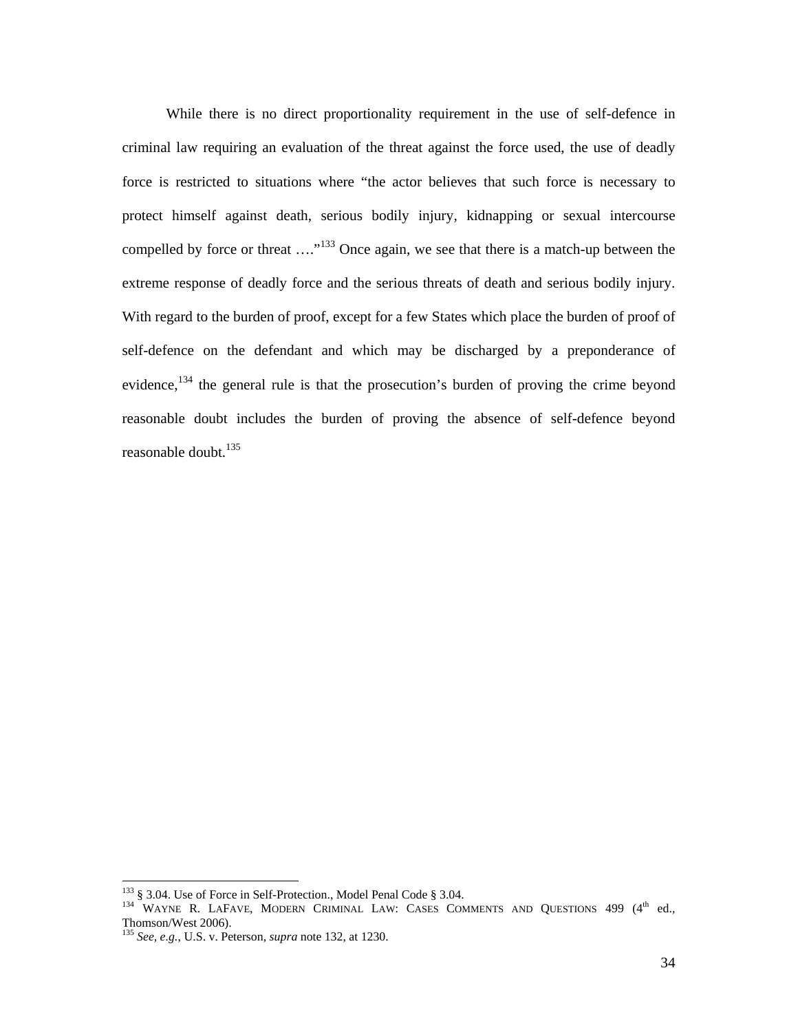While there is no direct proportionality requirement in the use of self-defence in criminal law requiring an evaluation of the threat against the force used, the use of deadly force is restricted to situations where "the actor believes that such force is necessary to protect himself against death, serious bodily injury, kidnapping or sexual intercourse compelled by force or threat …."[133] Once again, we see that there is a match-up between the extreme response of deadly force and the serious threats of death and serious bodily injury. With regard to the burden of proof, except for a few States which place the burden of proof of self-defence on the defendant and which may be discharged by a preponderance of evidence,[134] the general rule is that the prosecution's burden of proving the crime beyond reasonable doubt includes the burden of proving the absence of self-defence beyond reasonable doubt.[135]

---

[133] § 3.04. Use of Force in Self-Protection., Model Penal Code § 3.04.

[134] WAYNE R. LAFAVE, MODERN CRIMINAL LAW: CASES COMMENTS AND QUESTIONS 499 (4th ed., Thomson/West 2006).

[135] *See, e.g.*, U.S. v. Peterson, *supra* note 132, at 1230.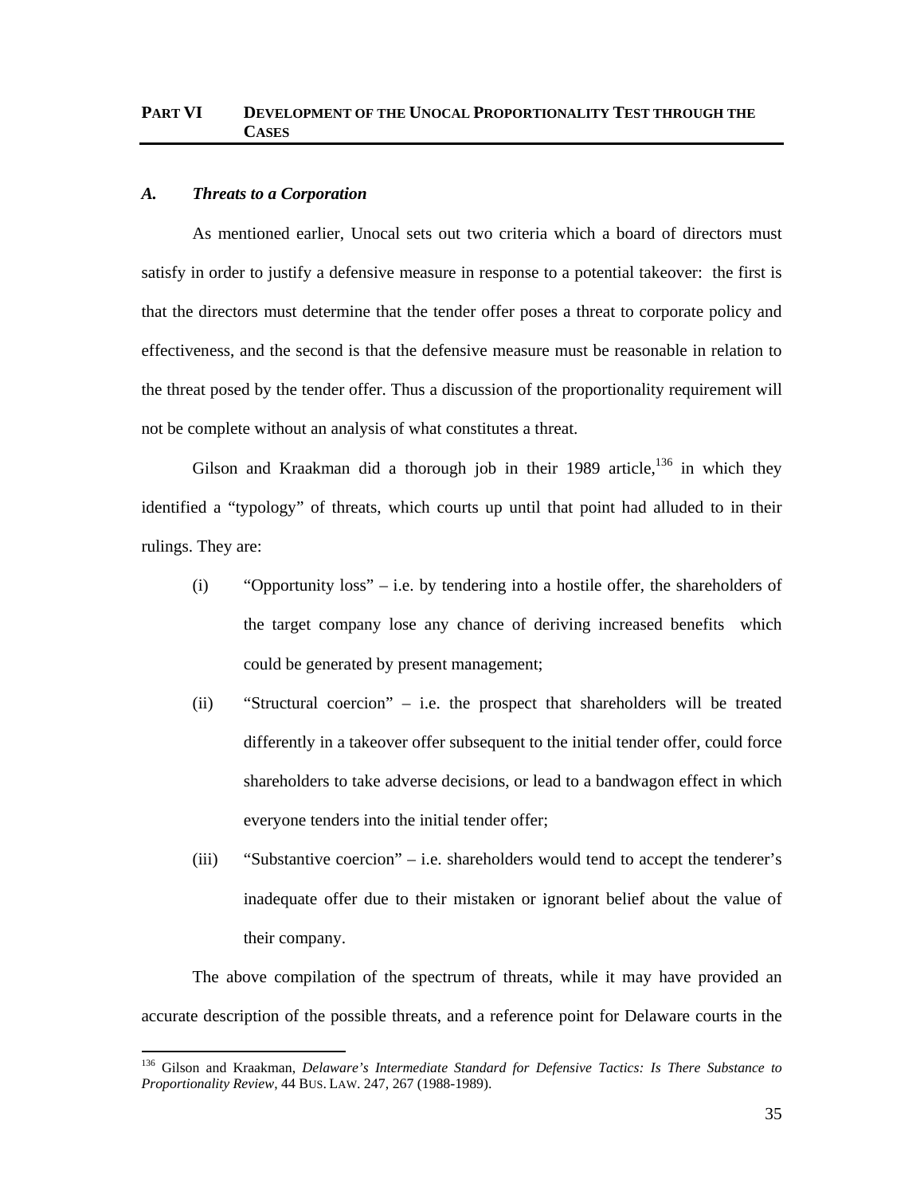# PART VI DEVELOPMENT OF THE UNOCAL PROPORTIONALITY TEST THROUGH THE CASES

### *A. Threats to a Corporation*

As mentioned earlier, Unocal sets out two criteria which a board of directors must satisfy in order to justify a defensive measure in response to a potential takeover: the first is that the directors must determine that the tender offer poses a threat to corporate policy and effectiveness, and the second is that the defensive measure must be reasonable in relation to the threat posed by the tender offer. Thus a discussion of the proportionality requirement will not be complete without an analysis of what constitutes a threat.

Gilson and Kraakman did a thorough job in their 1989 article,[136] in which they identified a "typology" of threats, which courts up until that point had alluded to in their rulings. They are:

(i) "Opportunity loss" – i.e. by tendering into a hostile offer, the shareholders of the target company lose any chance of deriving increased benefits which could be generated by present management;

(ii) "Structural coercion" – i.e. the prospect that shareholders will be treated differently in a takeover offer subsequent to the initial tender offer, could force shareholders to take adverse decisions, or lead to a bandwagon effect in which everyone tenders into the initial tender offer;

(iii) "Substantive coercion" – i.e. shareholders would tend to accept the tenderer's inadequate offer due to their mistaken or ignorant belief about the value of their company.

The above compilation of the spectrum of threats, while it may have provided an accurate description of the possible threats, and a reference point for Delaware courts in the

[136] Gilson and Kraakman, *Delaware's Intermediate Standard for Defensive Tactics: Is There Substance to Proportionality Review*, 44 BUS. LAW. 247, 267 (1988-1989).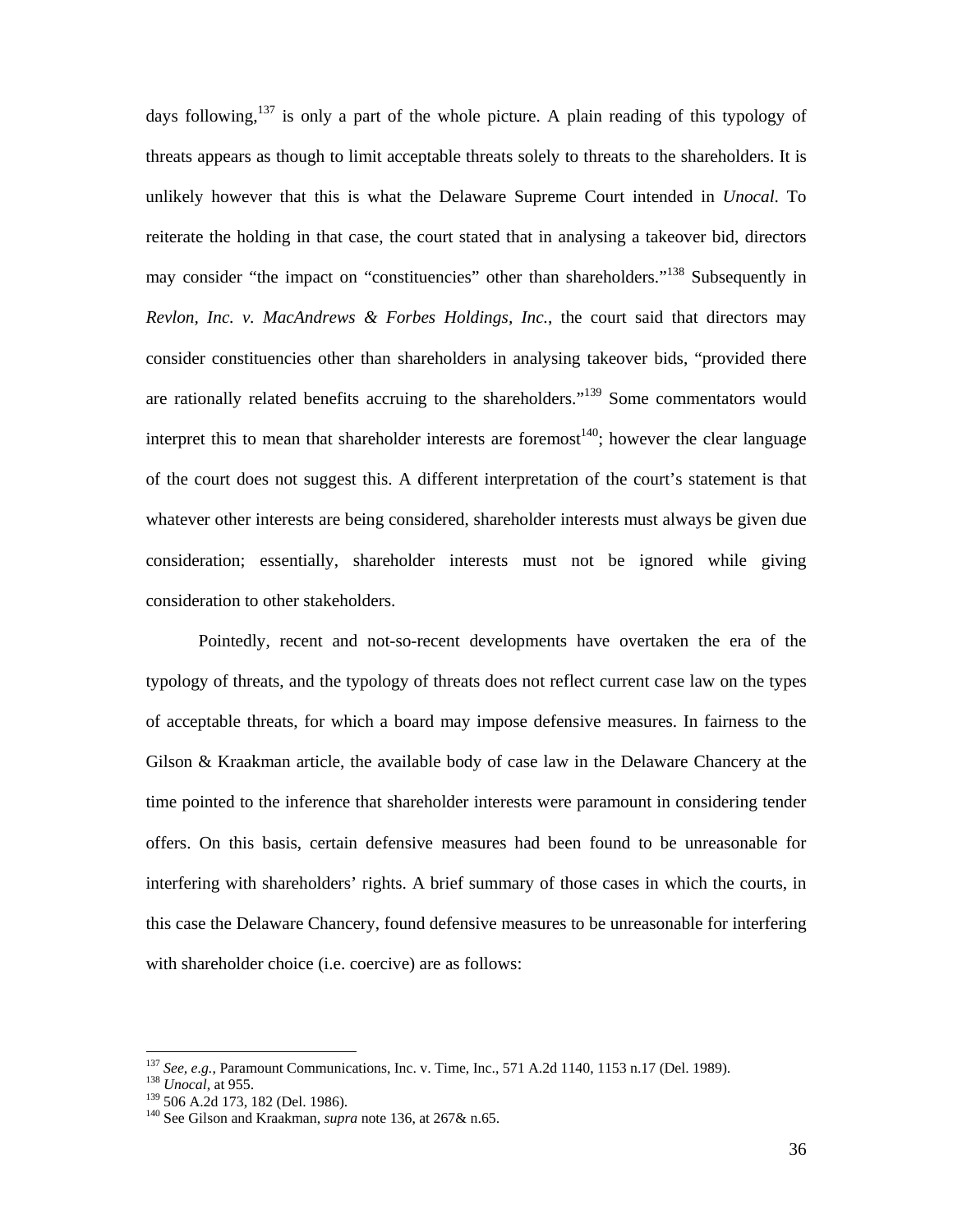days following,[137] is only a part of the whole picture. A plain reading of this typology of threats appears as though to limit acceptable threats solely to threats to the shareholders. It is unlikely however that this is what the Delaware Supreme Court intended in *Unocal*. To reiterate the holding in that case, the court stated that in analysing a takeover bid, directors may consider "the impact on "constituencies" other than shareholders."[138] Subsequently in *Revlon, Inc. v. MacAndrews & Forbes Holdings, Inc.*, the court said that directors may consider constituencies other than shareholders in analysing takeover bids, "provided there are rationally related benefits accruing to the shareholders."[139] Some commentators would interpret this to mean that shareholder interests are foremost[140]; however the clear language of the court does not suggest this. A different interpretation of the court's statement is that whatever other interests are being considered, shareholder interests must always be given due consideration; essentially, shareholder interests must not be ignored while giving consideration to other stakeholders.

Pointedly, recent and not-so-recent developments have overtaken the era of the typology of threats, and the typology of threats does not reflect current case law on the types of acceptable threats, for which a board may impose defensive measures. In fairness to the Gilson & Kraakman article, the available body of case law in the Delaware Chancery at the time pointed to the inference that shareholder interests were paramount in considering tender offers. On this basis, certain defensive measures had been found to be unreasonable for interfering with shareholders' rights. A brief summary of those cases in which the courts, in this case the Delaware Chancery, found defensive measures to be unreasonable for interfering with shareholder choice (i.e. coercive) are as follows:

---

[137] *See, e.g.*, Paramount Communications, Inc. v. Time, Inc., 571 A.2d 1140, 1153 n.17 (Del. 1989).

[138] *Unocal*, at 955.

[139] 506 A.2d 173, 182 (Del. 1986).

[140] See Gilson and Kraakman, *supra* note 136, at 267& n.65.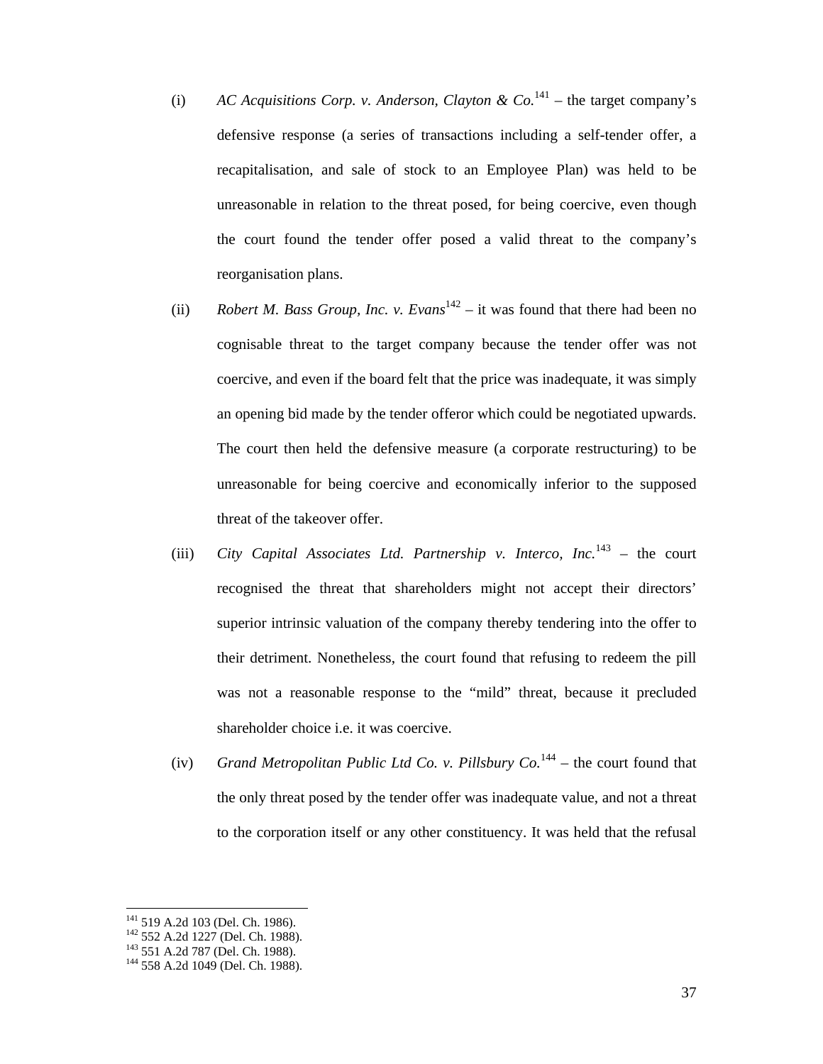(i) *AC Acquisitions Corp. v. Anderson, Clayton & Co.*[141] – the target company's defensive response (a series of transactions including a self-tender offer, a recapitalisation, and sale of stock to an Employee Plan) was held to be unreasonable in relation to the threat posed, for being coercive, even though the court found the tender offer posed a valid threat to the company's reorganisation plans.

(ii) *Robert M. Bass Group, Inc. v. Evans*[142] – it was found that there had been no cognisable threat to the target company because the tender offer was not coercive, and even if the board felt that the price was inadequate, it was simply an opening bid made by the tender offeror which could be negotiated upwards. The court then held the defensive measure (a corporate restructuring) to be unreasonable for being coercive and economically inferior to the supposed threat of the takeover offer.

(iii) *City Capital Associates Ltd. Partnership v. Interco, Inc.*[143] – the court recognised the threat that shareholders might not accept their directors' superior intrinsic valuation of the company thereby tendering into the offer to their detriment. Nonetheless, the court found that refusing to redeem the pill was not a reasonable response to the "mild" threat, because it precluded shareholder choice i.e. it was coercive.

(iv) *Grand Metropolitan Public Ltd Co. v. Pillsbury Co.*[144] – the court found that the only threat posed by the tender offer was inadequate value, and not a threat to the corporation itself or any other constituency. It was held that the refusal

---

[141] 519 A.2d 103 (Del. Ch. 1986).
[142] 552 A.2d 1227 (Del. Ch. 1988).
[143] 551 A.2d 787 (Del. Ch. 1988).
[144] 558 A.2d 1049 (Del. Ch. 1988).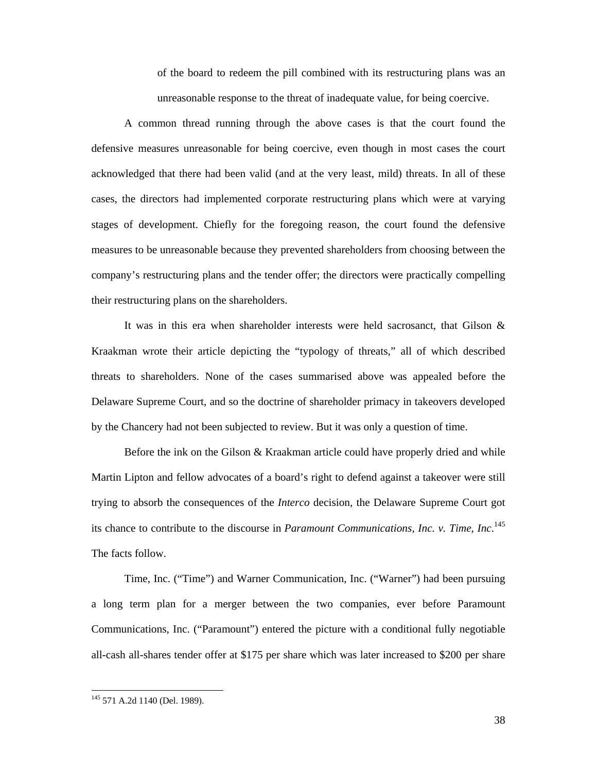of the board to redeem the pill combined with its restructuring plans was an unreasonable response to the threat of inadequate value, for being coercive.

A common thread running through the above cases is that the court found the defensive measures unreasonable for being coercive, even though in most cases the court acknowledged that there had been valid (and at the very least, mild) threats. In all of these cases, the directors had implemented corporate restructuring plans which were at varying stages of development. Chiefly for the foregoing reason, the court found the defensive measures to be unreasonable because they prevented shareholders from choosing between the company's restructuring plans and the tender offer; the directors were practically compelling their restructuring plans on the shareholders.

It was in this era when shareholder interests were held sacrosanct, that Gilson & Kraakman wrote their article depicting the "typology of threats," all of which described threats to shareholders. None of the cases summarised above was appealed before the Delaware Supreme Court, and so the doctrine of shareholder primacy in takeovers developed by the Chancery had not been subjected to review. But it was only a question of time.

Before the ink on the Gilson & Kraakman article could have properly dried and while Martin Lipton and fellow advocates of a board's right to defend against a takeover were still trying to absorb the consequences of the *Interco* decision, the Delaware Supreme Court got its chance to contribute to the discourse in *Paramount Communications, Inc. v. Time, Inc.*[145] The facts follow.

Time, Inc. ("Time") and Warner Communication, Inc. ("Warner") had been pursuing a long term plan for a merger between the two companies, ever before Paramount Communications, Inc. ("Paramount") entered the picture with a conditional fully negotiable all-cash all-shares tender offer at $175 per share which was later increased to $200 per share

---

[145] 571 A.2d 1140 (Del. 1989).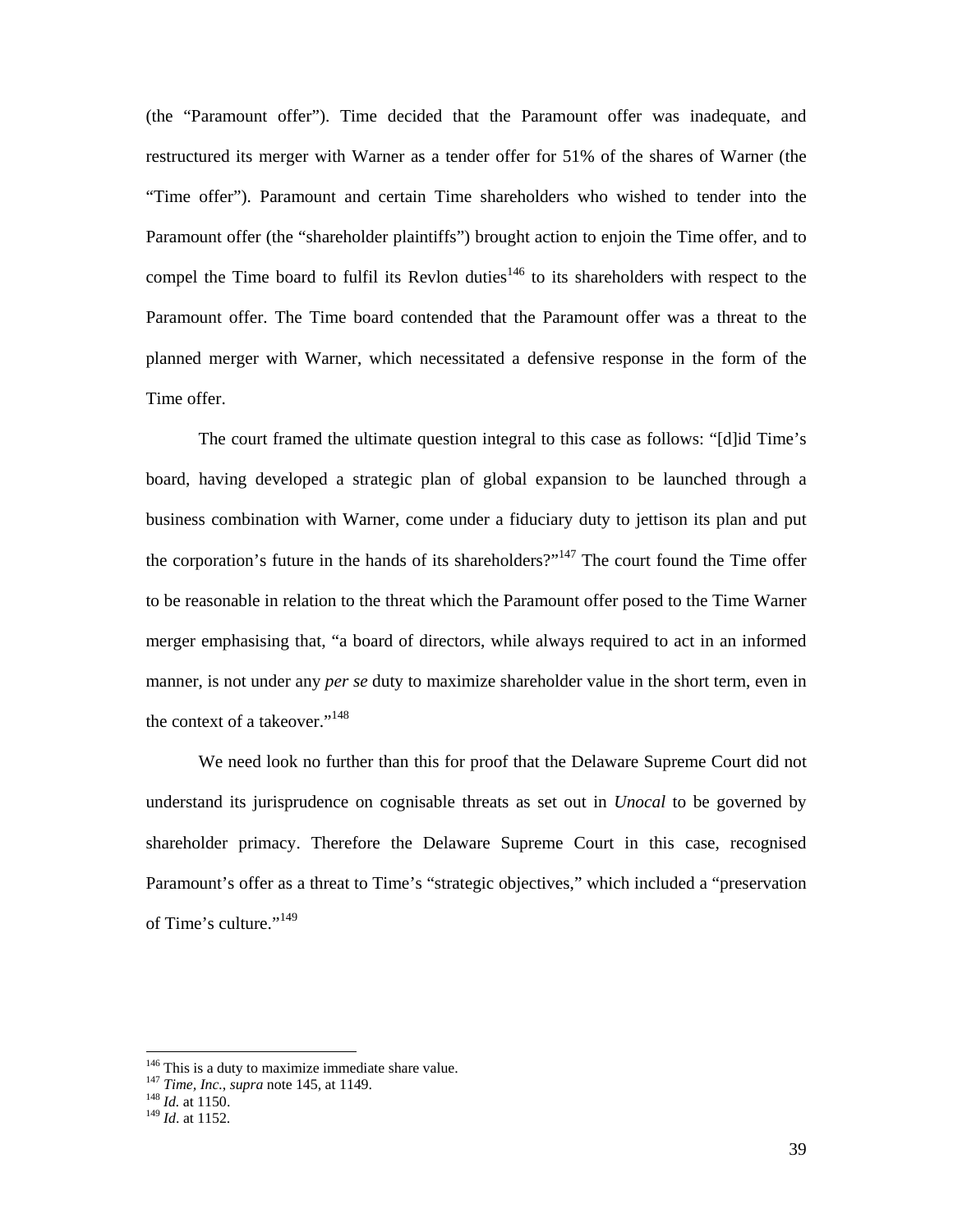(the "Paramount offer"). Time decided that the Paramount offer was inadequate, and restructured its merger with Warner as a tender offer for 51% of the shares of Warner (the "Time offer"). Paramount and certain Time shareholders who wished to tender into the Paramount offer (the "shareholder plaintiffs") brought action to enjoin the Time offer, and to compel the Time board to fulfil its Revlon duties[146] to its shareholders with respect to the Paramount offer. The Time board contended that the Paramount offer was a threat to the planned merger with Warner, which necessitated a defensive response in the form of the Time offer.

The court framed the ultimate question integral to this case as follows: "[d]id Time's board, having developed a strategic plan of global expansion to be launched through a business combination with Warner, come under a fiduciary duty to jettison its plan and put the corporation's future in the hands of its shareholders?"[147] The court found the Time offer to be reasonable in relation to the threat which the Paramount offer posed to the Time Warner merger emphasising that, "a board of directors, while always required to act in an informed manner, is not under any *per se* duty to maximize shareholder value in the short term, even in the context of a takeover."[148]

We need look no further than this for proof that the Delaware Supreme Court did not understand its jurisprudence on cognisable threats as set out in *Unocal* to be governed by shareholder primacy. Therefore the Delaware Supreme Court in this case, recognised Paramount's offer as a threat to Time's "strategic objectives," which included a "preservation of Time's culture."[149]

---

[146] This is a duty to maximize immediate share value.
[147] *Time, Inc.*, *supra* note 145, at 1149.
[148] *Id.* at 1150.
[149] *Id*. at 1152.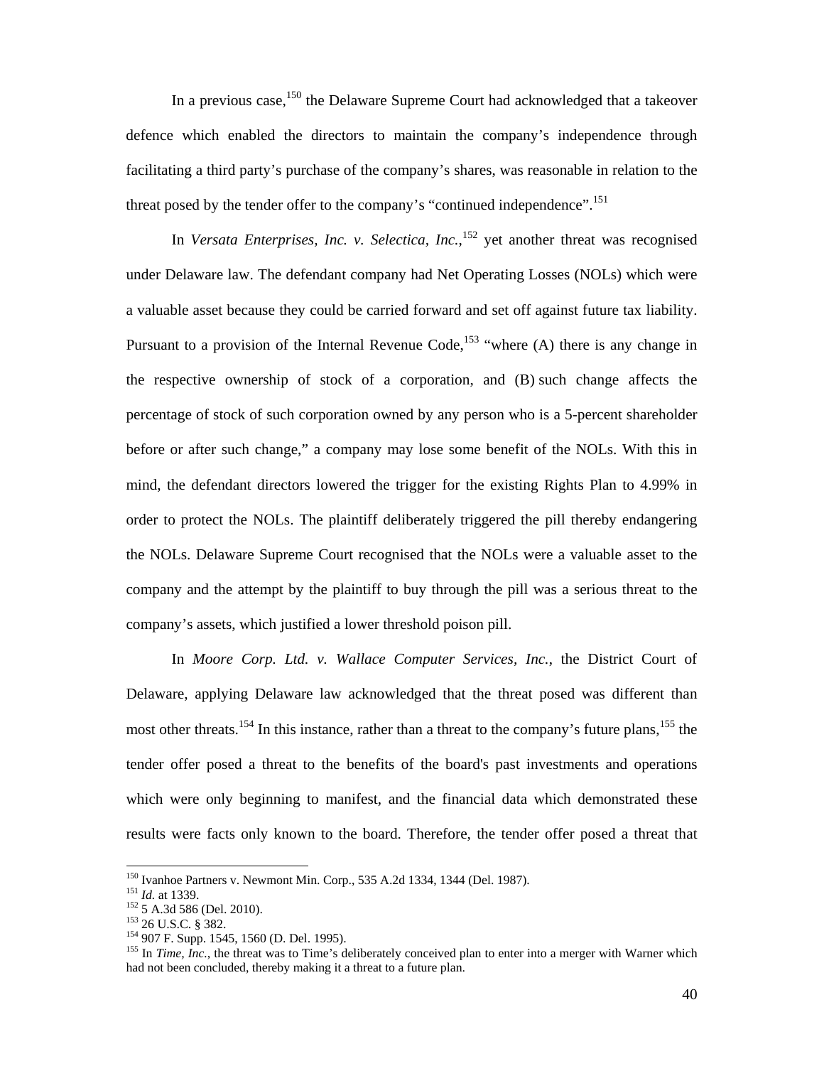In a previous case,[150] the Delaware Supreme Court had acknowledged that a takeover defence which enabled the directors to maintain the company's independence through facilitating a third party's purchase of the company's shares, was reasonable in relation to the threat posed by the tender offer to the company's "continued independence".[151]

In *Versata Enterprises, Inc. v. Selectica, Inc.*,[152] yet another threat was recognised under Delaware law. The defendant company had Net Operating Losses (NOLs) which were a valuable asset because they could be carried forward and set off against future tax liability. Pursuant to a provision of the Internal Revenue Code,[153] "where (A) there is any change in the respective ownership of stock of a corporation, and (B) such change affects the percentage of stock of such corporation owned by any person who is a 5-percent shareholder before or after such change," a company may lose some benefit of the NOLs. With this in mind, the defendant directors lowered the trigger for the existing Rights Plan to 4.99% in order to protect the NOLs. The plaintiff deliberately triggered the pill thereby endangering the NOLs. Delaware Supreme Court recognised that the NOLs were a valuable asset to the company and the attempt by the plaintiff to buy through the pill was a serious threat to the company's assets, which justified a lower threshold poison pill.

In *Moore Corp. Ltd. v. Wallace Computer Services, Inc.*, the District Court of Delaware, applying Delaware law acknowledged that the threat posed was different than most other threats.[154] In this instance, rather than a threat to the company's future plans,[155] the tender offer posed a threat to the benefits of the board's past investments and operations which were only beginning to manifest, and the financial data which demonstrated these results were facts only known to the board. Therefore, the tender offer posed a threat that

---

[150] Ivanhoe Partners v. Newmont Min. Corp., 535 A.2d 1334, 1344 (Del. 1987).

[151] *Id.* at 1339.

[152] 5 A.3d 586 (Del. 2010).

[153] 26 U.S.C. § 382.

[154] 907 F. Supp. 1545, 1560 (D. Del. 1995).

[155] In *Time, Inc.*, the threat was to Time's deliberately conceived plan to enter into a merger with Warner which had not been concluded, thereby making it a threat to a future plan.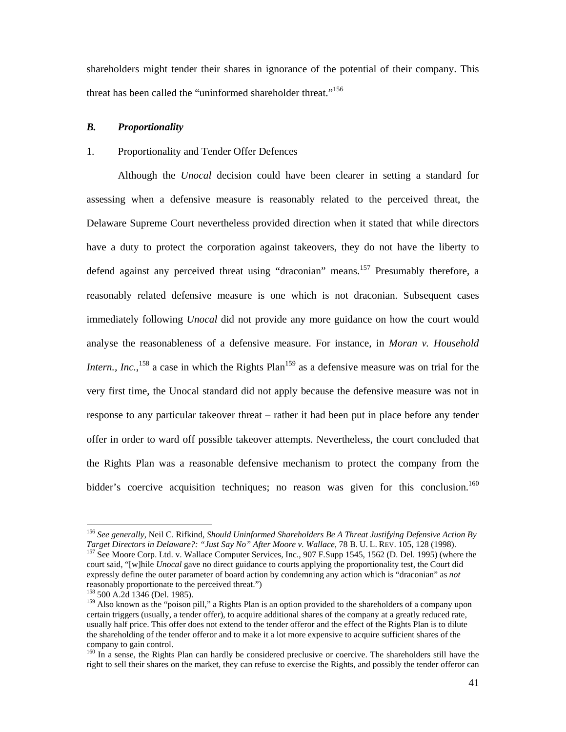shareholders might tender their shares in ignorance of the potential of their company. This threat has been called the "uninformed shareholder threat."[156]

### *B. Proportionality*

#### 1. Proportionality and Tender Offer Defences

Although the *Unocal* decision could have been clearer in setting a standard for assessing when a defensive measure is reasonably related to the perceived threat, the Delaware Supreme Court nevertheless provided direction when it stated that while directors have a duty to protect the corporation against takeovers, they do not have the liberty to defend against any perceived threat using "draconian" means.[157] Presumably therefore, a reasonably related defensive measure is one which is not draconian. Subsequent cases immediately following *Unocal* did not provide any more guidance on how the court would analyse the reasonableness of a defensive measure. For instance, in *Moran v. Household Intern., Inc.*,[158] a case in which the Rights Plan[159] as a defensive measure was on trial for the very first time, the Unocal standard did not apply because the defensive measure was not in response to any particular takeover threat – rather it had been put in place before any tender offer in order to ward off possible takeover attempts. Nevertheless, the court concluded that the Rights Plan was a reasonable defensive mechanism to protect the company from the bidder's coercive acquisition techniques; no reason was given for this conclusion.[160]

---

[156] *See generally*, Neil C. Rifkind, *Should Uninformed Shareholders Be A Threat Justifying Defensive Action By Target Directors in Delaware?: "Just Say No" After Moore v. Wallace*, 78 B. U. L. REV. 105, 128 (1998).

[157] See Moore Corp. Ltd. v. Wallace Computer Services, Inc., 907 F.Supp 1545, 1562 (D. Del. 1995) (where the court said, "[w]hile *Unocal* gave no direct guidance to courts applying the proportionality test, the Court did expressly define the outer parameter of board action by condemning any action which is "draconian" as *not* reasonably proportionate to the perceived threat.")

[158] 500 A.2d 1346 (Del. 1985).

[159] Also known as the "poison pill," a Rights Plan is an option provided to the shareholders of a company upon certain triggers (usually, a tender offer), to acquire additional shares of the company at a greatly reduced rate, usually half price. This offer does not extend to the tender offeror and the effect of the Rights Plan is to dilute the shareholding of the tender offeror and to make it a lot more expensive to acquire sufficient shares of the company to gain control.

[160] In a sense, the Rights Plan can hardly be considered preclusive or coercive. The shareholders still have the right to sell their shares on the market, they can refuse to exercise the Rights, and possibly the tender offeror can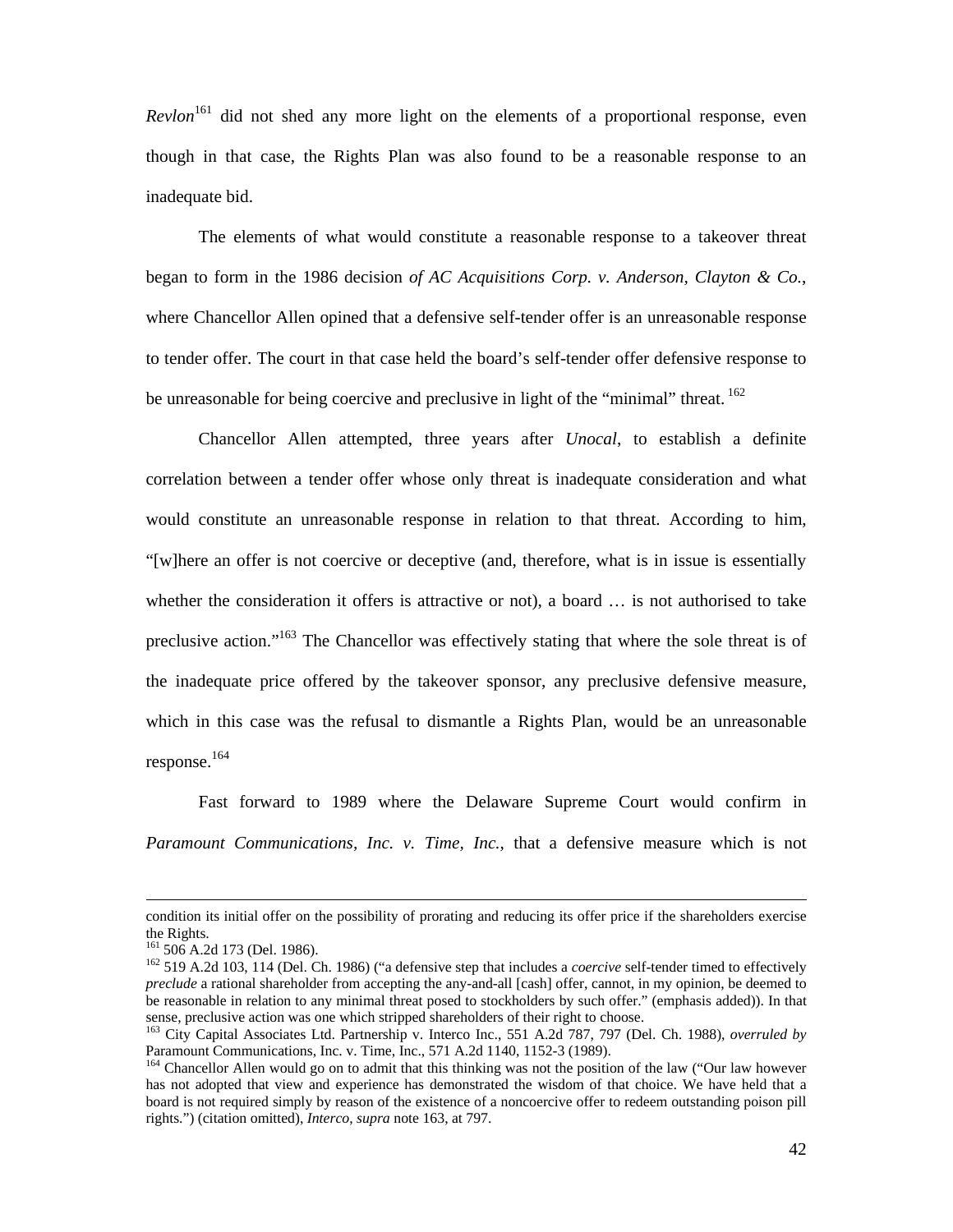*Revlon*[161] did not shed any more light on the elements of a proportional response, even though in that case, the Rights Plan was also found to be a reasonable response to an inadequate bid.

The elements of what would constitute a reasonable response to a takeover threat began to form in the 1986 decision *of AC Acquisitions Corp. v. Anderson, Clayton & Co.*, where Chancellor Allen opined that a defensive self-tender offer is an unreasonable response to tender offer. The court in that case held the board's self-tender offer defensive response to be unreasonable for being coercive and preclusive in light of the "minimal" threat. [162]

Chancellor Allen attempted, three years after *Unocal*, to establish a definite correlation between a tender offer whose only threat is inadequate consideration and what would constitute an unreasonable response in relation to that threat. According to him, "[w]here an offer is not coercive or deceptive (and, therefore, what is in issue is essentially whether the consideration it offers is attractive or not), a board … is not authorised to take preclusive action."[163] The Chancellor was effectively stating that where the sole threat is of the inadequate price offered by the takeover sponsor, any preclusive defensive measure, which in this case was the refusal to dismantle a Rights Plan, would be an unreasonable response.[164]

Fast forward to 1989 where the Delaware Supreme Court would confirm in *Paramount Communications, Inc. v. Time, Inc.*, that a defensive measure which is not

---

condition its initial offer on the possibility of prorating and reducing its offer price if the shareholders exercise the Rights.

[161] 506 A.2d 173 (Del. 1986).

[162] 519 A.2d 103, 114 (Del. Ch. 1986) ("a defensive step that includes a *coercive* self-tender timed to effectively *preclude* a rational shareholder from accepting the any-and-all [cash] offer, cannot, in my opinion, be deemed to be reasonable in relation to any minimal threat posed to stockholders by such offer." (emphasis added)). In that sense, preclusive action was one which stripped shareholders of their right to choose.

[163] City Capital Associates Ltd. Partnership v. Interco Inc., 551 A.2d 787, 797 (Del. Ch. 1988), *overruled by* Paramount Communications, Inc. v. Time, Inc., 571 A.2d 1140, 1152-3 (1989).

[164] Chancellor Allen would go on to admit that this thinking was not the position of the law ("Our law however has not adopted that view and experience has demonstrated the wisdom of that choice. We have held that a board is not required simply by reason of the existence of a noncoercive offer to redeem outstanding poison pill rights.") (citation omitted), *Interco*, *supra* note 163, at 797.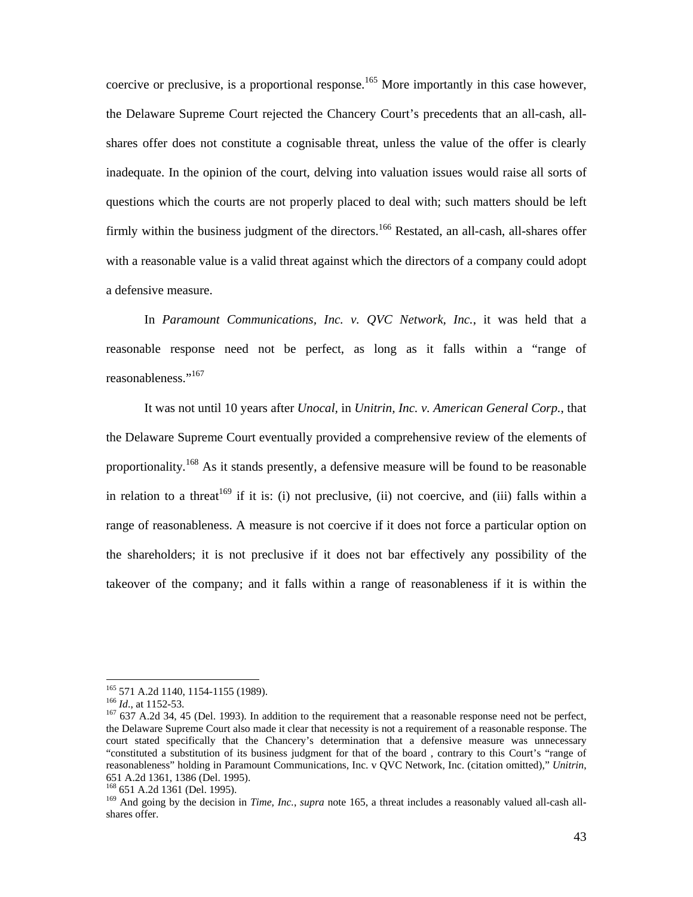coercive or preclusive, is a proportional response.[165] More importantly in this case however, the Delaware Supreme Court rejected the Chancery Court's precedents that an all-cash, all-shares offer does not constitute a cognisable threat, unless the value of the offer is clearly inadequate. In the opinion of the court, delving into valuation issues would raise all sorts of questions which the courts are not properly placed to deal with; such matters should be left firmly within the business judgment of the directors.[166] Restated, an all-cash, all-shares offer with a reasonable value is a valid threat against which the directors of a company could adopt a defensive measure.

In *Paramount Communications, Inc. v. QVC Network, Inc.*, it was held that a reasonable response need not be perfect, as long as it falls within a "range of reasonableness."[167]

It was not until 10 years after *Unocal*, in *Unitrin, Inc. v. American General Corp.*, that the Delaware Supreme Court eventually provided a comprehensive review of the elements of proportionality.[168] As it stands presently, a defensive measure will be found to be reasonable in relation to a threat[169] if it is: (i) not preclusive, (ii) not coercive, and (iii) falls within a range of reasonableness. A measure is not coercive if it does not force a particular option on the shareholders; it is not preclusive if it does not bar effectively any possibility of the takeover of the company; and it falls within a range of reasonableness if it is within the

---

[165] 571 A.2d 1140, 1154-1155 (1989).

[166] *Id*., at 1152-53.

[167] 637 A.2d 34, 45 (Del. 1993). In addition to the requirement that a reasonable response need not be perfect, the Delaware Supreme Court also made it clear that necessity is not a requirement of a reasonable response. The court stated specifically that the Chancery's determination that a defensive measure was unnecessary "constituted a substitution of its business judgment for that of the board , contrary to this Court's "range of reasonableness" holding in Paramount Communications, Inc. v QVC Network, Inc. (citation omitted)," *Unitrin*, 651 A.2d 1361, 1386 (Del. 1995).

[168] 651 A.2d 1361 (Del. 1995).

[169] And going by the decision in *Time, Inc.*, *supra* note 165, a threat includes a reasonably valued all-cash all-shares offer.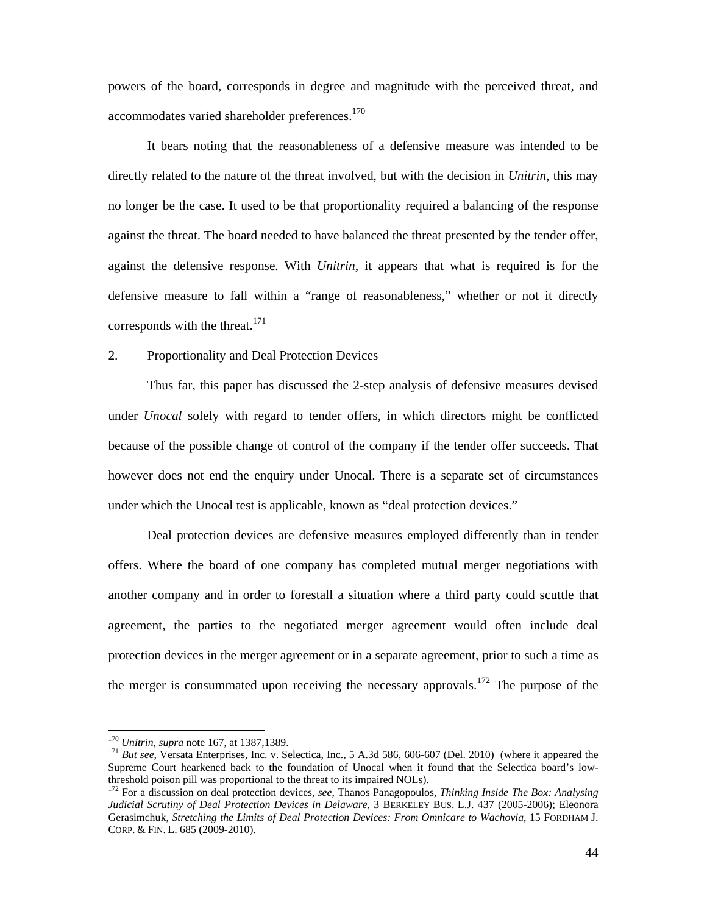powers of the board, corresponds in degree and magnitude with the perceived threat, and accommodates varied shareholder preferences.[170]

It bears noting that the reasonableness of a defensive measure was intended to be directly related to the nature of the threat involved, but with the decision in *Unitrin*, this may no longer be the case. It used to be that proportionality required a balancing of the response against the threat. The board needed to have balanced the threat presented by the tender offer, against the defensive response. With *Unitrin*, it appears that what is required is for the defensive measure to fall within a "range of reasonableness," whether or not it directly corresponds with the threat.[171]

2. Proportionality and Deal Protection Devices

Thus far, this paper has discussed the 2-step analysis of defensive measures devised under *Unocal* solely with regard to tender offers, in which directors might be conflicted because of the possible change of control of the company if the tender offer succeeds. That however does not end the enquiry under Unocal. There is a separate set of circumstances under which the Unocal test is applicable, known as "deal protection devices."

Deal protection devices are defensive measures employed differently than in tender offers. Where the board of one company has completed mutual merger negotiations with another company and in order to forestall a situation where a third party could scuttle that agreement, the parties to the negotiated merger agreement would often include deal protection devices in the merger agreement or in a separate agreement, prior to such a time as the merger is consummated upon receiving the necessary approvals.[172] The purpose of the

---

[170] *Unitrin*, *supra* note 167, at 1387,1389.

[171] *But see*, Versata Enterprises, Inc. v. Selectica, Inc., 5 A.3d 586, 606-607 (Del. 2010) (where it appeared the Supreme Court hearkened back to the foundation of Unocal when it found that the Selectica board's low-threshold poison pill was proportional to the threat to its impaired NOLs).

[172] For a discussion on deal protection devices, *see*, Thanos Panagopoulos, *Thinking Inside The Box: Analysing Judicial Scrutiny of Deal Protection Devices in Delaware*, 3 BERKELEY BUS. L.J. 437 (2005-2006); Eleonora Gerasimchuk, *Stretching the Limits of Deal Protection Devices: From Omnicare to Wachovia*, 15 FORDHAM J. CORP. & FIN. L. 685 (2009-2010).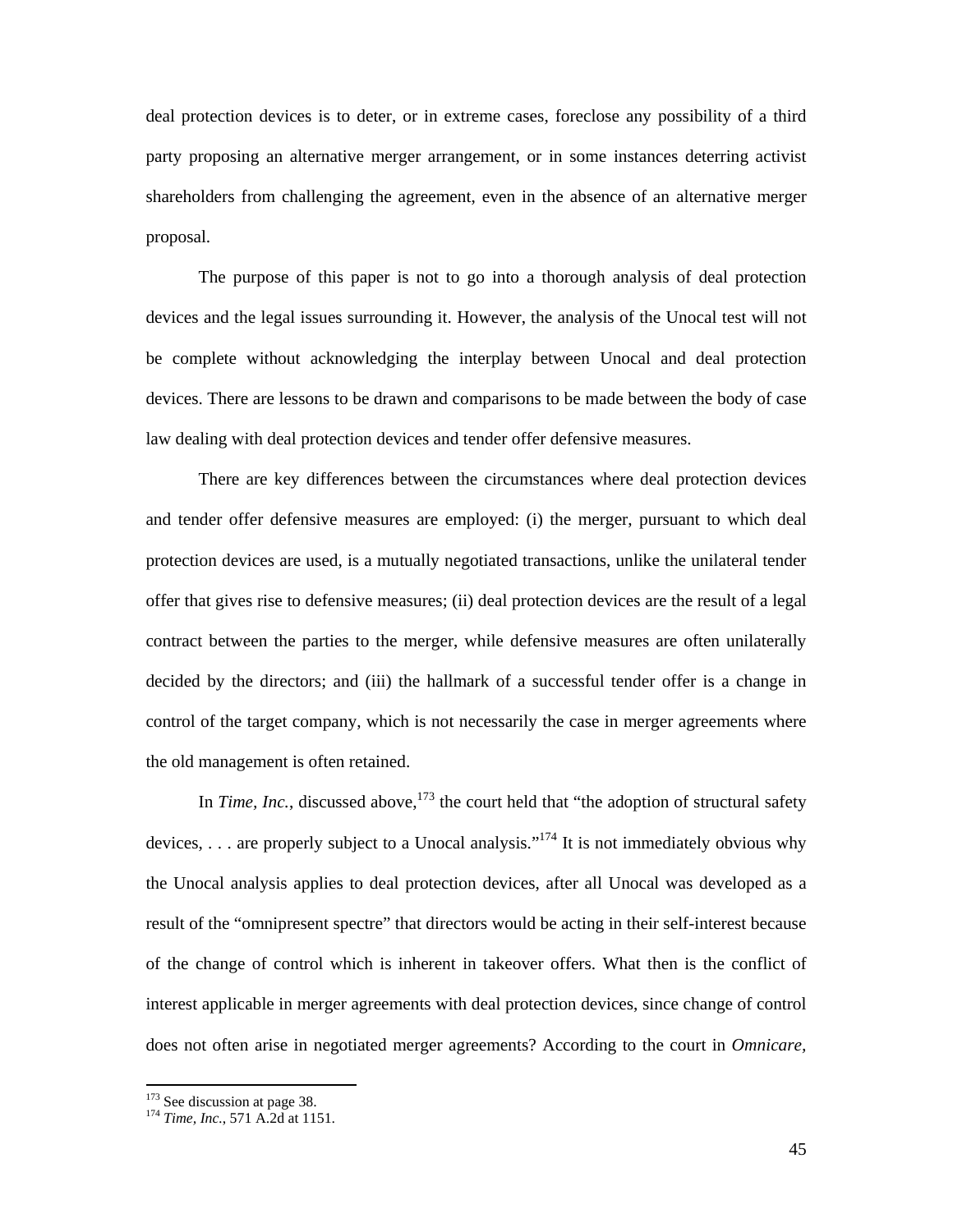deal protection devices is to deter, or in extreme cases, foreclose any possibility of a third party proposing an alternative merger arrangement, or in some instances deterring activist shareholders from challenging the agreement, even in the absence of an alternative merger proposal.

The purpose of this paper is not to go into a thorough analysis of deal protection devices and the legal issues surrounding it. However, the analysis of the Unocal test will not be complete without acknowledging the interplay between Unocal and deal protection devices. There are lessons to be drawn and comparisons to be made between the body of case law dealing with deal protection devices and tender offer defensive measures.

There are key differences between the circumstances where deal protection devices and tender offer defensive measures are employed: (i) the merger, pursuant to which deal protection devices are used, is a mutually negotiated transactions, unlike the unilateral tender offer that gives rise to defensive measures; (ii) deal protection devices are the result of a legal contract between the parties to the merger, while defensive measures are often unilaterally decided by the directors; and (iii) the hallmark of a successful tender offer is a change in control of the target company, which is not necessarily the case in merger agreements where the old management is often retained.

In *Time, Inc.*, discussed above,[173] the court held that "the adoption of structural safety devices, . . . are properly subject to a Unocal analysis."[174] It is not immediately obvious why the Unocal analysis applies to deal protection devices, after all Unocal was developed as a result of the "omnipresent spectre" that directors would be acting in their self-interest because of the change of control which is inherent in takeover offers. What then is the conflict of interest applicable in merger agreements with deal protection devices, since change of control does not often arise in negotiated merger agreements? According to the court in *Omnicare,*

[173] See discussion at page 38.
[174] *Time, Inc.*, 571 A.2d at 1151.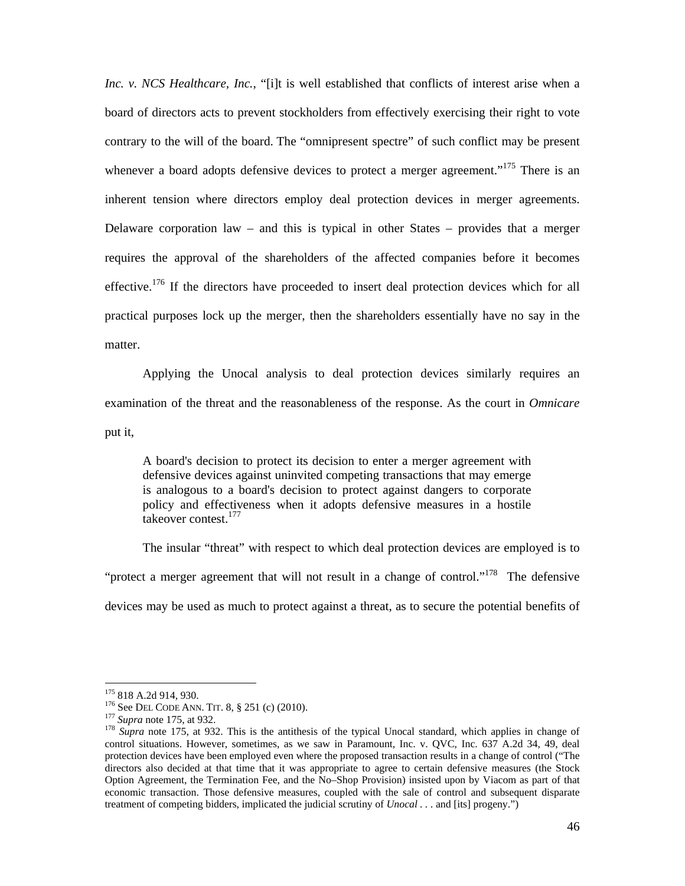*Inc. v. NCS Healthcare, Inc.*, "[i]t is well established that conflicts of interest arise when a board of directors acts to prevent stockholders from effectively exercising their right to vote contrary to the will of the board. The "omnipresent spectre" of such conflict may be present whenever a board adopts defensive devices to protect a merger agreement."[175] There is an inherent tension where directors employ deal protection devices in merger agreements. Delaware corporation law – and this is typical in other States – provides that a merger requires the approval of the shareholders of the affected companies before it becomes effective.[176] If the directors have proceeded to insert deal protection devices which for all practical purposes lock up the merger, then the shareholders essentially have no say in the matter.

Applying the Unocal analysis to deal protection devices similarly requires an examination of the threat and the reasonableness of the response. As the court in *Omnicare* put it,

> A board's decision to protect its decision to enter a merger agreement with defensive devices against uninvited competing transactions that may emerge is analogous to a board's decision to protect against dangers to corporate policy and effectiveness when it adopts defensive measures in a hostile takeover contest.[177]

The insular "threat" with respect to which deal protection devices are employed is to "protect a merger agreement that will not result in a change of control."[178] The defensive devices may be used as much to protect against a threat, as to secure the potential benefits of

---

[175] 818 A.2d 914, 930.

[176] See DEL CODE ANN. TIT. 8, § 251 (c) (2010).

[177] *Supra* note 175, at 932.

[178] *Supra* note 175, at 932. This is the antithesis of the typical Unocal standard, which applies in change of control situations. However, sometimes, as we saw in Paramount, Inc. v. QVC, Inc. 637 A.2d 34, 49, deal protection devices have been employed even where the proposed transaction results in a change of control ("The directors also decided at that time that it was appropriate to agree to certain defensive measures (the Stock Option Agreement, the Termination Fee, and the No–Shop Provision) insisted upon by Viacom as part of that economic transaction. Those defensive measures, coupled with the sale of control and subsequent disparate treatment of competing bidders, implicated the judicial scrutiny of *Unocal* . . . and [its] progeny.")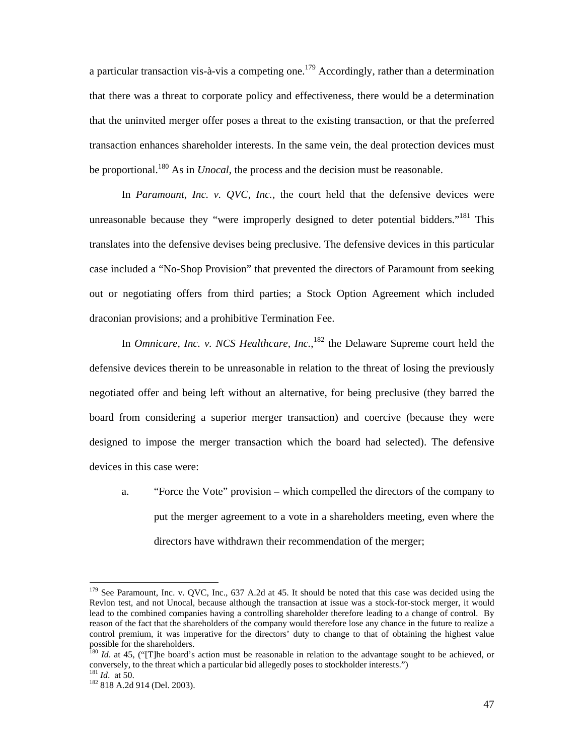a particular transaction vis-à-vis a competing one.[179] Accordingly, rather than a determination that there was a threat to corporate policy and effectiveness, there would be a determination that the uninvited merger offer poses a threat to the existing transaction, or that the preferred transaction enhances shareholder interests. In the same vein, the deal protection devices must be proportional.[180] As in *Unocal*, the process and the decision must be reasonable.

In *Paramount, Inc. v. QVC, Inc.,* the court held that the defensive devices were unreasonable because they "were improperly designed to deter potential bidders."[181] This translates into the defensive devises being preclusive. The defensive devices in this particular case included a "No-Shop Provision" that prevented the directors of Paramount from seeking out or negotiating offers from third parties; a Stock Option Agreement which included draconian provisions; and a prohibitive Termination Fee.

In *Omnicare, Inc. v. NCS Healthcare, Inc.*,[182] the Delaware Supreme court held the defensive devices therein to be unreasonable in relation to the threat of losing the previously negotiated offer and being left without an alternative, for being preclusive (they barred the board from considering a superior merger transaction) and coercive (because they were designed to impose the merger transaction which the board had selected). The defensive devices in this case were:

a. "Force the Vote" provision – which compelled the directors of the company to put the merger agreement to a vote in a shareholders meeting, even where the directors have withdrawn their recommendation of the merger;

---

[179] See Paramount, Inc. v. QVC, Inc., 637 A.2d at 45. It should be noted that this case was decided using the Revlon test, and not Unocal, because although the transaction at issue was a stock-for-stock merger, it would lead to the combined companies having a controlling shareholder therefore leading to a change of control. By reason of the fact that the shareholders of the company would therefore lose any chance in the future to realize a control premium, it was imperative for the directors' duty to change to that of obtaining the highest value possible for the shareholders.

[180] *Id*. at 45, ("[T]he board's action must be reasonable in relation to the advantage sought to be achieved, or conversely, to the threat which a particular bid allegedly poses to stockholder interests.")

[181] *Id*. at 50.

[182] 818 A.2d 914 (Del. 2003).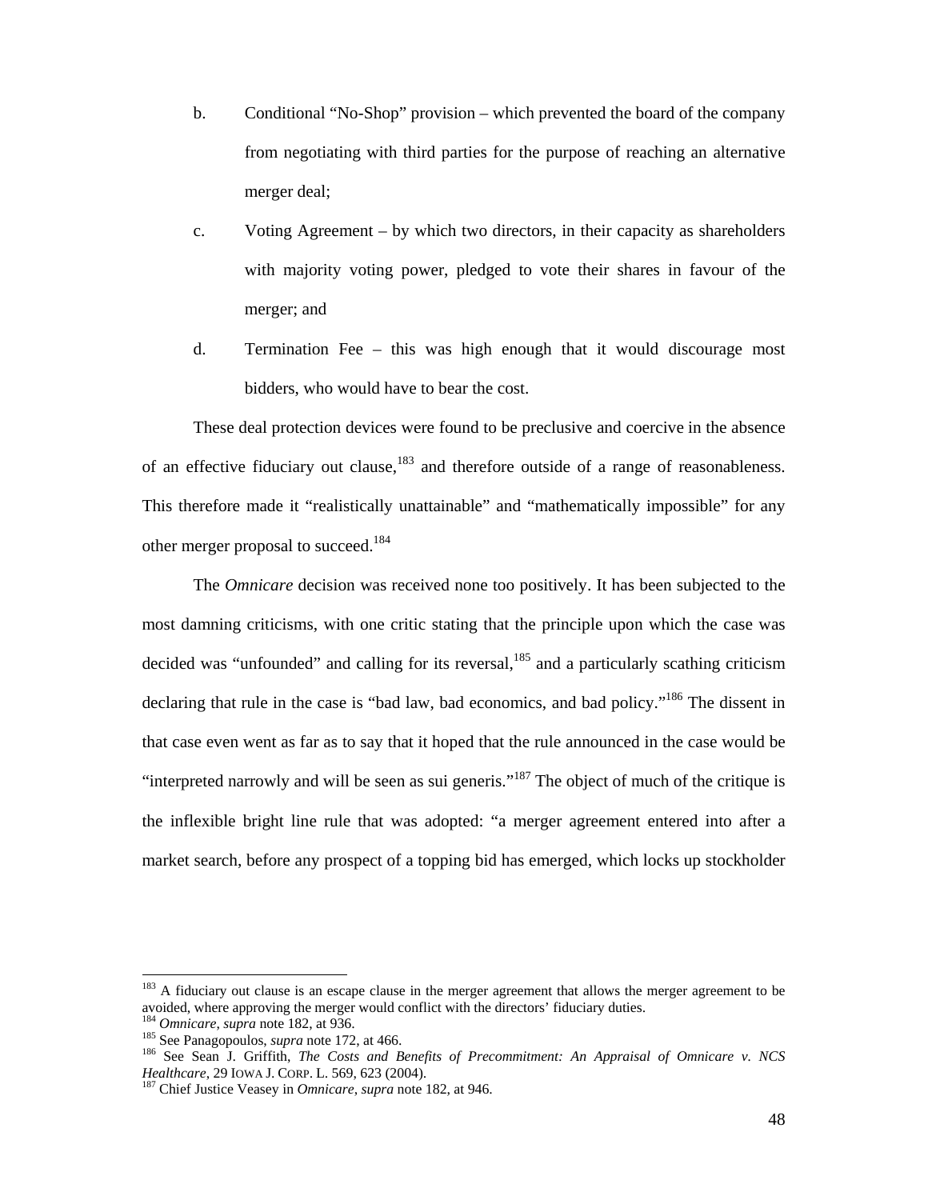b. Conditional “No-Shop” provision – which prevented the board of the company from negotiating with third parties for the purpose of reaching an alternative merger deal;

c. Voting Agreement – by which two directors, in their capacity as shareholders with majority voting power, pledged to vote their shares in favour of the merger; and

d. Termination Fee – this was high enough that it would discourage most bidders, who would have to bear the cost.

These deal protection devices were found to be preclusive and coercive in the absence of an effective fiduciary out clause,[183] and therefore outside of a range of reasonableness. This therefore made it “realistically unattainable” and “mathematically impossible” for any other merger proposal to succeed.[184]

The *Omnicare* decision was received none too positively. It has been subjected to the most damning criticisms, with one critic stating that the principle upon which the case was decided was “unfounded” and calling for its reversal,[185] and a particularly scathing criticism declaring that rule in the case is “bad law, bad economics, and bad policy.”[186] The dissent in that case even went as far as to say that it hoped that the rule announced in the case would be “interpreted narrowly and will be seen as sui generis.”[187] The object of much of the critique is the inflexible bright line rule that was adopted: “a merger agreement entered into after a market search, before any prospect of a topping bid has emerged, which locks up stockholder

---

[183] A fiduciary out clause is an escape clause in the merger agreement that allows the merger agreement to be avoided, where approving the merger would conflict with the directors’ fiduciary duties.

[184] *Omnicare*, *supra* note 182, at 936.

[185] See Panagopoulos, *supra* note 172, at 466.

[186] See Sean J. Griffith, *The Costs and Benefits of Precommitment: An Appraisal of Omnicare v. NCS Healthcare*, 29 IOWA J. CORP. L. 569, 623 (2004).

[187] Chief Justice Veasey in *Omnicare*, *supra* note 182, at 946.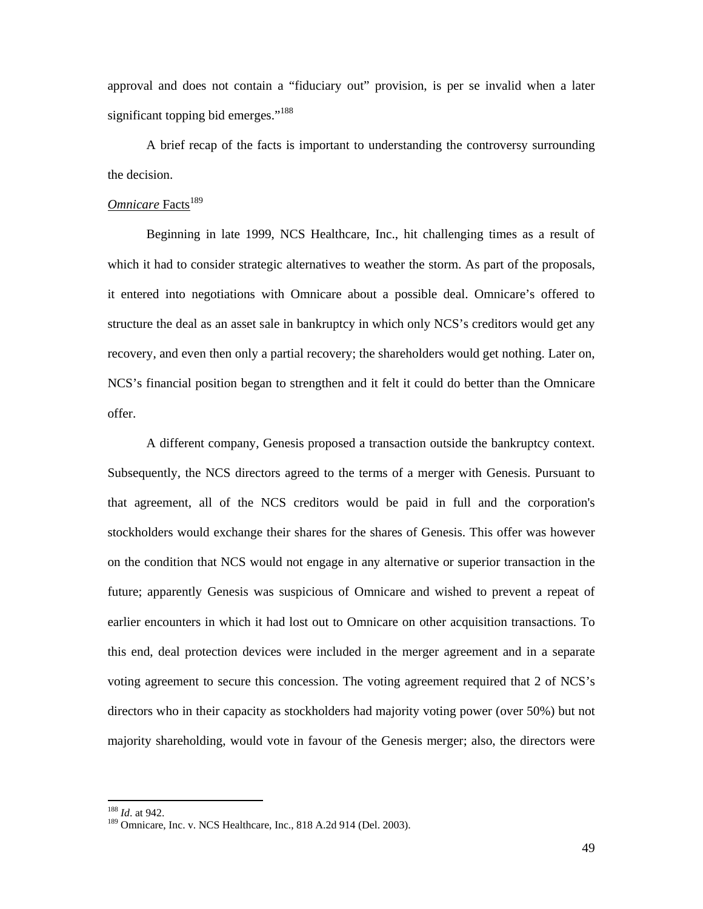approval and does not contain a "fiduciary out" provision, is per se invalid when a later significant topping bid emerges."[188]

A brief recap of the facts is important to understanding the controversy surrounding the decision.

*Omnicare* Facts[189]

Beginning in late 1999, NCS Healthcare, Inc., hit challenging times as a result of which it had to consider strategic alternatives to weather the storm. As part of the proposals, it entered into negotiations with Omnicare about a possible deal. Omnicare's offered to structure the deal as an asset sale in bankruptcy in which only NCS's creditors would get any recovery, and even then only a partial recovery; the shareholders would get nothing. Later on, NCS's financial position began to strengthen and it felt it could do better than the Omnicare offer.

A different company, Genesis proposed a transaction outside the bankruptcy context. Subsequently, the NCS directors agreed to the terms of a merger with Genesis. Pursuant to that agreement, all of the NCS creditors would be paid in full and the corporation's stockholders would exchange their shares for the shares of Genesis. This offer was however on the condition that NCS would not engage in any alternative or superior transaction in the future; apparently Genesis was suspicious of Omnicare and wished to prevent a repeat of earlier encounters in which it had lost out to Omnicare on other acquisition transactions. To this end, deal protection devices were included in the merger agreement and in a separate voting agreement to secure this concession. The voting agreement required that 2 of NCS's directors who in their capacity as stockholders had majority voting power (over 50%) but not majority shareholding, would vote in favour of the Genesis merger; also, the directors were

---

[188] *Id*. at 942.

[189] Omnicare, Inc. v. NCS Healthcare, Inc., 818 A.2d 914 (Del. 2003).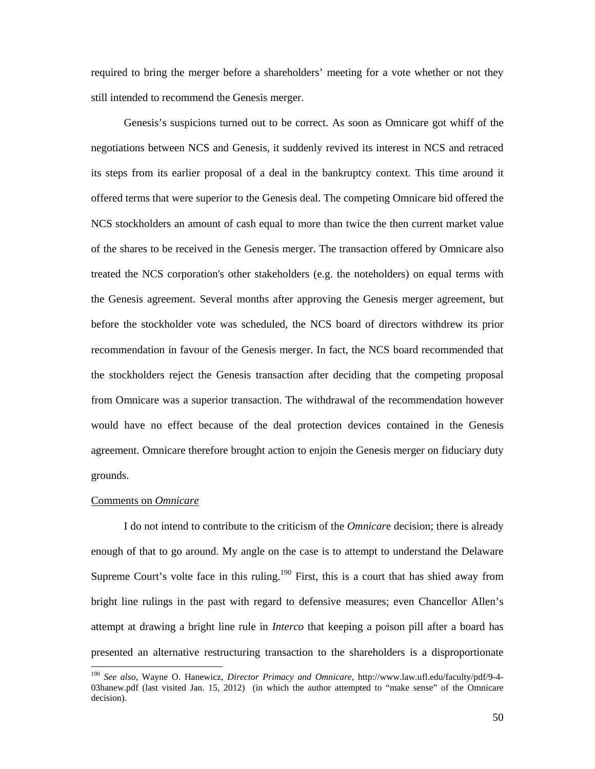required to bring the merger before a shareholders' meeting for a vote whether or not they still intended to recommend the Genesis merger.

Genesis's suspicions turned out to be correct. As soon as Omnicare got whiff of the negotiations between NCS and Genesis, it suddenly revived its interest in NCS and retraced its steps from its earlier proposal of a deal in the bankruptcy context. This time around it offered terms that were superior to the Genesis deal. The competing Omnicare bid offered the NCS stockholders an amount of cash equal to more than twice the then current market value of the shares to be received in the Genesis merger. The transaction offered by Omnicare also treated the NCS corporation's other stakeholders (e.g. the noteholders) on equal terms with the Genesis agreement. Several months after approving the Genesis merger agreement, but before the stockholder vote was scheduled, the NCS board of directors withdrew its prior recommendation in favour of the Genesis merger. In fact, the NCS board recommended that the stockholders reject the Genesis transaction after deciding that the competing proposal from Omnicare was a superior transaction. The withdrawal of the recommendation however would have no effect because of the deal protection devices contained in the Genesis agreement. Omnicare therefore brought action to enjoin the Genesis merger on fiduciary duty grounds.

Comments on *Omnicare*

I do not intend to contribute to the criticism of the *Omnicare* decision; there is already enough of that to go around. My angle on the case is to attempt to understand the Delaware Supreme Court's volte face in this ruling.[190] First, this is a court that has shied away from bright line rulings in the past with regard to defensive measures; even Chancellor Allen's attempt at drawing a bright line rule in *Interco* that keeping a poison pill after a board has presented an alternative restructuring transaction to the shareholders is a disproportionate

---

[190] *See also*, Wayne O. Hanewicz, *Director Primacy and Omnicare*, http://www.law.ufl.edu/faculty/pdf/9-4-03hanew.pdf (last visited Jan. 15, 2012) (in which the author attempted to "make sense" of the Omnicare decision).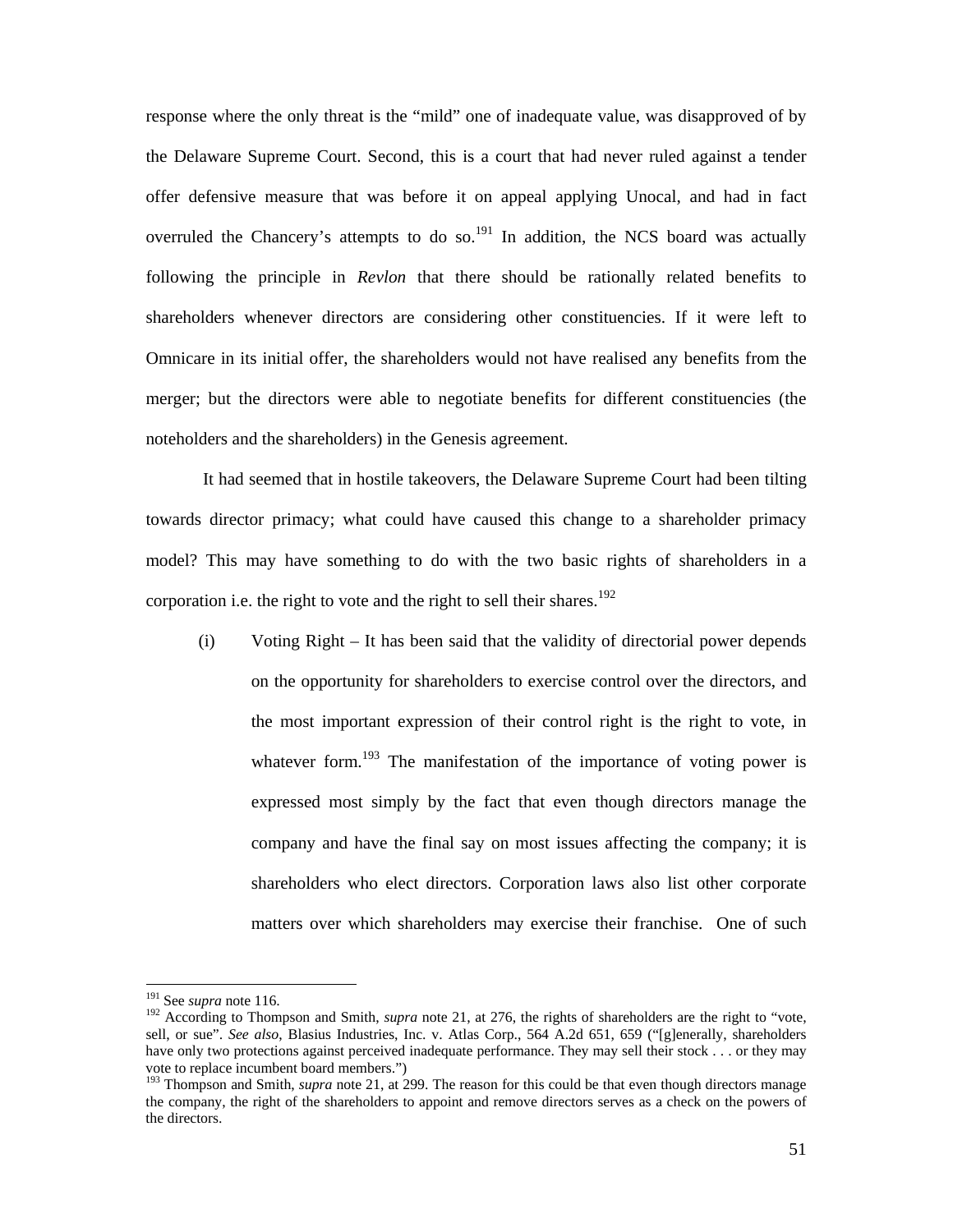response where the only threat is the "mild" one of inadequate value, was disapproved of by the Delaware Supreme Court. Second, this is a court that had never ruled against a tender offer defensive measure that was before it on appeal applying Unocal, and had in fact overruled the Chancery's attempts to do so.[191] In addition, the NCS board was actually following the principle in *Revlon* that there should be rationally related benefits to shareholders whenever directors are considering other constituencies. If it were left to Omnicare in its initial offer, the shareholders would not have realised any benefits from the merger; but the directors were able to negotiate benefits for different constituencies (the noteholders and the shareholders) in the Genesis agreement.

It had seemed that in hostile takeovers, the Delaware Supreme Court had been tilting towards director primacy; what could have caused this change to a shareholder primacy model? This may have something to do with the two basic rights of shareholders in a corporation i.e. the right to vote and the right to sell their shares.[192]

(i) Voting Right – It has been said that the validity of directorial power depends on the opportunity for shareholders to exercise control over the directors, and the most important expression of their control right is the right to vote, in whatever form.[193] The manifestation of the importance of voting power is expressed most simply by the fact that even though directors manage the company and have the final say on most issues affecting the company; it is shareholders who elect directors. Corporation laws also list other corporate matters over which shareholders may exercise their franchise. One of such

---

[191] See *supra* note 116.

[192] According to Thompson and Smith, *supra* note 21, at 276, the rights of shareholders are the right to "vote, sell, or sue". *See also*, Blasius Industries, Inc. v. Atlas Corp., 564 A.2d 651, 659 ("[g]enerally, shareholders have only two protections against perceived inadequate performance. They may sell their stock . . . or they may vote to replace incumbent board members.")

[193] Thompson and Smith, *supra* note 21, at 299. The reason for this could be that even though directors manage the company, the right of the shareholders to appoint and remove directors serves as a check on the powers of the directors.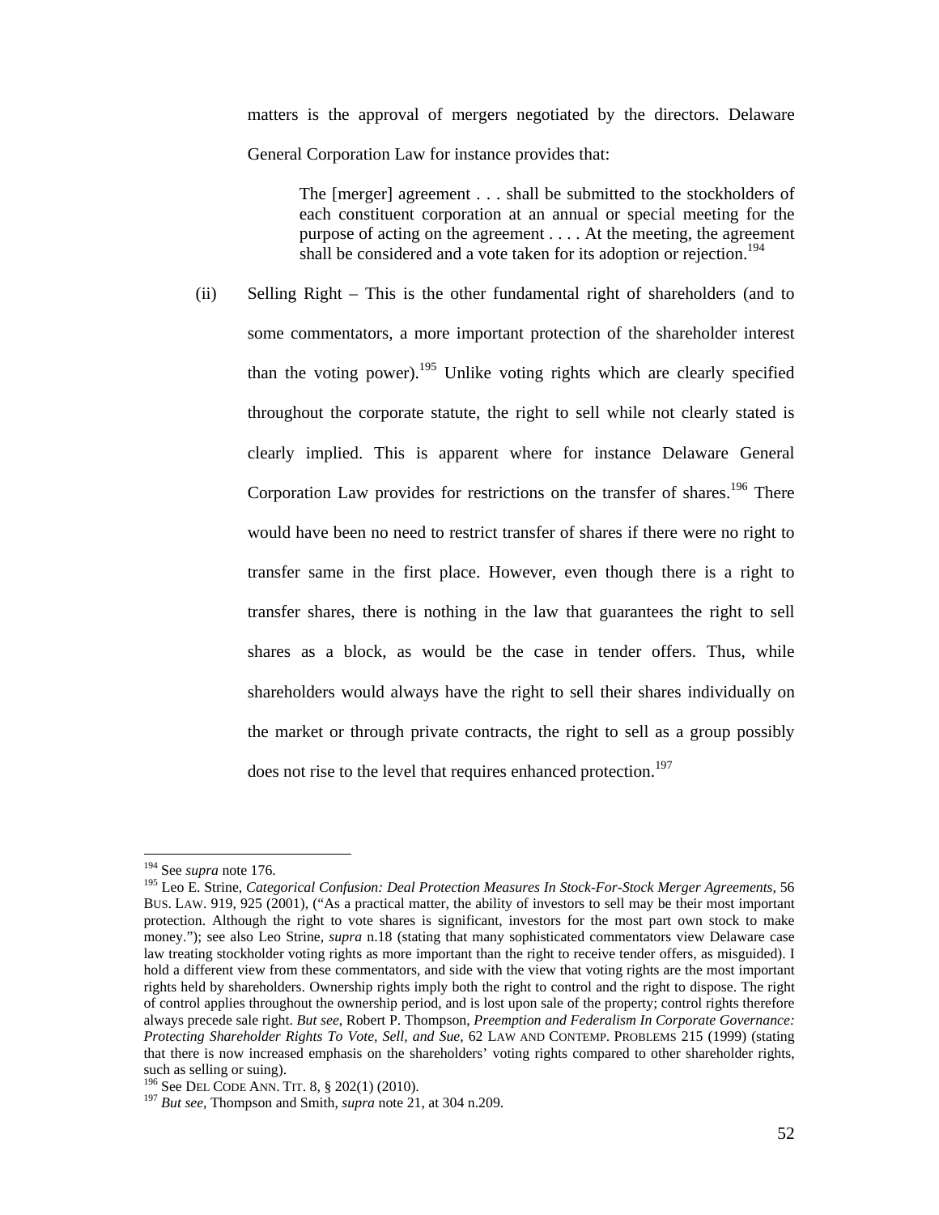matters is the approval of mergers negotiated by the directors. Delaware General Corporation Law for instance provides that:

> The [merger] agreement . . . shall be submitted to the stockholders of each constituent corporation at an annual or special meeting for the purpose of acting on the agreement . . . . At the meeting, the agreement shall be considered and a vote taken for its adoption or rejection.[194]

(ii) Selling Right – This is the other fundamental right of shareholders (and to some commentators, a more important protection of the shareholder interest than the voting power).[195] Unlike voting rights which are clearly specified throughout the corporate statute, the right to sell while not clearly stated is clearly implied. This is apparent where for instance Delaware General Corporation Law provides for restrictions on the transfer of shares.[196] There would have been no need to restrict transfer of shares if there were no right to transfer same in the first place. However, even though there is a right to transfer shares, there is nothing in the law that guarantees the right to sell shares as a block, as would be the case in tender offers. Thus, while shareholders would always have the right to sell their shares individually on the market or through private contracts, the right to sell as a group possibly does not rise to the level that requires enhanced protection.[197]

---

[194] See *supra* note 176.

[195] Leo E. Strine, *Categorical Confusion: Deal Protection Measures In Stock-For-Stock Merger Agreements*, 56 BUS. LAW. 919, 925 (2001), ("As a practical matter, the ability of investors to sell may be their most important protection. Although the right to vote shares is significant, investors for the most part own stock to make money."); see also Leo Strine, *supra* n.18 (stating that many sophisticated commentators view Delaware case law treating stockholder voting rights as more important than the right to receive tender offers, as misguided). I hold a different view from these commentators, and side with the view that voting rights are the most important rights held by shareholders. Ownership rights imply both the right to control and the right to dispose. The right of control applies throughout the ownership period, and is lost upon sale of the property; control rights therefore always precede sale right. *But see*, Robert P. Thompson, *Preemption and Federalism In Corporate Governance: Protecting Shareholder Rights To Vote, Sell, and Sue*, 62 LAW AND CONTEMP. PROBLEMS 215 (1999) (stating that there is now increased emphasis on the shareholders' voting rights compared to other shareholder rights, such as selling or suing).

[196] See DEL CODE ANN. TIT. 8, § 202(1) (2010).

[197] *But see*, Thompson and Smith, *supra* note 21, at 304 n.209.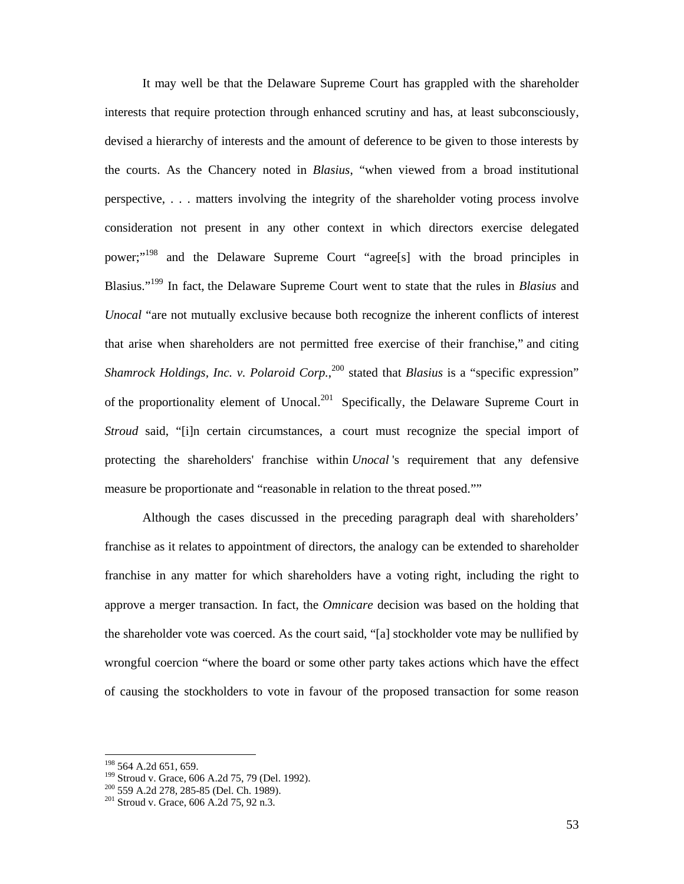It may well be that the Delaware Supreme Court has grappled with the shareholder interests that require protection through enhanced scrutiny and has, at least subconsciously, devised a hierarchy of interests and the amount of deference to be given to those interests by the courts. As the Chancery noted in *Blasius*, "when viewed from a broad institutional perspective, . . . matters involving the integrity of the shareholder voting process involve consideration not present in any other context in which directors exercise delegated power;"[198] and the Delaware Supreme Court "agree[s] with the broad principles in Blasius."[199] In fact, the Delaware Supreme Court went to state that the rules in *Blasius* and *Unocal* "are not mutually exclusive because both recognize the inherent conflicts of interest that arise when shareholders are not permitted free exercise of their franchise," and citing *Shamrock Holdings, Inc. v. Polaroid Corp.*,[200] stated that *Blasius* is a "specific expression" of the proportionality element of Unocal.[201] Specifically, the Delaware Supreme Court in *Stroud* said, "[i]n certain circumstances, a court must recognize the special import of protecting the shareholders' franchise within *Unocal*'s requirement that any defensive measure be proportionate and "reasonable in relation to the threat posed.""

Although the cases discussed in the preceding paragraph deal with shareholders' franchise as it relates to appointment of directors, the analogy can be extended to shareholder franchise in any matter for which shareholders have a voting right, including the right to approve a merger transaction. In fact, the *Omnicare* decision was based on the holding that the shareholder vote was coerced. As the court said, "[a] stockholder vote may be nullified by wrongful coercion "where the board or some other party takes actions which have the effect of causing the stockholders to vote in favour of the proposed transaction for some reason

---

[198] 564 A.2d 651, 659.

[199] Stroud v. Grace, 606 A.2d 75, 79 (Del. 1992).

[200] 559 A.2d 278, 285-85 (Del. Ch. 1989).

[201] Stroud v. Grace, 606 A.2d 75, 92 n.3.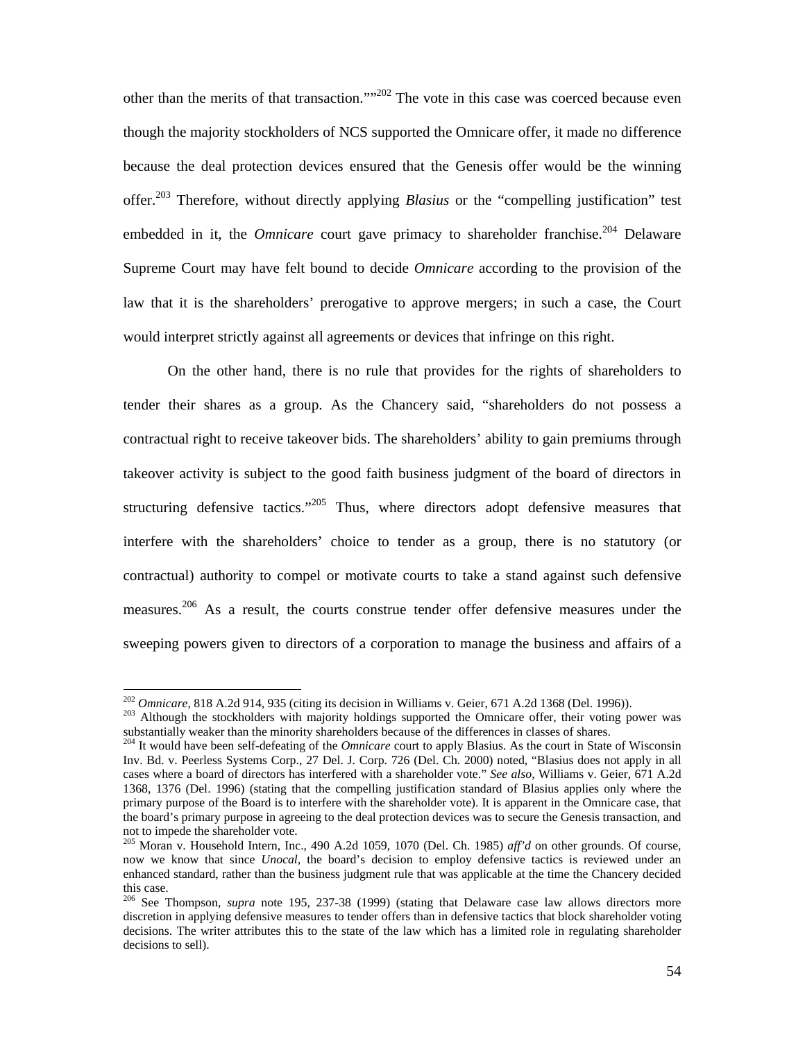other than the merits of that transaction.""[202] The vote in this case was coerced because even though the majority stockholders of NCS supported the Omnicare offer, it made no difference because the deal protection devices ensured that the Genesis offer would be the winning offer.[203] Therefore, without directly applying *Blasius* or the "compelling justification" test embedded in it, the *Omnicare* court gave primacy to shareholder franchise.[204] Delaware Supreme Court may have felt bound to decide *Omnicare* according to the provision of the law that it is the shareholders' prerogative to approve mergers; in such a case, the Court would interpret strictly against all agreements or devices that infringe on this right.

On the other hand, there is no rule that provides for the rights of shareholders to tender their shares as a group. As the Chancery said, "shareholders do not possess a contractual right to receive takeover bids. The shareholders' ability to gain premiums through takeover activity is subject to the good faith business judgment of the board of directors in structuring defensive tactics."[205] Thus, where directors adopt defensive measures that interfere with the shareholders' choice to tender as a group, there is no statutory (or contractual) authority to compel or motivate courts to take a stand against such defensive measures.[206] As a result, the courts construe tender offer defensive measures under the sweeping powers given to directors of a corporation to manage the business and affairs of a

---

[202] *Omnicare*, 818 A.2d 914, 935 (citing its decision in Williams v. Geier, 671 A.2d 1368 (Del. 1996)).

[203] Although the stockholders with majority holdings supported the Omnicare offer, their voting power was substantially weaker than the minority shareholders because of the differences in classes of shares.

[204] It would have been self-defeating of the *Omnicare* court to apply Blasius. As the court in State of Wisconsin Inv. Bd. v. Peerless Systems Corp., 27 Del. J. Corp. 726 (Del. Ch. 2000) noted, "Blasius does not apply in all cases where a board of directors has interfered with a shareholder vote." *See also*, Williams v. Geier, 671 A.2d 1368, 1376 (Del. 1996) (stating that the compelling justification standard of Blasius applies only where the primary purpose of the Board is to interfere with the shareholder vote). It is apparent in the Omnicare case, that the board's primary purpose in agreeing to the deal protection devices was to secure the Genesis transaction, and not to impede the shareholder vote.

[205] Moran v. Household Intern, Inc., 490 A.2d 1059, 1070 (Del. Ch. 1985) *aff'd* on other grounds. Of course, now we know that since *Unocal*, the board's decision to employ defensive tactics is reviewed under an enhanced standard, rather than the business judgment rule that was applicable at the time the Chancery decided this case.

[206] See Thompson, *supra* note 195, 237-38 (1999) (stating that Delaware case law allows directors more discretion in applying defensive measures to tender offers than in defensive tactics that block shareholder voting decisions. The writer attributes this to the state of the law which has a limited role in regulating shareholder decisions to sell).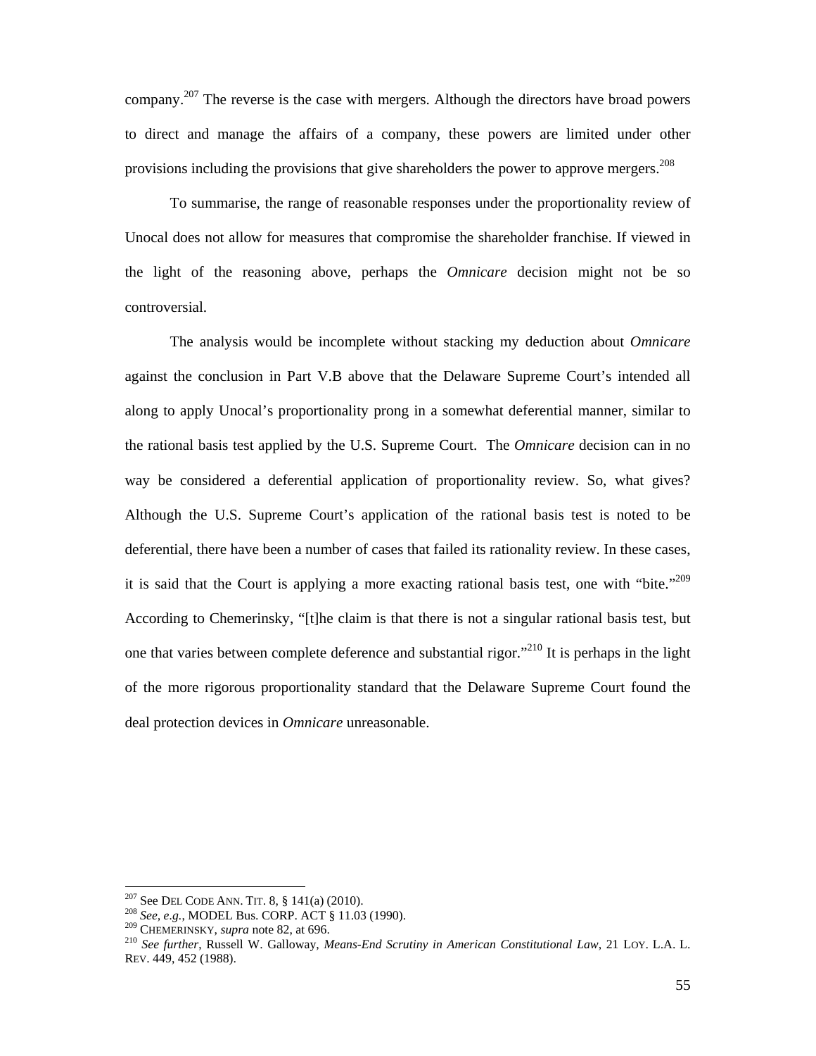company.[207] The reverse is the case with mergers. Although the directors have broad powers to direct and manage the affairs of a company, these powers are limited under other provisions including the provisions that give shareholders the power to approve mergers.[208]

To summarise, the range of reasonable responses under the proportionality review of Unocal does not allow for measures that compromise the shareholder franchise. If viewed in the light of the reasoning above, perhaps the *Omnicare* decision might not be so controversial.

The analysis would be incomplete without stacking my deduction about *Omnicare* against the conclusion in Part V.B above that the Delaware Supreme Court's intended all along to apply Unocal's proportionality prong in a somewhat deferential manner, similar to the rational basis test applied by the U.S. Supreme Court. The *Omnicare* decision can in no way be considered a deferential application of proportionality review. So, what gives? Although the U.S. Supreme Court's application of the rational basis test is noted to be deferential, there have been a number of cases that failed its rationality review. In these cases, it is said that the Court is applying a more exacting rational basis test, one with "bite."[209] According to Chemerinsky, "[t]he claim is that there is not a singular rational basis test, but one that varies between complete deference and substantial rigor."[210] It is perhaps in the light of the more rigorous proportionality standard that the Delaware Supreme Court found the deal protection devices in *Omnicare* unreasonable.

---

[207] See DEL CODE ANN. TIT. 8, § 141(a) (2010).

[208] *See, e.g.*, MODEL Bus. CORP. ACT § 11.03 (1990).

[209] CHEMERINSKY, *supra* note 82, at 696.

[210] *See further*, Russell W. Galloway, *Means-End Scrutiny in American Constitutional Law*, 21 LOY. L.A. L. REV. 449, 452 (1988).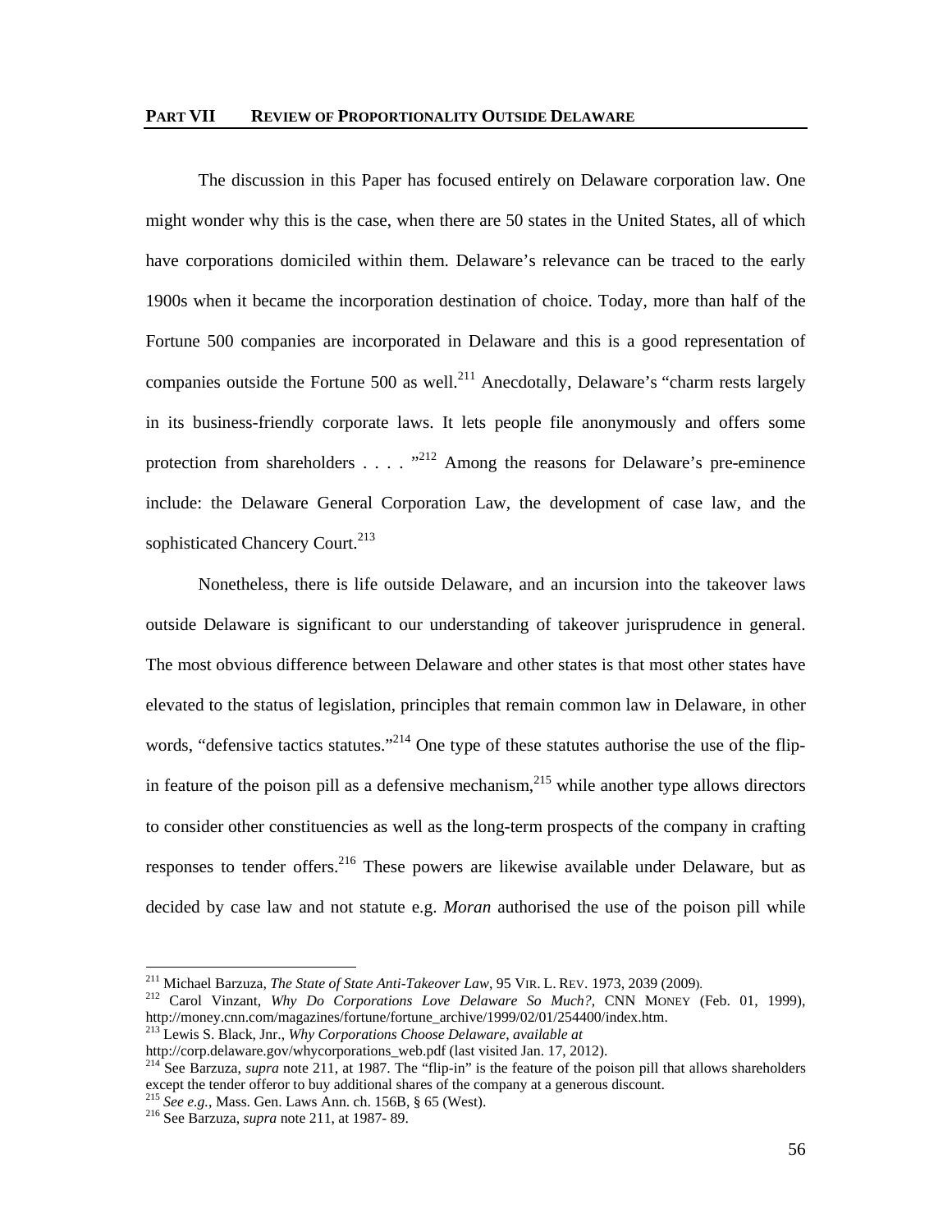## PART VII REVIEW OF PROPORTIONALITY OUTSIDE DELAWARE

The discussion in this Paper has focused entirely on Delaware corporation law. One might wonder why this is the case, when there are 50 states in the United States, all of which have corporations domiciled within them. Delaware's relevance can be traced to the early 1900s when it became the incorporation destination of choice. Today, more than half of the Fortune 500 companies are incorporated in Delaware and this is a good representation of companies outside the Fortune 500 as well.[211] Anecdotally, Delaware's "charm rests largely in its business-friendly corporate laws. It lets people file anonymously and offers some protection from shareholders . . . . "[212] Among the reasons for Delaware's pre-eminence include: the Delaware General Corporation Law, the development of case law, and the sophisticated Chancery Court.[213]

Nonetheless, there is life outside Delaware, and an incursion into the takeover laws outside Delaware is significant to our understanding of takeover jurisprudence in general. The most obvious difference between Delaware and other states is that most other states have elevated to the status of legislation, principles that remain common law in Delaware, in other words, "defensive tactics statutes."[214] One type of these statutes authorise the use of the flip-in feature of the poison pill as a defensive mechanism,[215] while another type allows directors to consider other constituencies as well as the long-term prospects of the company in crafting responses to tender offers.[216] These powers are likewise available under Delaware, but as decided by case law and not statute e.g. *Moran* authorised the use of the poison pill while

---

[211] Michael Barzuza, *The State of State Anti-Takeover Law*, 95 VIR. L. REV. 1973, 2039 (2009).

[212] Carol Vinzant, *Why Do Corporations Love Delaware So Much?*, CNN MONEY (Feb. 01, 1999), http://money.cnn.com/magazines/fortune/fortune_archive/1999/02/01/254400/index.htm.

[213] Lewis S. Black, Jnr., *Why Corporations Choose Delaware*, *available at* http://corp.delaware.gov/whycorporations_web.pdf (last visited Jan. 17, 2012).

[214] See Barzuza, *supra* note 211, at 1987. The "flip-in" is the feature of the poison pill that allows shareholders except the tender offeror to buy additional shares of the company at a generous discount.

[215] *See e.g.*, Mass. Gen. Laws Ann. ch. 156B, § 65 (West).

[216] See Barzuza, *supra* note 211, at 1987- 89.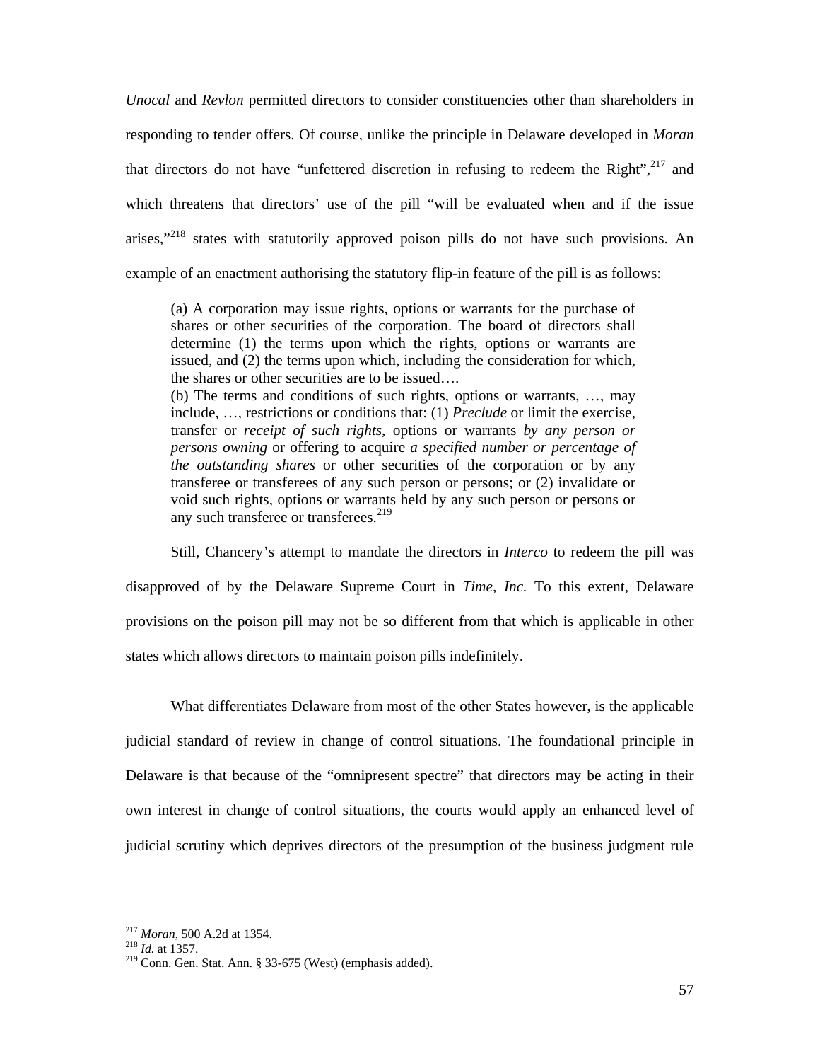*Unocal* and *Revlon* permitted directors to consider constituencies other than shareholders in responding to tender offers. Of course, unlike the principle in Delaware developed in *Moran* that directors do not have "unfettered discretion in refusing to redeem the Right",[217] and which threatens that directors' use of the pill "will be evaluated when and if the issue arises,"[218] states with statutorily approved poison pills do not have such provisions. An example of an enactment authorising the statutory flip-in feature of the pill is as follows:

> (a) A corporation may issue rights, options or warrants for the purchase of shares or other securities of the corporation. The board of directors shall determine (1) the terms upon which the rights, options or warrants are issued, and (2) the terms upon which, including the consideration for which, the shares or other securities are to be issued….
>
> (b) The terms and conditions of such rights, options or warrants, …, may include, …, restrictions or conditions that: (1) *Preclude* or limit the exercise, transfer or *receipt of such rights*, options or warrants *by any person or persons owning* or offering to acquire *a specified number or percentage of the outstanding shares* or other securities of the corporation or by any transferee or transferees of any such person or persons; or (2) invalidate or void such rights, options or warrants held by any such person or persons or any such transferee or transferees.[219]

Still, Chancery's attempt to mandate the directors in *Interco* to redeem the pill was disapproved of by the Delaware Supreme Court in *Time, Inc.* To this extent, Delaware provisions on the poison pill may not be so different from that which is applicable in other states which allows directors to maintain poison pills indefinitely.

What differentiates Delaware from most of the other States however, is the applicable judicial standard of review in change of control situations. The foundational principle in Delaware is that because of the "omnipresent spectre" that directors may be acting in their own interest in change of control situations, the courts would apply an enhanced level of judicial scrutiny which deprives directors of the presumption of the business judgment rule

---

[217] *Moran*, 500 A.2d at 1354.

[218] *Id.* at 1357.

[219] Conn. Gen. Stat. Ann. § 33-675 (West) (emphasis added).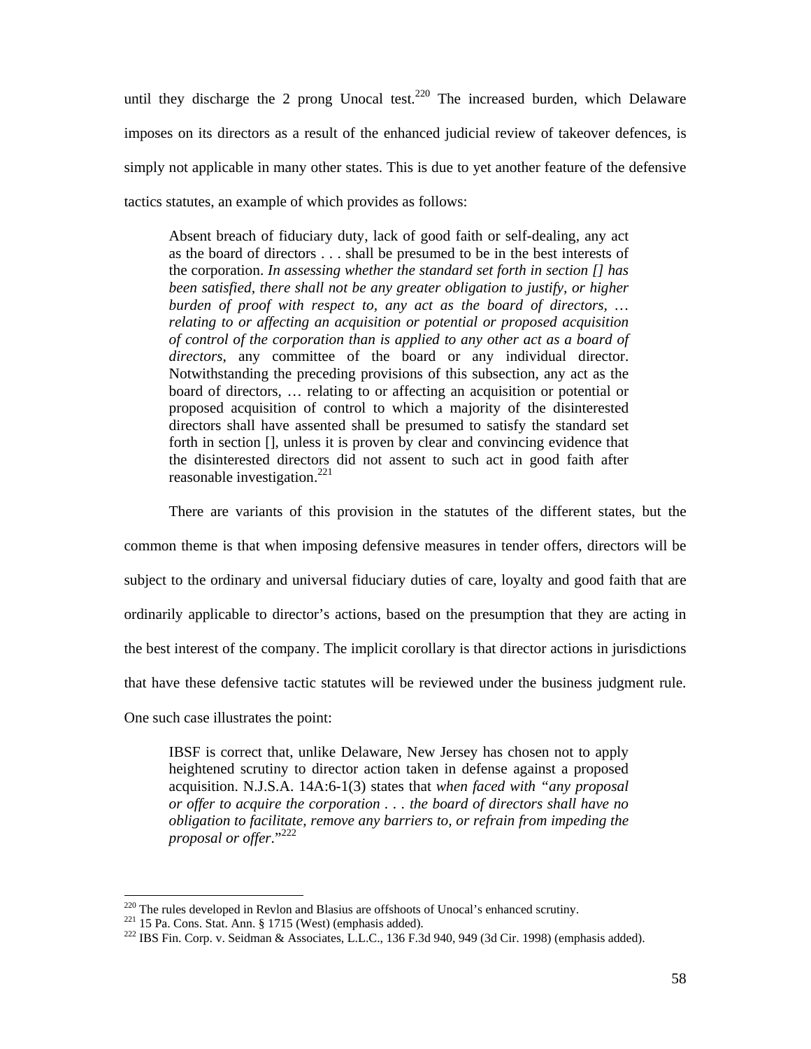until they discharge the 2 prong Unocal test.[220] The increased burden, which Delaware imposes on its directors as a result of the enhanced judicial review of takeover defences, is simply not applicable in many other states. This is due to yet another feature of the defensive tactics statutes, an example of which provides as follows:

> Absent breach of fiduciary duty, lack of good faith or self-dealing, any act as the board of directors . . . shall be presumed to be in the best interests of the corporation. *In assessing whether the standard set forth in section [] has been satisfied, there shall not be any greater obligation to justify, or higher burden of proof with respect to, any act as the board of directors, … relating to or affecting an acquisition or potential or proposed acquisition of control of the corporation than is applied to any other act as a board of directors*, any committee of the board or any individual director. Notwithstanding the preceding provisions of this subsection, any act as the board of directors, … relating to or affecting an acquisition or potential or proposed acquisition of control to which a majority of the disinterested directors shall have assented shall be presumed to satisfy the standard set forth in section [], unless it is proven by clear and convincing evidence that the disinterested directors did not assent to such act in good faith after reasonable investigation.[221]

There are variants of this provision in the statutes of the different states, but the common theme is that when imposing defensive measures in tender offers, directors will be subject to the ordinary and universal fiduciary duties of care, loyalty and good faith that are ordinarily applicable to director's actions, based on the presumption that they are acting in the best interest of the company. The implicit corollary is that director actions in jurisdictions that have these defensive tactic statutes will be reviewed under the business judgment rule. One such case illustrates the point:

> IBSF is correct that, unlike Delaware, New Jersey has chosen not to apply heightened scrutiny to director action taken in defense against a proposed acquisition. N.J.S.A. 14A:6-1(3) states that *when faced with "any proposal or offer to acquire the corporation . . . the board of directors shall have no obligation to facilitate, remove any barriers to, or refrain from impeding the proposal or offer*."[222]

---

[220] The rules developed in Revlon and Blasius are offshoots of Unocal's enhanced scrutiny.

[221] 15 Pa. Cons. Stat. Ann. § 1715 (West) (emphasis added).

[222] IBS Fin. Corp. v. Seidman & Associates, L.L.C., 136 F.3d 940, 949 (3d Cir. 1998) (emphasis added).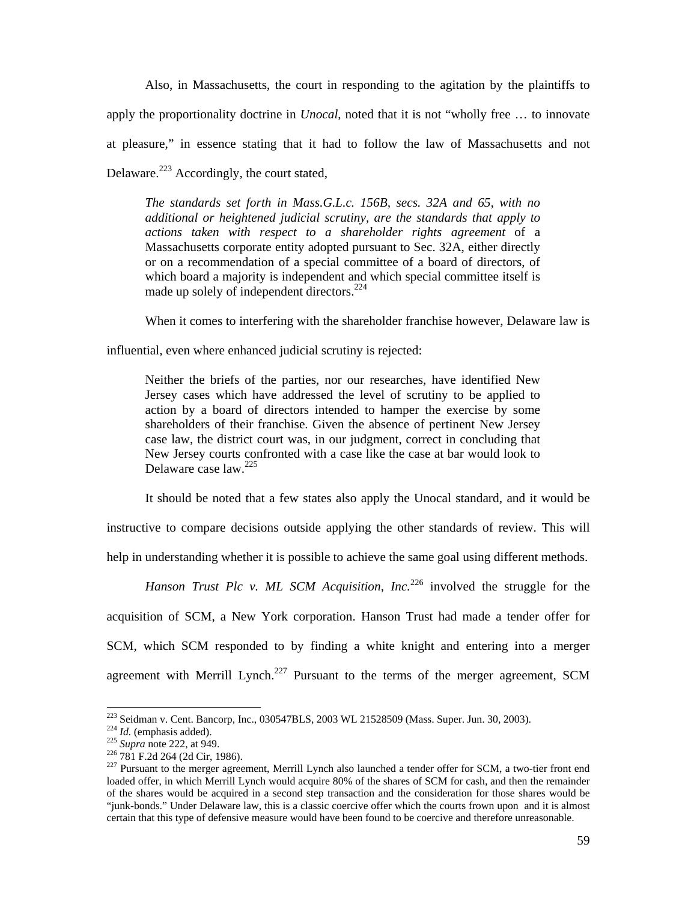Also, in Massachusetts, the court in responding to the agitation by the plaintiffs to apply the proportionality doctrine in *Unocal*, noted that it is not "wholly free … to innovate at pleasure," in essence stating that it had to follow the law of Massachusetts and not Delaware.[223] Accordingly, the court stated,

> *The standards set forth in Mass.G.L.c. 156B, secs. 32A and 65, with no additional or heightened judicial scrutiny, are the standards that apply to actions taken with respect to a shareholder rights agreement* of a Massachusetts corporate entity adopted pursuant to Sec. 32A, either directly or on a recommendation of a special committee of a board of directors, of which board a majority is independent and which special committee itself is made up solely of independent directors.[224]

When it comes to interfering with the shareholder franchise however, Delaware law is influential, even where enhanced judicial scrutiny is rejected:

> Neither the briefs of the parties, nor our researches, have identified New Jersey cases which have addressed the level of scrutiny to be applied to action by a board of directors intended to hamper the exercise by some shareholders of their franchise. Given the absence of pertinent New Jersey case law, the district court was, in our judgment, correct in concluding that New Jersey courts confronted with a case like the case at bar would look to Delaware case law.[225]

It should be noted that a few states also apply the Unocal standard, and it would be instructive to compare decisions outside applying the other standards of review. This will help in understanding whether it is possible to achieve the same goal using different methods.

*Hanson Trust Plc v. ML SCM Acquisition, Inc.*[226] involved the struggle for the acquisition of SCM, a New York corporation. Hanson Trust had made a tender offer for SCM, which SCM responded to by finding a white knight and entering into a merger agreement with Merrill Lynch.[227] Pursuant to the terms of the merger agreement, SCM

---

[223] Seidman v. Cent. Bancorp, Inc., 030547BLS, 2003 WL 21528509 (Mass. Super. Jun. 30, 2003).

[224] *Id.* (emphasis added).

[225] *Supra* note 222, at 949.

[226] 781 F.2d 264 (2d Cir, 1986).

[227] Pursuant to the merger agreement, Merrill Lynch also launched a tender offer for SCM, a two-tier front end loaded offer, in which Merrill Lynch would acquire 80% of the shares of SCM for cash, and then the remainder of the shares would be acquired in a second step transaction and the consideration for those shares would be "junk-bonds." Under Delaware law, this is a classic coercive offer which the courts frown upon and it is almost certain that this type of defensive measure would have been found to be coercive and therefore unreasonable.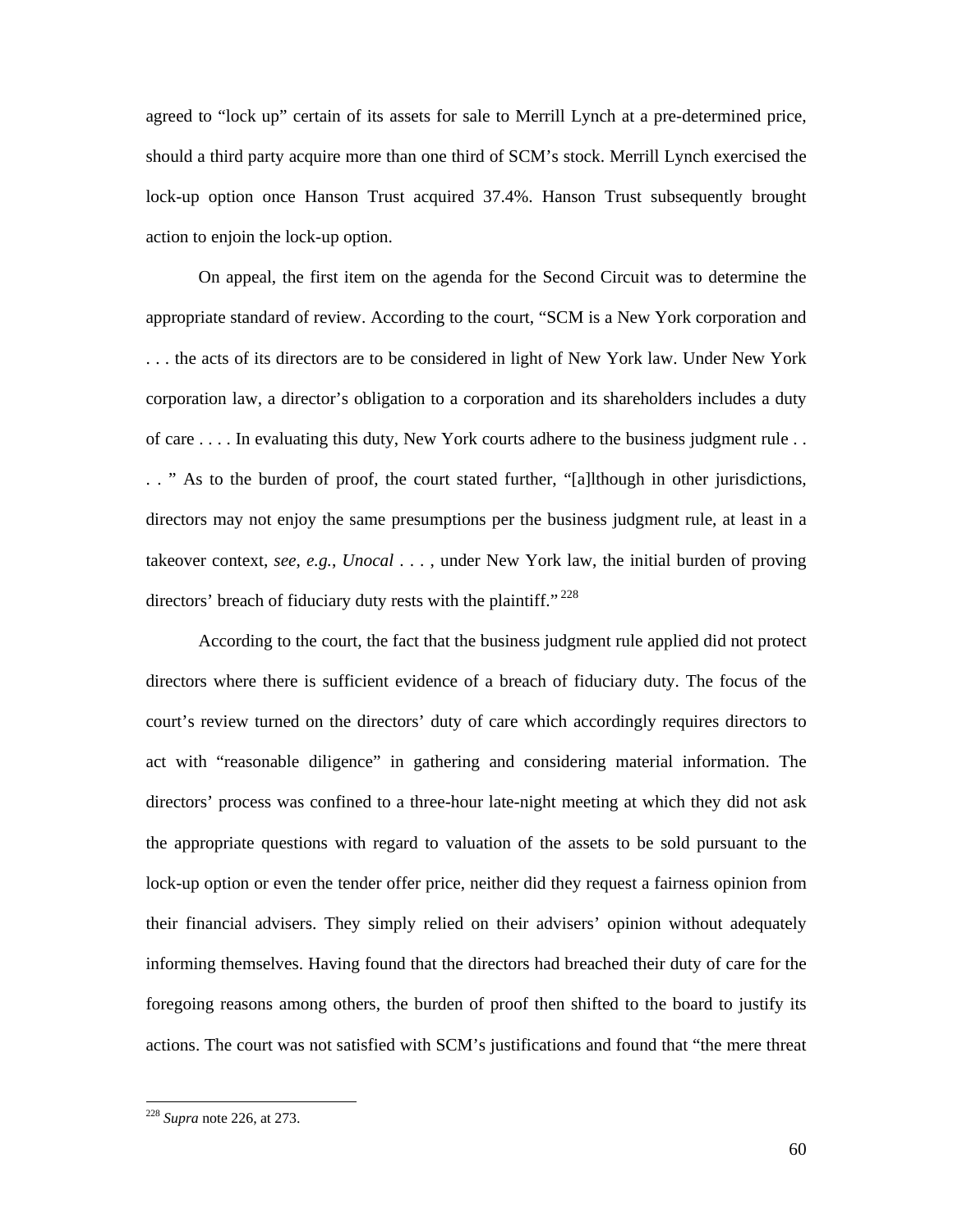agreed to "lock up" certain of its assets for sale to Merrill Lynch at a pre-determined price, should a third party acquire more than one third of SCM's stock. Merrill Lynch exercised the lock-up option once Hanson Trust acquired 37.4%. Hanson Trust subsequently brought action to enjoin the lock-up option.

On appeal, the first item on the agenda for the Second Circuit was to determine the appropriate standard of review. According to the court, "SCM is a New York corporation and . . . the acts of its directors are to be considered in light of New York law. Under New York corporation law, a director's obligation to a corporation and its shareholders includes a duty of care . . . . In evaluating this duty, New York courts adhere to the business judgment rule . . . . " As to the burden of proof, the court stated further, "[a]lthough in other jurisdictions, directors may not enjoy the same presumptions per the business judgment rule, at least in a takeover context, *see*, *e.g.*, *Unocal* . . . , under New York law, the initial burden of proving directors' breach of fiduciary duty rests with the plaintiff."[228]

According to the court, the fact that the business judgment rule applied did not protect directors where there is sufficient evidence of a breach of fiduciary duty. The focus of the court's review turned on the directors' duty of care which accordingly requires directors to act with "reasonable diligence" in gathering and considering material information. The directors' process was confined to a three-hour late-night meeting at which they did not ask the appropriate questions with regard to valuation of the assets to be sold pursuant to the lock-up option or even the tender offer price, neither did they request a fairness opinion from their financial advisers. They simply relied on their advisers' opinion without adequately informing themselves. Having found that the directors had breached their duty of care for the foregoing reasons among others, the burden of proof then shifted to the board to justify its actions. The court was not satisfied with SCM's justifications and found that "the mere threat

---

[228] *Supra* note 226, at 273.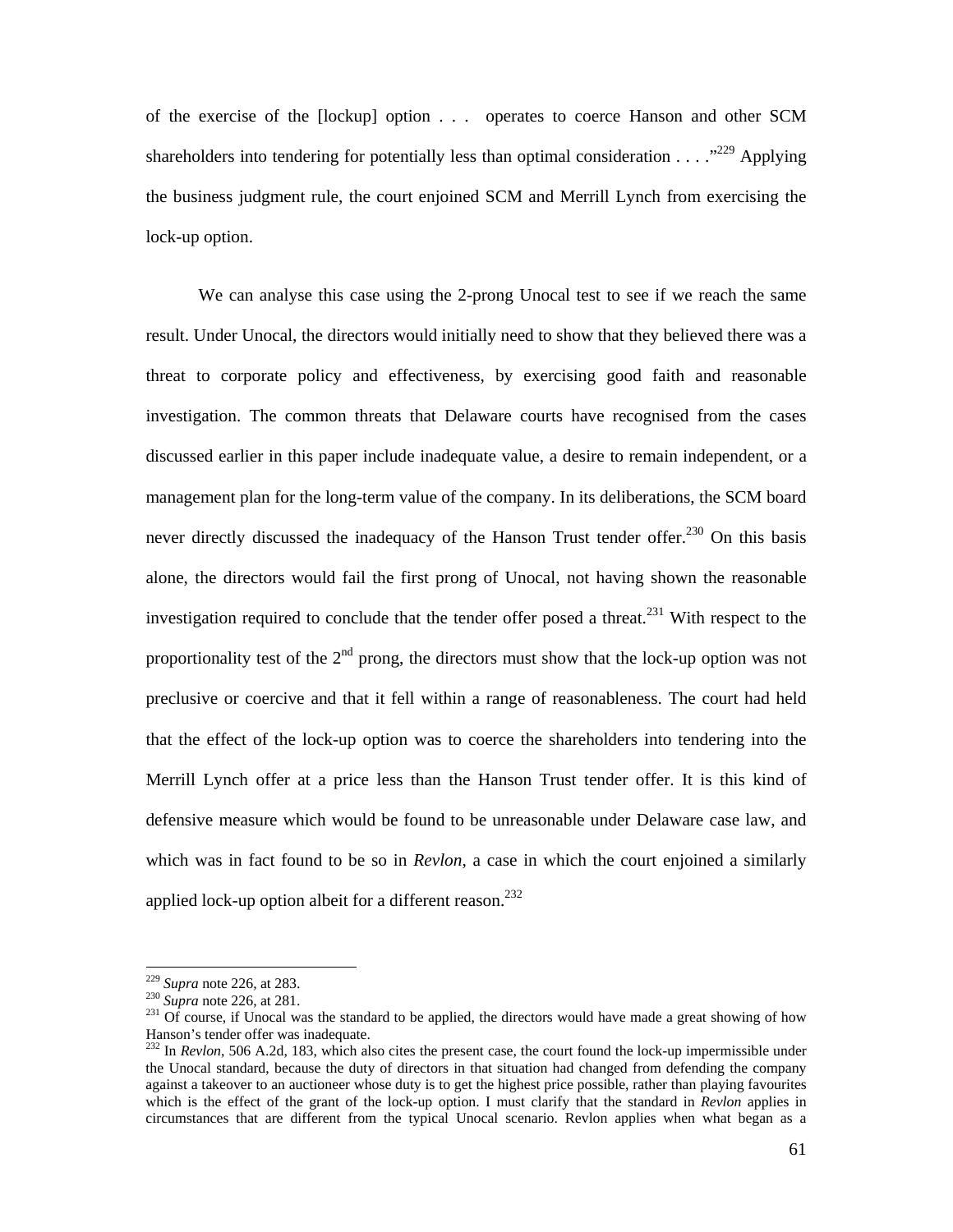of the exercise of the [lockup] option . . . operates to coerce Hanson and other SCM shareholders into tendering for potentially less than optimal consideration . . . ."[229] Applying the business judgment rule, the court enjoined SCM and Merrill Lynch from exercising the lock-up option.

We can analyse this case using the 2-prong Unocal test to see if we reach the same result. Under Unocal, the directors would initially need to show that they believed there was a threat to corporate policy and effectiveness, by exercising good faith and reasonable investigation. The common threats that Delaware courts have recognised from the cases discussed earlier in this paper include inadequate value, a desire to remain independent, or a management plan for the long-term value of the company. In its deliberations, the SCM board never directly discussed the inadequacy of the Hanson Trust tender offer.[230] On this basis alone, the directors would fail the first prong of Unocal, not having shown the reasonable investigation required to conclude that the tender offer posed a threat.[231] With respect to the proportionality test of the 2nd prong, the directors must show that the lock-up option was not preclusive or coercive and that it fell within a range of reasonableness. The court had held that the effect of the lock-up option was to coerce the shareholders into tendering into the Merrill Lynch offer at a price less than the Hanson Trust tender offer. It is this kind of defensive measure which would be found to be unreasonable under Delaware case law, and which was in fact found to be so in *Revlon*, a case in which the court enjoined a similarly applied lock-up option albeit for a different reason.[232]

---

[229] *Supra* note 226, at 283.

[230] *Supra* note 226, at 281.

[231] Of course, if Unocal was the standard to be applied, the directors would have made a great showing of how Hanson's tender offer was inadequate.

[232] In *Revlon*, 506 A.2d, 183, which also cites the present case, the court found the lock-up impermissible under the Unocal standard, because the duty of directors in that situation had changed from defending the company against a takeover to an auctioneer whose duty is to get the highest price possible, rather than playing favourites which is the effect of the grant of the lock-up option. I must clarify that the standard in *Revlon* applies in circumstances that are different from the typical Unocal scenario. Revlon applies when what began as a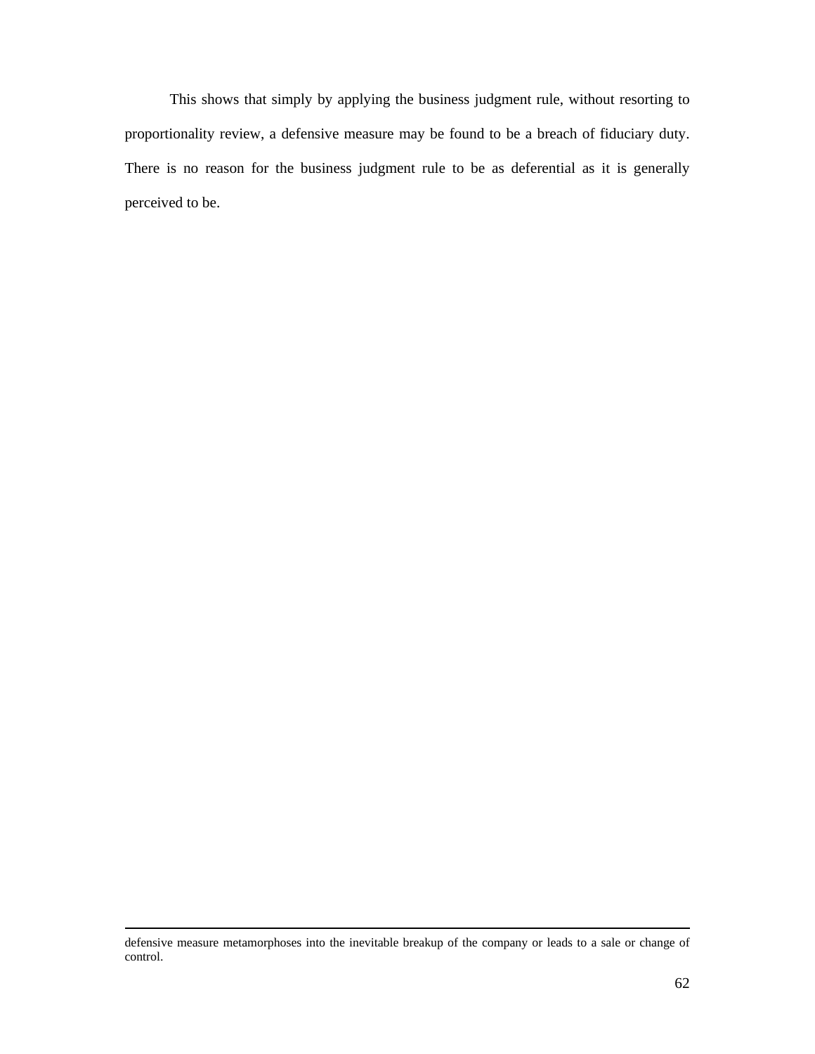This shows that simply by applying the business judgment rule, without resorting to proportionality review, a defensive measure may be found to be a breach of fiduciary duty. There is no reason for the business judgment rule to be as deferential as it is generally perceived to be.

---

defensive measure metamorphoses into the inevitable breakup of the company or leads to a sale or change of control.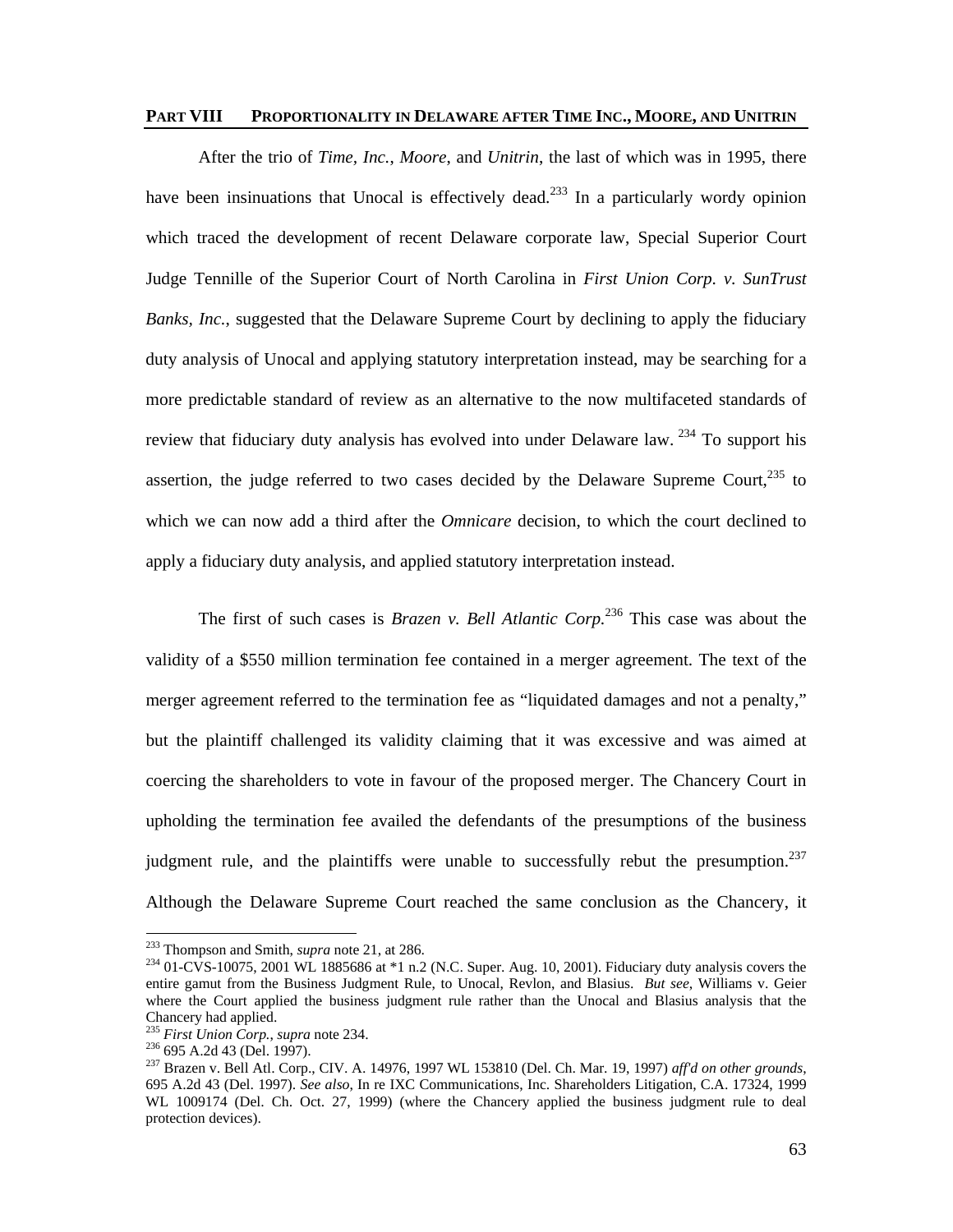## PART VIII PROPORTIONALITY IN DELAWARE AFTER TIME INC., MOORE, AND UNITRIN

After the trio of *Time, Inc.*, *Moore*, and *Unitrin*, the last of which was in 1995, there have been insinuations that Unocal is effectively dead.[233] In a particularly wordy opinion which traced the development of recent Delaware corporate law, Special Superior Court Judge Tennille of the Superior Court of North Carolina in *First Union Corp. v. SunTrust Banks, Inc.*, suggested that the Delaware Supreme Court by declining to apply the fiduciary duty analysis of Unocal and applying statutory interpretation instead, may be searching for a more predictable standard of review as an alternative to the now multifaceted standards of review that fiduciary duty analysis has evolved into under Delaware law. [234] To support his assertion, the judge referred to two cases decided by the Delaware Supreme Court,[235] to which we can now add a third after the *Omnicare* decision, to which the court declined to apply a fiduciary duty analysis, and applied statutory interpretation instead.

The first of such cases is *Brazen v. Bell Atlantic Corp.*[236] This case was about the validity of a $550 million termination fee contained in a merger agreement. The text of the merger agreement referred to the termination fee as "liquidated damages and not a penalty," but the plaintiff challenged its validity claiming that it was excessive and was aimed at coercing the shareholders to vote in favour of the proposed merger. The Chancery Court in upholding the termination fee availed the defendants of the presumptions of the business judgment rule, and the plaintiffs were unable to successfully rebut the presumption.[237] Although the Delaware Supreme Court reached the same conclusion as the Chancery, it

---

[233] Thompson and Smith, *supra* note 21, at 286.

[234] 01-CVS-10075, 2001 WL 1885686 at *1 n.2 (N.C. Super. Aug. 10, 2001). Fiduciary duty analysis covers the entire gamut from the Business Judgment Rule, to Unocal, Revlon, and Blasius. *But see*, Williams v. Geier where the Court applied the business judgment rule rather than the Unocal and Blasius analysis that the Chancery had applied.

[235] *First Union Corp.*, *supra* note 234.

[236] 695 A.2d 43 (Del. 1997).

[237] Brazen v. Bell Atl. Corp., CIV. A. 14976, 1997 WL 153810 (Del. Ch. Mar. 19, 1997) *aff'd on other grounds*, 695 A.2d 43 (Del. 1997). *See also*, In re IXC Communications, Inc. Shareholders Litigation, C.A. 17324, 1999 WL 1009174 (Del. Ch. Oct. 27, 1999) (where the Chancery applied the business judgment rule to deal protection devices).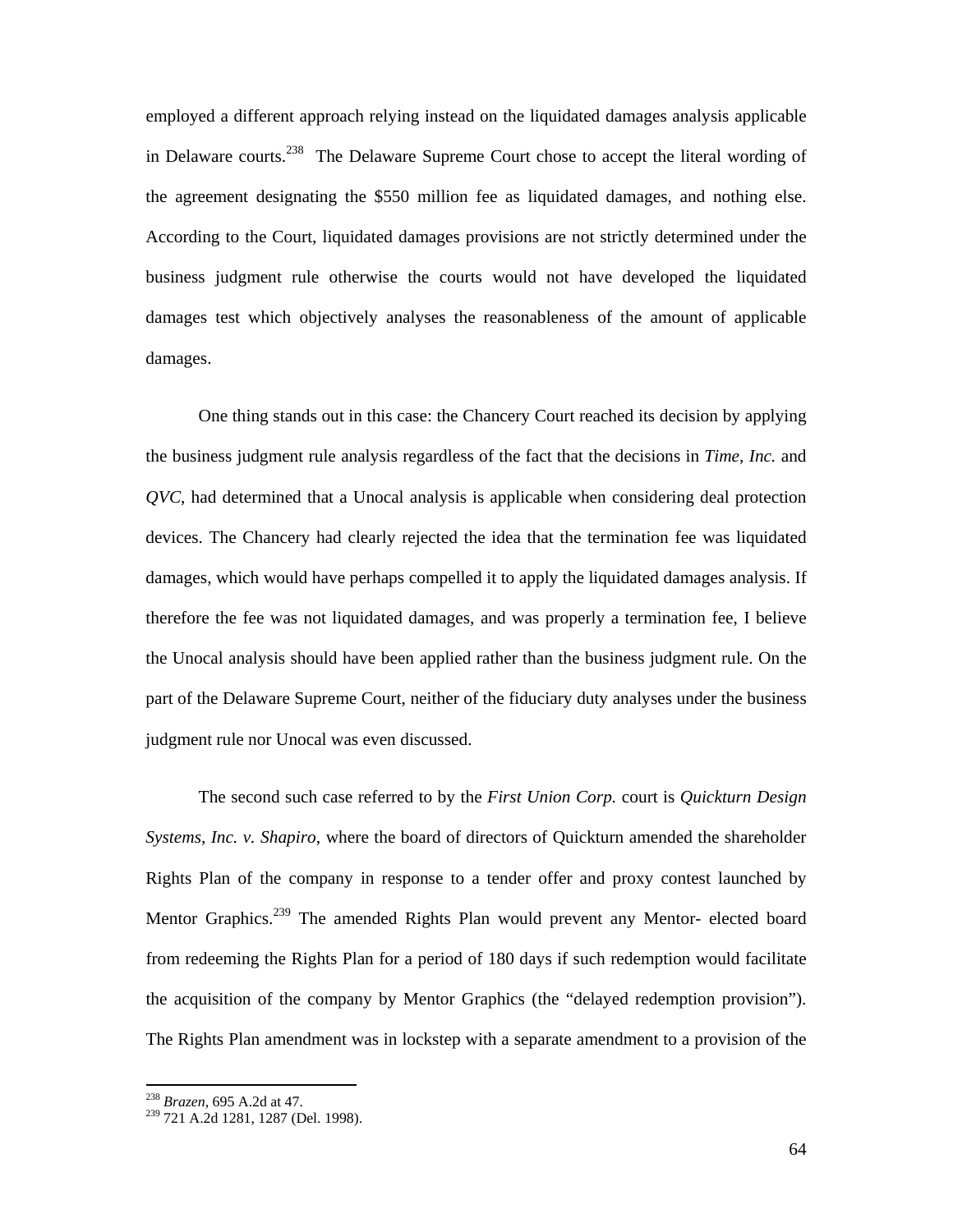employed a different approach relying instead on the liquidated damages analysis applicable in Delaware courts.[238] The Delaware Supreme Court chose to accept the literal wording of the agreement designating the $550 million fee as liquidated damages, and nothing else. According to the Court, liquidated damages provisions are not strictly determined under the business judgment rule otherwise the courts would not have developed the liquidated damages test which objectively analyses the reasonableness of the amount of applicable damages.

One thing stands out in this case: the Chancery Court reached its decision by applying the business judgment rule analysis regardless of the fact that the decisions in *Time, Inc.* and *QVC*, had determined that a Unocal analysis is applicable when considering deal protection devices. The Chancery had clearly rejected the idea that the termination fee was liquidated damages, which would have perhaps compelled it to apply the liquidated damages analysis. If therefore the fee was not liquidated damages, and was properly a termination fee, I believe the Unocal analysis should have been applied rather than the business judgment rule. On the part of the Delaware Supreme Court, neither of the fiduciary duty analyses under the business judgment rule nor Unocal was even discussed.

The second such case referred to by the *First Union Corp.* court is *Quickturn Design Systems, Inc. v. Shapiro*, where the board of directors of Quickturn amended the shareholder Rights Plan of the company in response to a tender offer and proxy contest launched by Mentor Graphics.[239] The amended Rights Plan would prevent any Mentor- elected board from redeeming the Rights Plan for a period of 180 days if such redemption would facilitate the acquisition of the company by Mentor Graphics (the "delayed redemption provision"). The Rights Plan amendment was in lockstep with a separate amendment to a provision of the

---

[238] *Brazen*, 695 A.2d at 47.

[239] 721 A.2d 1281, 1287 (Del. 1998).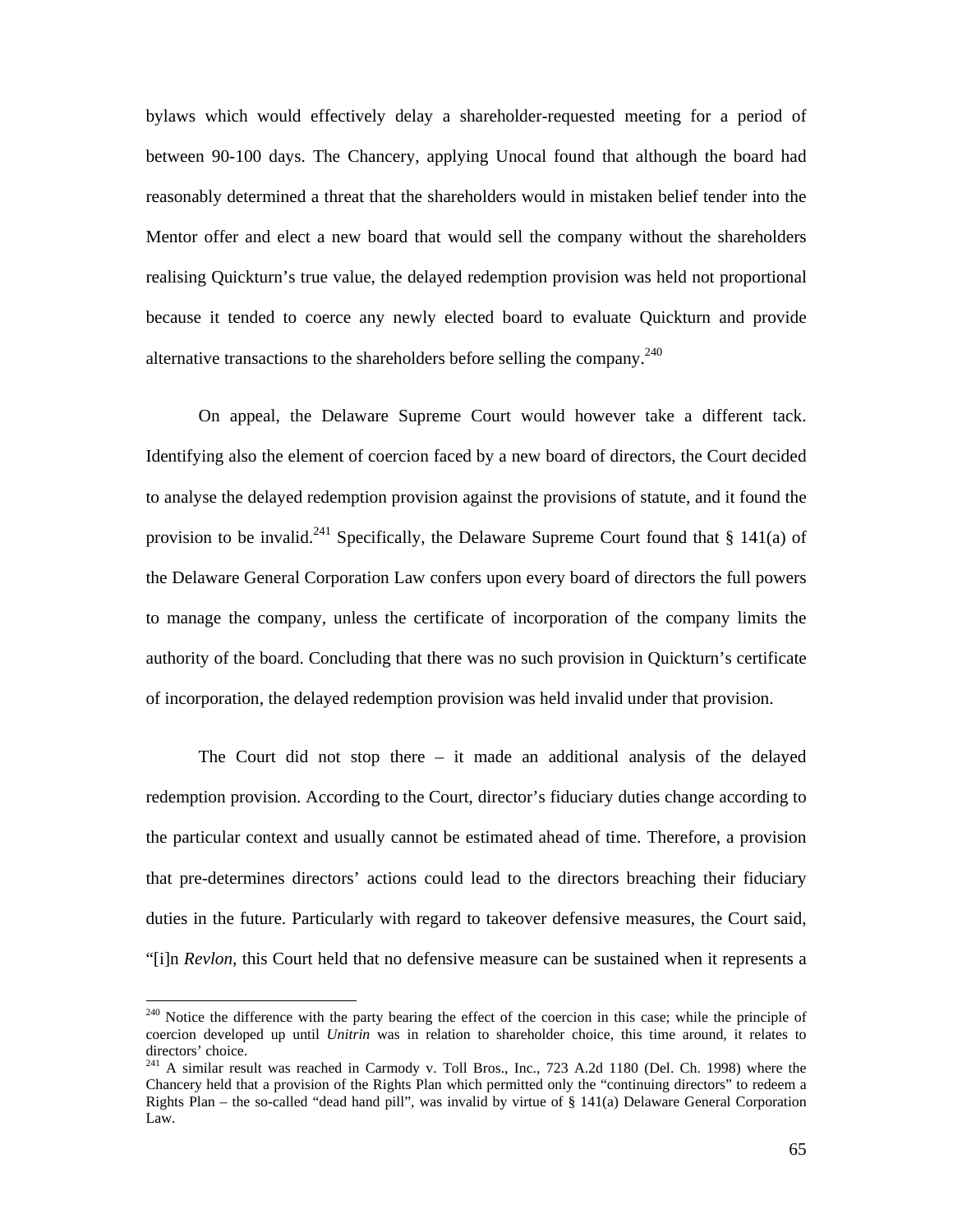bylaws which would effectively delay a shareholder-requested meeting for a period of between 90-100 days. The Chancery, applying Unocal found that although the board had reasonably determined a threat that the shareholders would in mistaken belief tender into the Mentor offer and elect a new board that would sell the company without the shareholders realising Quickturn's true value, the delayed redemption provision was held not proportional because it tended to coerce any newly elected board to evaluate Quickturn and provide alternative transactions to the shareholders before selling the company.[240]

On appeal, the Delaware Supreme Court would however take a different tack. Identifying also the element of coercion faced by a new board of directors, the Court decided to analyse the delayed redemption provision against the provisions of statute, and it found the provision to be invalid.[241] Specifically, the Delaware Supreme Court found that § 141(a) of the Delaware General Corporation Law confers upon every board of directors the full powers to manage the company, unless the certificate of incorporation of the company limits the authority of the board. Concluding that there was no such provision in Quickturn's certificate of incorporation, the delayed redemption provision was held invalid under that provision.

The Court did not stop there – it made an additional analysis of the delayed redemption provision. According to the Court, director's fiduciary duties change according to the particular context and usually cannot be estimated ahead of time. Therefore, a provision that pre-determines directors' actions could lead to the directors breaching their fiduciary duties in the future. Particularly with regard to takeover defensive measures, the Court said, "[i]n *Revlon,* this Court held that no defensive measure can be sustained when it represents a

---

[240] Notice the difference with the party bearing the effect of the coercion in this case; while the principle of coercion developed up until *Unitrin* was in relation to shareholder choice, this time around, it relates to directors' choice.

[241] A similar result was reached in Carmody v. Toll Bros., Inc., 723 A.2d 1180 (Del. Ch. 1998) where the Chancery held that a provision of the Rights Plan which permitted only the "continuing directors" to redeem a Rights Plan – the so-called "dead hand pill", was invalid by virtue of § 141(a) Delaware General Corporation Law.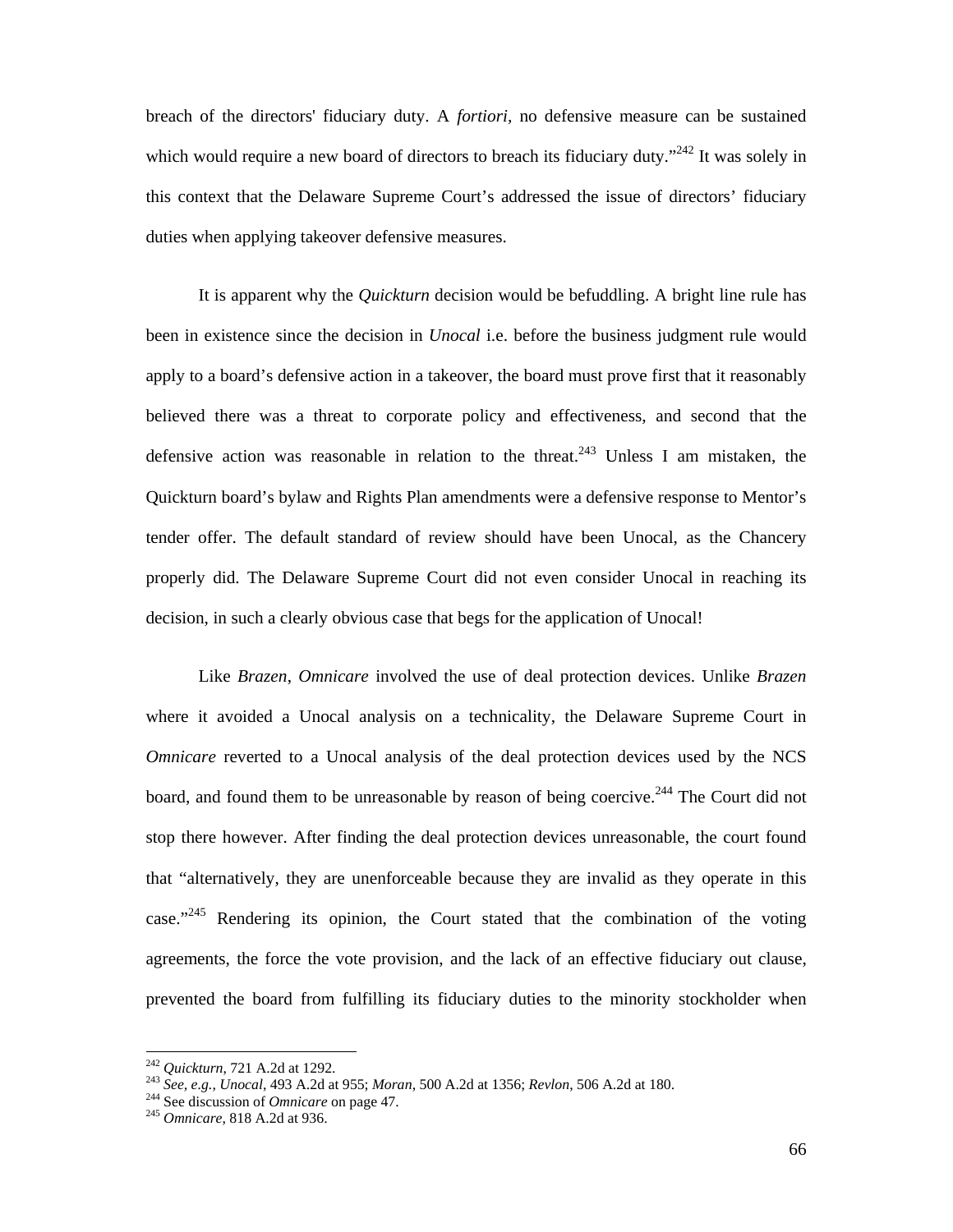breach of the directors' fiduciary duty. A *fortiori*, no defensive measure can be sustained which would require a new board of directors to breach its fiduciary duty."[242] It was solely in this context that the Delaware Supreme Court's addressed the issue of directors' fiduciary duties when applying takeover defensive measures.

It is apparent why the *Quickturn* decision would be befuddling. A bright line rule has been in existence since the decision in *Unocal* i.e. before the business judgment rule would apply to a board's defensive action in a takeover, the board must prove first that it reasonably believed there was a threat to corporate policy and effectiveness, and second that the defensive action was reasonable in relation to the threat.[243] Unless I am mistaken, the Quickturn board's bylaw and Rights Plan amendments were a defensive response to Mentor's tender offer. The default standard of review should have been Unocal, as the Chancery properly did. The Delaware Supreme Court did not even consider Unocal in reaching its decision, in such a clearly obvious case that begs for the application of Unocal!

Like *Brazen*, *Omnicare* involved the use of deal protection devices. Unlike *Brazen* where it avoided a Unocal analysis on a technicality, the Delaware Supreme Court in *Omnicare* reverted to a Unocal analysis of the deal protection devices used by the NCS board, and found them to be unreasonable by reason of being coercive.[244] The Court did not stop there however. After finding the deal protection devices unreasonable, the court found that "alternatively, they are unenforceable because they are invalid as they operate in this case."[245] Rendering its opinion, the Court stated that the combination of the voting agreements, the force the vote provision, and the lack of an effective fiduciary out clause, prevented the board from fulfilling its fiduciary duties to the minority stockholder when

---

[242] *Quickturn*, 721 A.2d at 1292.

[243] *See, e.g.*, *Unocal*, 493 A.2d at 955; *Moran*, 500 A.2d at 1356; *Revlon*, 506 A.2d at 180.

[244] See discussion of *Omnicare* on page 47.

[245] *Omnicare*, 818 A.2d at 936.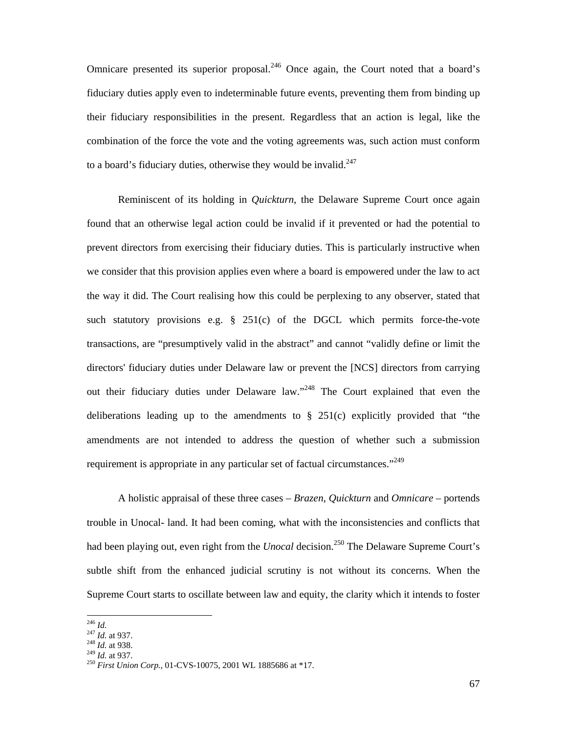Omnicare presented its superior proposal.[246] Once again, the Court noted that a board's fiduciary duties apply even to indeterminable future events, preventing them from binding up their fiduciary responsibilities in the present. Regardless that an action is legal, like the combination of the force the vote and the voting agreements was, such action must conform to a board's fiduciary duties, otherwise they would be invalid.[247]

Reminiscent of its holding in *Quickturn*, the Delaware Supreme Court once again found that an otherwise legal action could be invalid if it prevented or had the potential to prevent directors from exercising their fiduciary duties. This is particularly instructive when we consider that this provision applies even where a board is empowered under the law to act the way it did. The Court realising how this could be perplexing to any observer, stated that such statutory provisions e.g. § 251(c) of the DGCL which permits force-the-vote transactions, are "presumptively valid in the abstract" and cannot "validly define or limit the directors' fiduciary duties under Delaware law or prevent the [NCS] directors from carrying out their fiduciary duties under Delaware law."[248] The Court explained that even the deliberations leading up to the amendments to § 251(c) explicitly provided that "the amendments are not intended to address the question of whether such a submission requirement is appropriate in any particular set of factual circumstances."[249]

A holistic appraisal of these three cases – *Brazen*, *Quickturn* and *Omnicare* – portends trouble in Unocal- land. It had been coming, what with the inconsistencies and conflicts that had been playing out, even right from the *Unocal* decision.[250] The Delaware Supreme Court's subtle shift from the enhanced judicial scrutiny is not without its concerns. When the Supreme Court starts to oscillate between law and equity, the clarity which it intends to foster

---

[246] *Id.*
[247] *Id.* at 937.
[248] *Id.* at 938.
[249] *Id.* at 937.
[250] *First Union Corp.*, 01-CVS-10075, 2001 WL 1885686 at *17.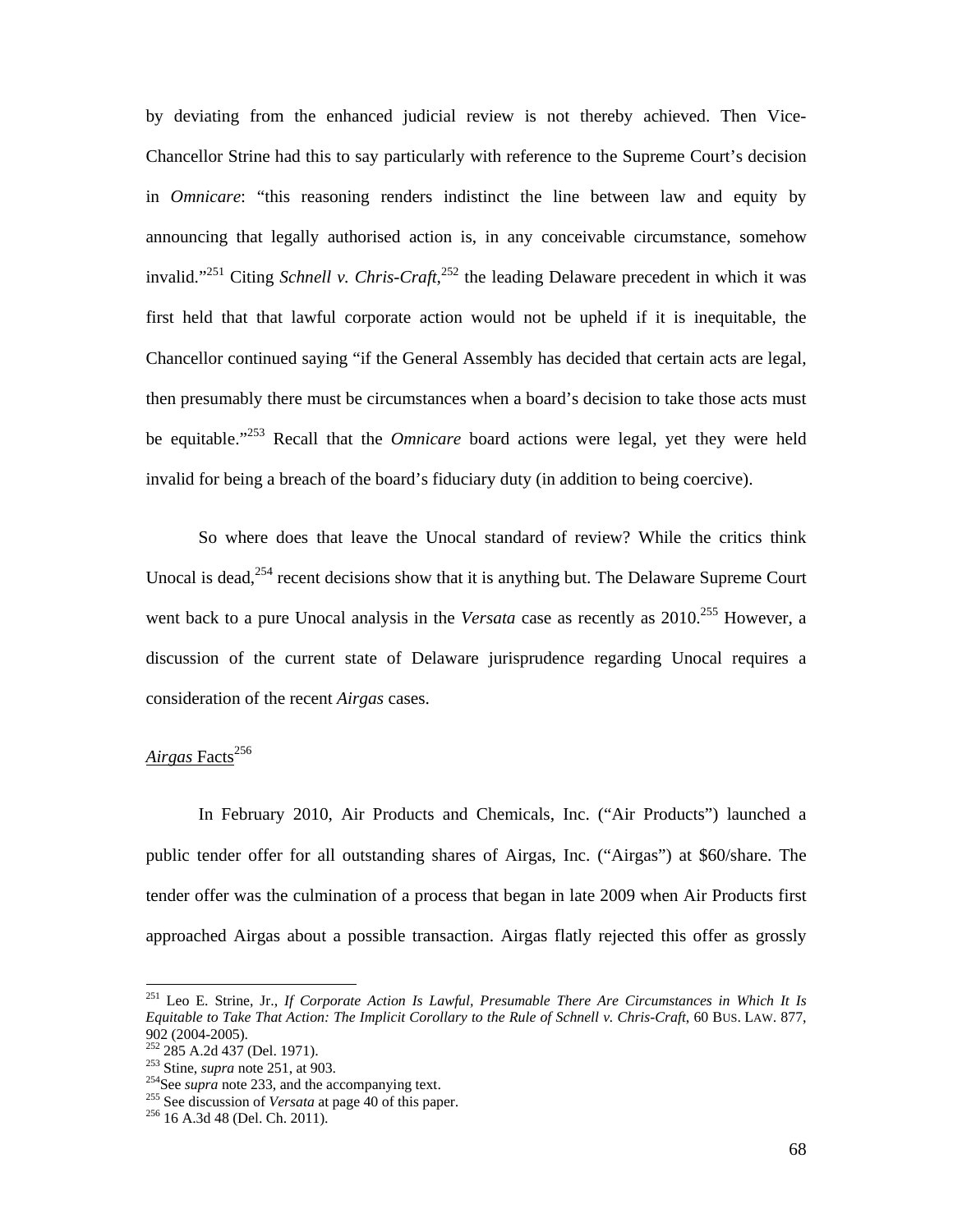by deviating from the enhanced judicial review is not thereby achieved. Then Vice-Chancellor Strine had this to say particularly with reference to the Supreme Court's decision in *Omnicare*: "this reasoning renders indistinct the line between law and equity by announcing that legally authorised action is, in any conceivable circumstance, somehow invalid."[251] Citing *Schnell v. Chris-Craft*,[252] the leading Delaware precedent in which it was first held that that lawful corporate action would not be upheld if it is inequitable, the Chancellor continued saying "if the General Assembly has decided that certain acts are legal, then presumably there must be circumstances when a board's decision to take those acts must be equitable."[253] Recall that the *Omnicare* board actions were legal, yet they were held invalid for being a breach of the board's fiduciary duty (in addition to being coercive).

So where does that leave the Unocal standard of review? While the critics think Unocal is dead,[254] recent decisions show that it is anything but. The Delaware Supreme Court went back to a pure Unocal analysis in the *Versata* case as recently as 2010.[255] However, a discussion of the current state of Delaware jurisprudence regarding Unocal requires a consideration of the recent *Airgas* cases.

<u>*Airgas* Facts</u>[256]

In February 2010, Air Products and Chemicals, Inc. ("Air Products") launched a public tender offer for all outstanding shares of Airgas, Inc. ("Airgas") at $60/share. The tender offer was the culmination of a process that began in late 2009 when Air Products first approached Airgas about a possible transaction. Airgas flatly rejected this offer as grossly

---

[251] Leo E. Strine, Jr., *If Corporate Action Is Lawful, Presumable There Are Circumstances in Which It Is Equitable to Take That Action: The Implicit Corollary to the Rule of Schnell v. Chris-Craft*, 60 BUS. LAW. 877, 902 (2004-2005).

[252] 285 A.2d 437 (Del. 1971).

[253] Stine, *supra* note 251, at 903.

[254] See *supra* note 233, and the accompanying text.

[255] See discussion of *Versata* at page 40 of this paper.

[256] 16 A.3d 48 (Del. Ch. 2011).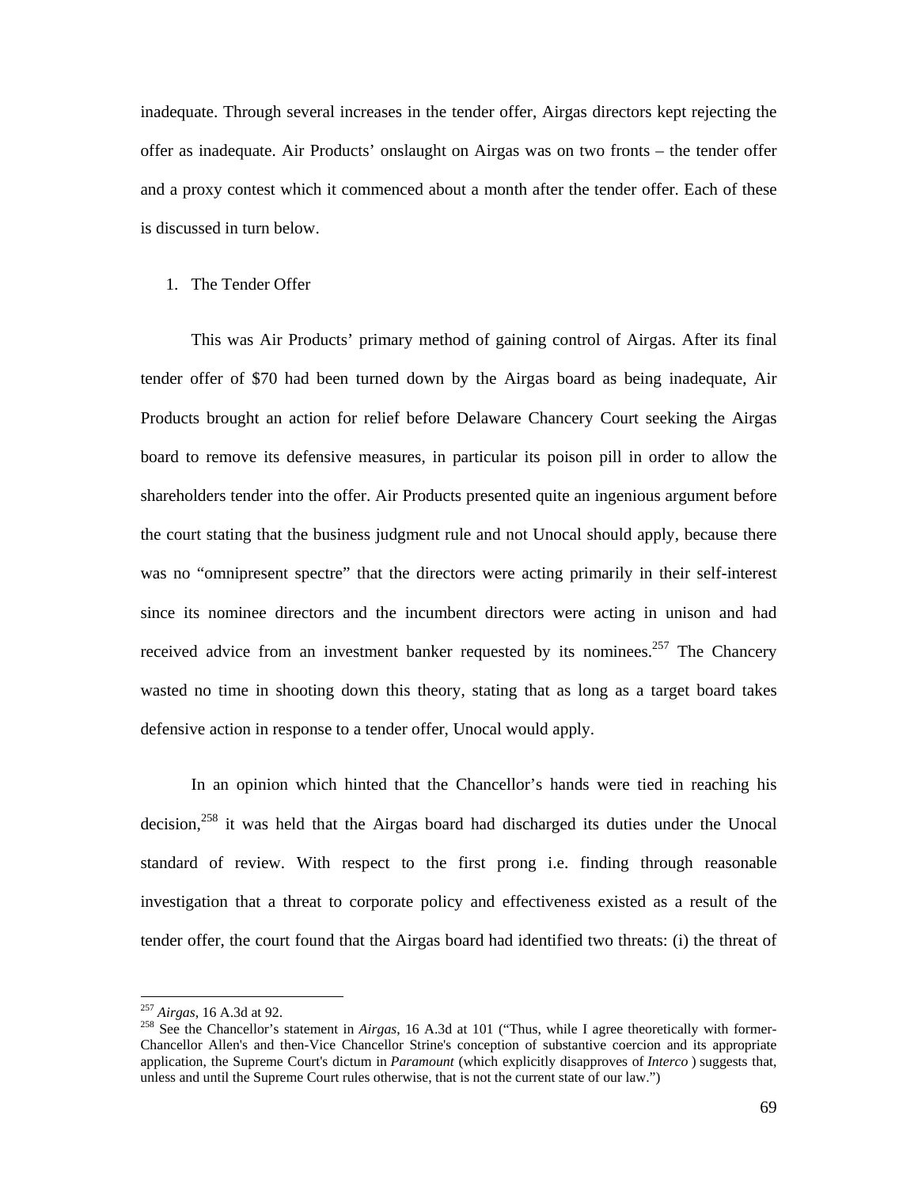inadequate. Through several increases in the tender offer, Airgas directors kept rejecting the offer as inadequate. Air Products' onslaught on Airgas was on two fronts – the tender offer and a proxy contest which it commenced about a month after the tender offer. Each of these is discussed in turn below.

1. The Tender Offer

This was Air Products' primary method of gaining control of Airgas. After its final tender offer of $70 had been turned down by the Airgas board as being inadequate, Air Products brought an action for relief before Delaware Chancery Court seeking the Airgas board to remove its defensive measures, in particular its poison pill in order to allow the shareholders tender into the offer. Air Products presented quite an ingenious argument before the court stating that the business judgment rule and not Unocal should apply, because there was no "omnipresent spectre" that the directors were acting primarily in their self-interest since its nominee directors and the incumbent directors were acting in unison and had received advice from an investment banker requested by its nominees.[257] The Chancery wasted no time in shooting down this theory, stating that as long as a target board takes defensive action in response to a tender offer, Unocal would apply.

In an opinion which hinted that the Chancellor's hands were tied in reaching his decision,[258] it was held that the Airgas board had discharged its duties under the Unocal standard of review. With respect to the first prong i.e. finding through reasonable investigation that a threat to corporate policy and effectiveness existed as a result of the tender offer, the court found that the Airgas board had identified two threats: (i) the threat of

---

[257] *Airgas*, 16 A.3d at 92.

[258] See the Chancellor's statement in *Airgas*, 16 A.3d at 101 ("Thus, while I agree theoretically with former-Chancellor Allen's and then-Vice Chancellor Strine's conception of substantive coercion and its appropriate application, the Supreme Court's dictum in *Paramount* (which explicitly disapproves of *Interco* ) suggests that, unless and until the Supreme Court rules otherwise, that is not the current state of our law.")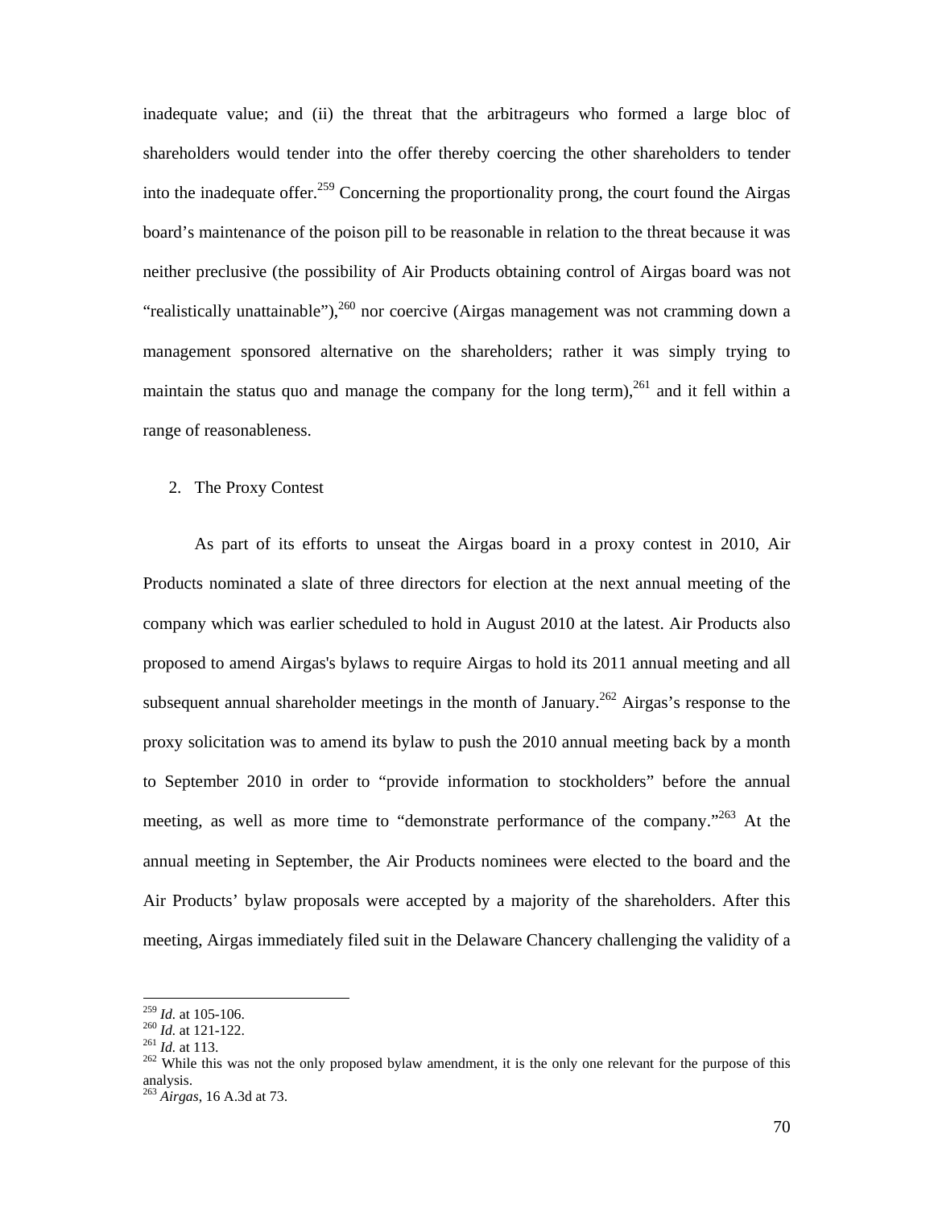inadequate value; and (ii) the threat that the arbitrageurs who formed a large bloc of shareholders would tender into the offer thereby coercing the other shareholders to tender into the inadequate offer.[259] Concerning the proportionality prong, the court found the Airgas board's maintenance of the poison pill to be reasonable in relation to the threat because it was neither preclusive (the possibility of Air Products obtaining control of Airgas board was not "realistically unattainable"),[260] nor coercive (Airgas management was not cramming down a management sponsored alternative on the shareholders; rather it was simply trying to maintain the status quo and manage the company for the long term),[261] and it fell within a range of reasonableness.

2. The Proxy Contest

As part of its efforts to unseat the Airgas board in a proxy contest in 2010, Air Products nominated a slate of three directors for election at the next annual meeting of the company which was earlier scheduled to hold in August 2010 at the latest. Air Products also proposed to amend Airgas's bylaws to require Airgas to hold its 2011 annual meeting and all subsequent annual shareholder meetings in the month of January.[262] Airgas's response to the proxy solicitation was to amend its bylaw to push the 2010 annual meeting back by a month to September 2010 in order to "provide information to stockholders" before the annual meeting, as well as more time to "demonstrate performance of the company."[263] At the annual meeting in September, the Air Products nominees were elected to the board and the Air Products' bylaw proposals were accepted by a majority of the shareholders. After this meeting, Airgas immediately filed suit in the Delaware Chancery challenging the validity of a

---

[259] *Id.* at 105-106.
[260] *Id.* at 121-122.
[261] *Id.* at 113.
[262] While this was not the only proposed bylaw amendment, it is the only one relevant for the purpose of this analysis.
[263] *Airgas*, 16 A.3d at 73.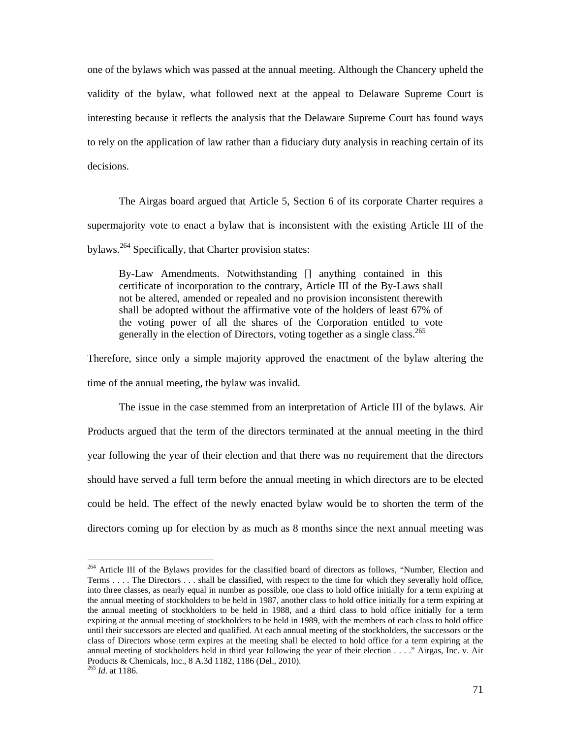one of the bylaws which was passed at the annual meeting. Although the Chancery upheld the validity of the bylaw, what followed next at the appeal to Delaware Supreme Court is interesting because it reflects the analysis that the Delaware Supreme Court has found ways to rely on the application of law rather than a fiduciary duty analysis in reaching certain of its decisions.

The Airgas board argued that Article 5, Section 6 of its corporate Charter requires a supermajority vote to enact a bylaw that is inconsistent with the existing Article III of the bylaws.[264] Specifically, that Charter provision states:

> By-Law Amendments. Notwithstanding [] anything contained in this certificate of incorporation to the contrary, Article III of the By-Laws shall not be altered, amended or repealed and no provision inconsistent therewith shall be adopted without the affirmative vote of the holders of least 67% of the voting power of all the shares of the Corporation entitled to vote generally in the election of Directors, voting together as a single class.[265]

Therefore, since only a simple majority approved the enactment of the bylaw altering the time of the annual meeting, the bylaw was invalid.

The issue in the case stemmed from an interpretation of Article III of the bylaws. Air Products argued that the term of the directors terminated at the annual meeting in the third year following the year of their election and that there was no requirement that the directors should have served a full term before the annual meeting in which directors are to be elected could be held. The effect of the newly enacted bylaw would be to shorten the term of the directors coming up for election by as much as 8 months since the next annual meeting was

---

[264] Article III of the Bylaws provides for the classified board of directors as follows, "Number, Election and Terms . . . . The Directors . . . shall be classified, with respect to the time for which they severally hold office, into three classes, as nearly equal in number as possible, one class to hold office initially for a term expiring at the annual meeting of stockholders to be held in 1987, another class to hold office initially for a term expiring at the annual meeting of stockholders to be held in 1988, and a third class to hold office initially for a term expiring at the annual meeting of stockholders to be held in 1989, with the members of each class to hold office until their successors are elected and qualified. At each annual meeting of the stockholders, the successors or the class of Directors whose term expires at the meeting shall be elected to hold office for a term expiring at the annual meeting of stockholders held in third year following the year of their election . . . ." Airgas, Inc. v. Air Products & Chemicals, Inc., 8 A.3d 1182, 1186 (Del., 2010).

[265] *Id.* at 1186.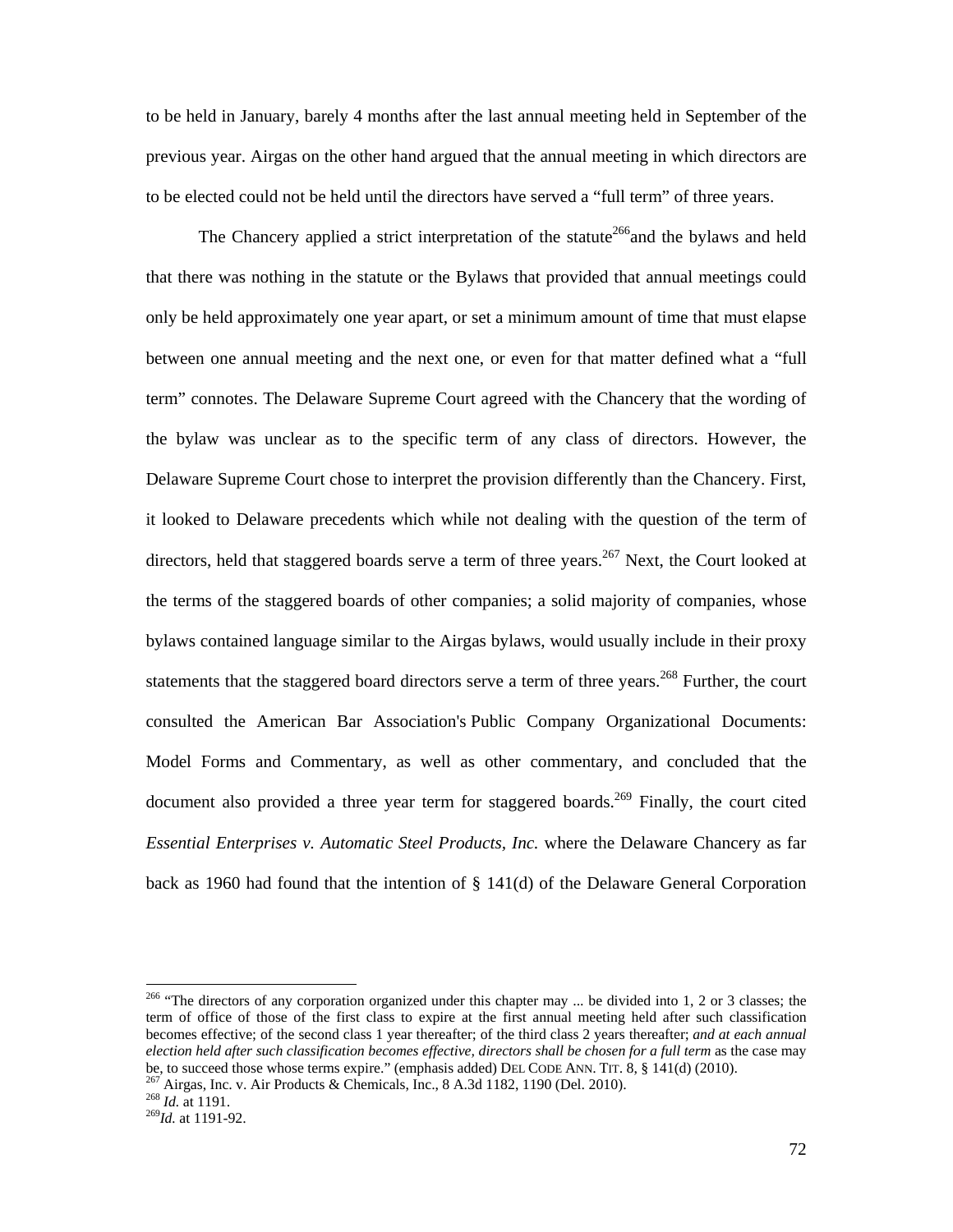to be held in January, barely 4 months after the last annual meeting held in September of the previous year. Airgas on the other hand argued that the annual meeting in which directors are to be elected could not be held until the directors have served a "full term" of three years.

The Chancery applied a strict interpretation of the statute[266]and the bylaws and held that there was nothing in the statute or the Bylaws that provided that annual meetings could only be held approximately one year apart, or set a minimum amount of time that must elapse between one annual meeting and the next one, or even for that matter defined what a "full term" connotes. The Delaware Supreme Court agreed with the Chancery that the wording of the bylaw was unclear as to the specific term of any class of directors. However, the Delaware Supreme Court chose to interpret the provision differently than the Chancery. First, it looked to Delaware precedents which while not dealing with the question of the term of directors, held that staggered boards serve a term of three years.[267] Next, the Court looked at the terms of the staggered boards of other companies; a solid majority of companies, whose bylaws contained language similar to the Airgas bylaws, would usually include in their proxy statements that the staggered board directors serve a term of three years.[268] Further, the court consulted the American Bar Association's Public Company Organizational Documents: Model Forms and Commentary, as well as other commentary, and concluded that the document also provided a three year term for staggered boards.[269] Finally, the court cited *Essential Enterprises v. Automatic Steel Products, Inc.* where the Delaware Chancery as far back as 1960 had found that the intention of § 141(d) of the Delaware General Corporation

---

[266] "The directors of any corporation organized under this chapter may ... be divided into 1, 2 or 3 classes; the term of office of those of the first class to expire at the first annual meeting held after such classification becomes effective; of the second class 1 year thereafter; of the third class 2 years thereafter; *and at each annual election held after such classification becomes effective, directors shall be chosen for a full term* as the case may be, to succeed those whose terms expire." (emphasis added) DEL CODE ANN. TIT. 8, § 141(d) (2010).

[267] Airgas, Inc. v. Air Products & Chemicals, Inc., 8 A.3d 1182, 1190 (Del. 2010).

[268] *Id.* at 1191.

[269] *Id.* at 1191-92.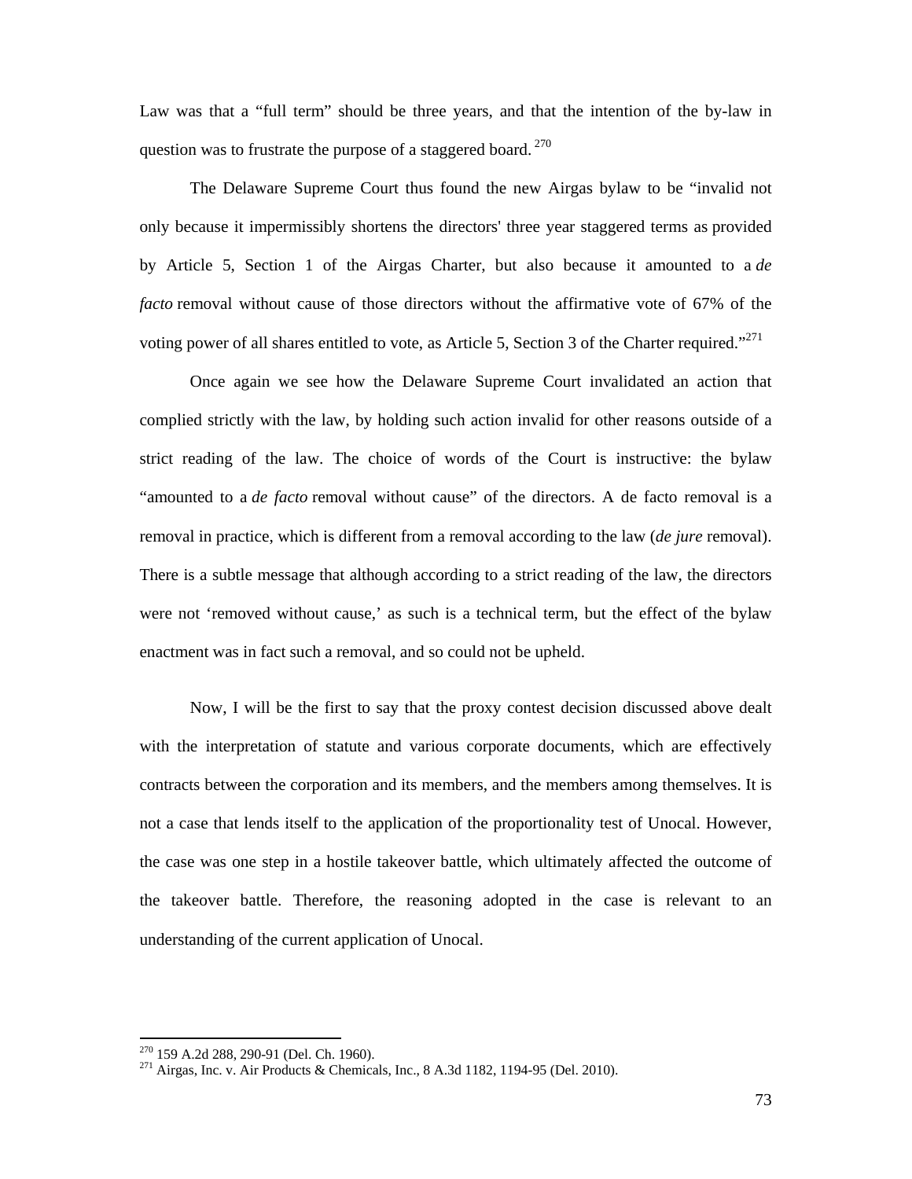Law was that a "full term" should be three years, and that the intention of the by-law in question was to frustrate the purpose of a staggered board. [270]

The Delaware Supreme Court thus found the new Airgas bylaw to be "invalid not only because it impermissibly shortens the directors' three year staggered terms as provided by Article 5, Section 1 of the Airgas Charter, but also because it amounted to a *de facto* removal without cause of those directors without the affirmative vote of 67% of the voting power of all shares entitled to vote, as Article 5, Section 3 of the Charter required."[271]

Once again we see how the Delaware Supreme Court invalidated an action that complied strictly with the law, by holding such action invalid for other reasons outside of a strict reading of the law. The choice of words of the Court is instructive: the bylaw "amounted to a *de facto* removal without cause" of the directors. A de facto removal is a removal in practice, which is different from a removal according to the law (*de jure* removal). There is a subtle message that although according to a strict reading of the law, the directors were not 'removed without cause,' as such is a technical term, but the effect of the bylaw enactment was in fact such a removal, and so could not be upheld.

Now, I will be the first to say that the proxy contest decision discussed above dealt with the interpretation of statute and various corporate documents, which are effectively contracts between the corporation and its members, and the members among themselves. It is not a case that lends itself to the application of the proportionality test of Unocal. However, the case was one step in a hostile takeover battle, which ultimately affected the outcome of the takeover battle. Therefore, the reasoning adopted in the case is relevant to an understanding of the current application of Unocal.

---

[270] 159 A.2d 288, 290-91 (Del. Ch. 1960).

[271] Airgas, Inc. v. Air Products & Chemicals, Inc., 8 A.3d 1182, 1194-95 (Del. 2010).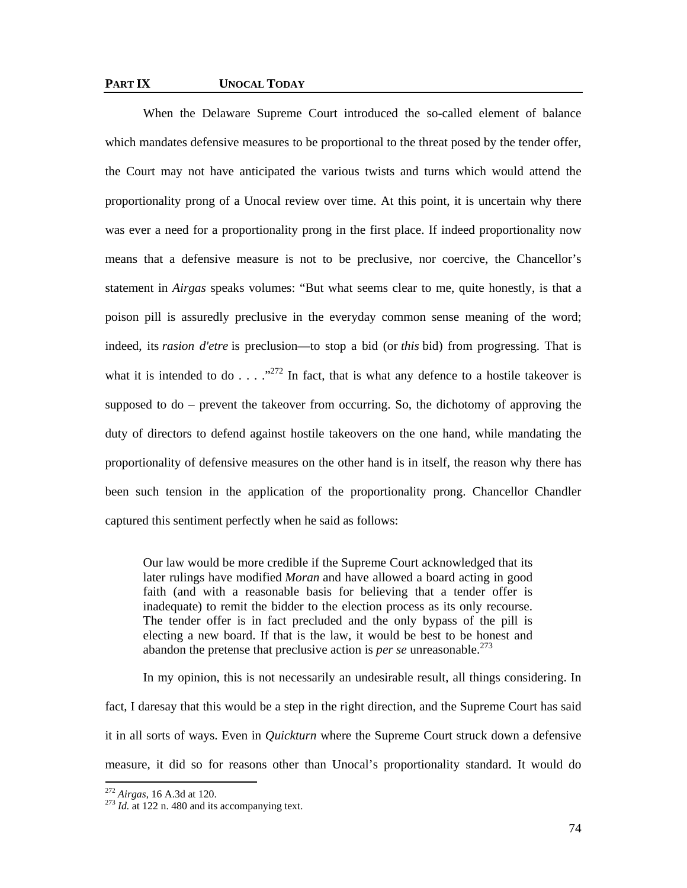## PART IX UNOCAL TODAY

When the Delaware Supreme Court introduced the so-called element of balance which mandates defensive measures to be proportional to the threat posed by the tender offer, the Court may not have anticipated the various twists and turns which would attend the proportionality prong of a Unocal review over time. At this point, it is uncertain why there was ever a need for a proportionality prong in the first place. If indeed proportionality now means that a defensive measure is not to be preclusive, nor coercive, the Chancellor's statement in *Airgas* speaks volumes: "But what seems clear to me, quite honestly, is that a poison pill is assuredly preclusive in the everyday common sense meaning of the word; indeed, its *rasion d'etre* is preclusion—to stop a bid (or *this* bid) from progressing. That is what it is intended to do . . . ."[272] In fact, that is what any defence to a hostile takeover is supposed to do – prevent the takeover from occurring. So, the dichotomy of approving the duty of directors to defend against hostile takeovers on the one hand, while mandating the proportionality of defensive measures on the other hand is in itself, the reason why there has been such tension in the application of the proportionality prong. Chancellor Chandler captured this sentiment perfectly when he said as follows:

> Our law would be more credible if the Supreme Court acknowledged that its later rulings have modified *Moran* and have allowed a board acting in good faith (and with a reasonable basis for believing that a tender offer is inadequate) to remit the bidder to the election process as its only recourse. The tender offer is in fact precluded and the only bypass of the pill is electing a new board. If that is the law, it would be best to be honest and abandon the pretense that preclusive action is *per se* unreasonable.[273]

In my opinion, this is not necessarily an undesirable result, all things considering. In fact, I daresay that this would be a step in the right direction, and the Supreme Court has said it in all sorts of ways. Even in *Quickturn* where the Supreme Court struck down a defensive measure, it did so for reasons other than Unocal's proportionality standard. It would do

---

[272] *Airgas*, 16 A.3d at 120.

[273] *Id.* at 122 n. 480 and its accompanying text.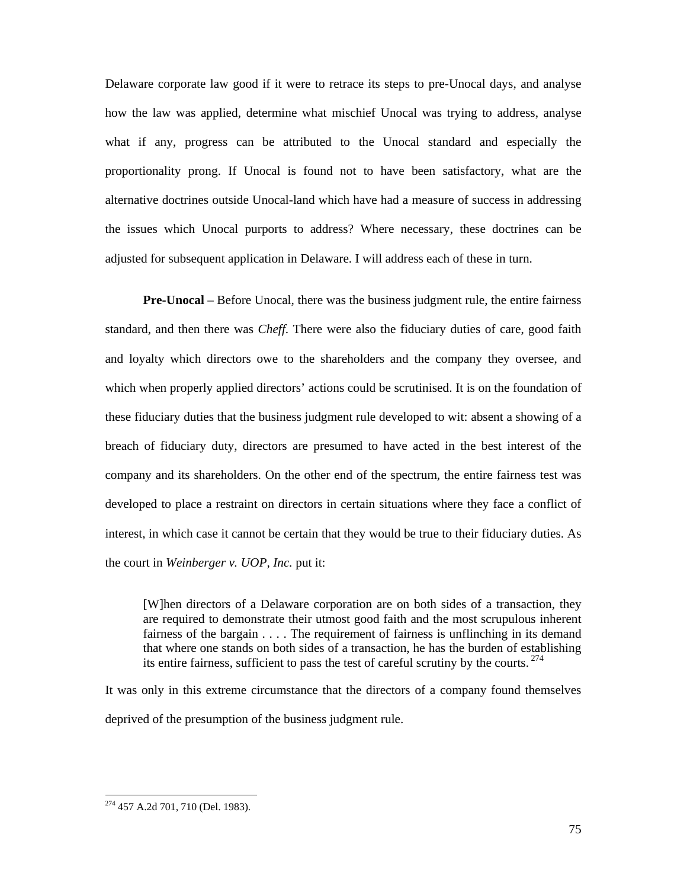Delaware corporate law good if it were to retrace its steps to pre-Unocal days, and analyse how the law was applied, determine what mischief Unocal was trying to address, analyse what if any, progress can be attributed to the Unocal standard and especially the proportionality prong. If Unocal is found not to have been satisfactory, what are the alternative doctrines outside Unocal-land which have had a measure of success in addressing the issues which Unocal purports to address? Where necessary, these doctrines can be adjusted for subsequent application in Delaware. I will address each of these in turn.

**Pre-Unocal** – Before Unocal, there was the business judgment rule, the entire fairness standard, and then there was *Cheff*. There were also the fiduciary duties of care, good faith and loyalty which directors owe to the shareholders and the company they oversee, and which when properly applied directors' actions could be scrutinised. It is on the foundation of these fiduciary duties that the business judgment rule developed to wit: absent a showing of a breach of fiduciary duty, directors are presumed to have acted in the best interest of the company and its shareholders. On the other end of the spectrum, the entire fairness test was developed to place a restraint on directors in certain situations where they face a conflict of interest, in which case it cannot be certain that they would be true to their fiduciary duties. As the court in *Weinberger v. UOP, Inc.* put it:

> [W]hen directors of a Delaware corporation are on both sides of a transaction, they are required to demonstrate their utmost good faith and the most scrupulous inherent fairness of the bargain . . . . The requirement of fairness is unflinching in its demand that where one stands on both sides of a transaction, he has the burden of establishing its entire fairness, sufficient to pass the test of careful scrutiny by the courts.[274]

It was only in this extreme circumstance that the directors of a company found themselves deprived of the presumption of the business judgment rule.

---

[274] 457 A.2d 701, 710 (Del. 1983).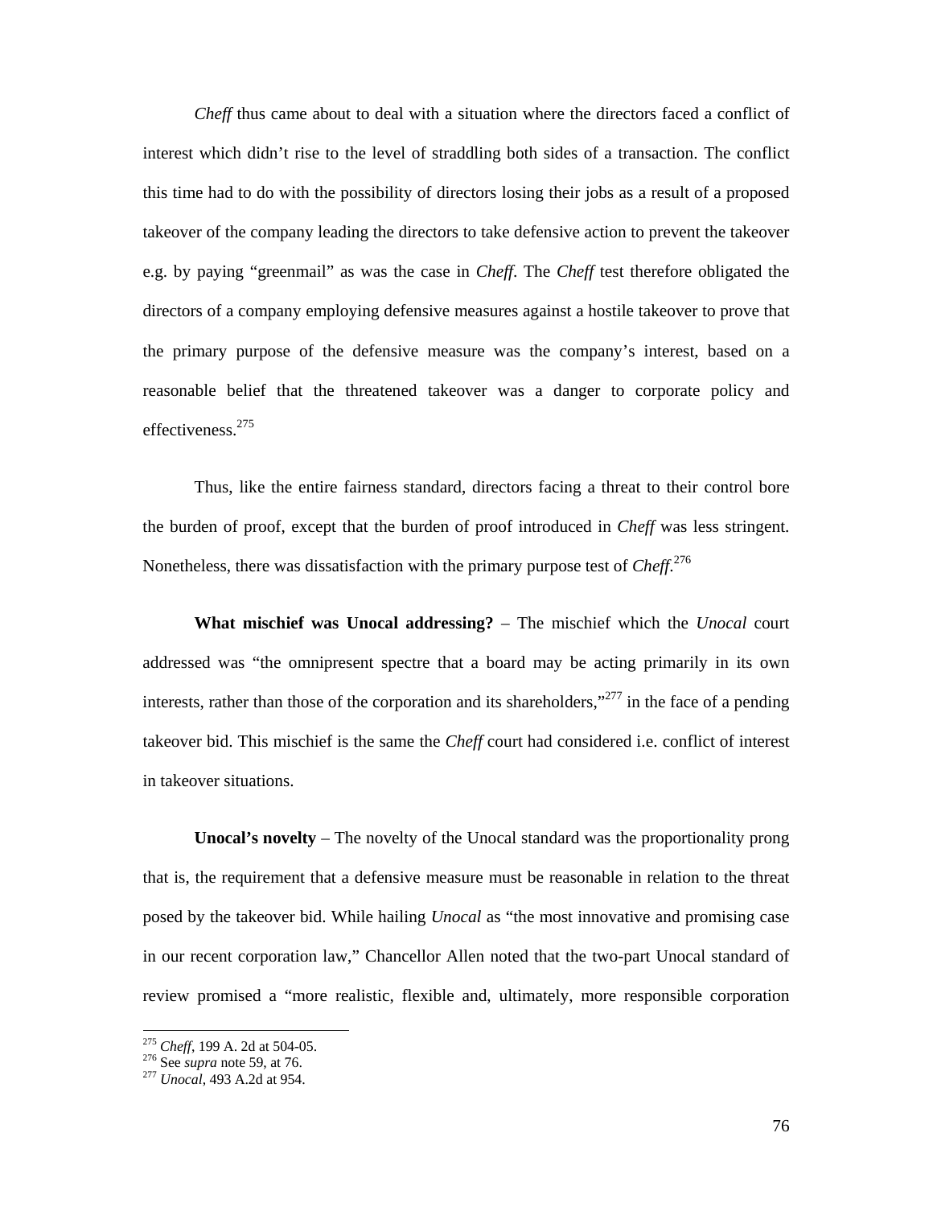*Cheff* thus came about to deal with a situation where the directors faced a conflict of interest which didn't rise to the level of straddling both sides of a transaction. The conflict this time had to do with the possibility of directors losing their jobs as a result of a proposed takeover of the company leading the directors to take defensive action to prevent the takeover e.g. by paying "greenmail" as was the case in *Cheff*. The *Cheff* test therefore obligated the directors of a company employing defensive measures against a hostile takeover to prove that the primary purpose of the defensive measure was the company's interest, based on a reasonable belief that the threatened takeover was a danger to corporate policy and effectiveness.[275]

Thus, like the entire fairness standard, directors facing a threat to their control bore the burden of proof, except that the burden of proof introduced in *Cheff* was less stringent. Nonetheless, there was dissatisfaction with the primary purpose test of *Cheff*.[276]

**What mischief was Unocal addressing?** – The mischief which the *Unocal* court addressed was "the omnipresent spectre that a board may be acting primarily in its own interests, rather than those of the corporation and its shareholders,"[277] in the face of a pending takeover bid. This mischief is the same the *Cheff* court had considered i.e. conflict of interest in takeover situations.

**Unocal's novelty** – The novelty of the Unocal standard was the proportionality prong that is, the requirement that a defensive measure must be reasonable in relation to the threat posed by the takeover bid. While hailing *Unocal* as "the most innovative and promising case in our recent corporation law," Chancellor Allen noted that the two-part Unocal standard of review promised a "more realistic, flexible and, ultimately, more responsible corporation

---

[275] *Cheff*, 199 A. 2d at 504-05.
[276] See *supra* note 59, at 76.
[277] *Unocal*, 493 A.2d at 954.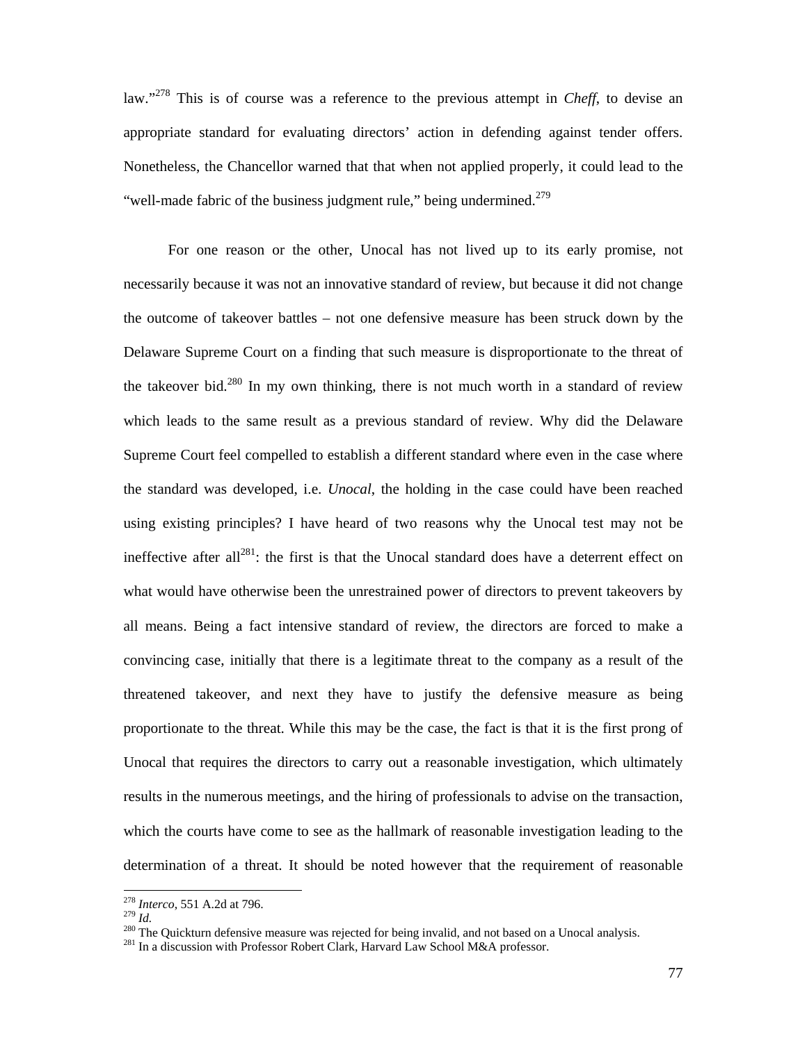law."[278] This is of course was a reference to the previous attempt in *Cheff*, to devise an appropriate standard for evaluating directors' action in defending against tender offers. Nonetheless, the Chancellor warned that that when not applied properly, it could lead to the "well-made fabric of the business judgment rule," being undermined.[279]

For one reason or the other, Unocal has not lived up to its early promise, not necessarily because it was not an innovative standard of review, but because it did not change the outcome of takeover battles – not one defensive measure has been struck down by the Delaware Supreme Court on a finding that such measure is disproportionate to the threat of the takeover bid.[280] In my own thinking, there is not much worth in a standard of review which leads to the same result as a previous standard of review. Why did the Delaware Supreme Court feel compelled to establish a different standard where even in the case where the standard was developed, i.e. *Unocal*, the holding in the case could have been reached using existing principles? I have heard of two reasons why the Unocal test may not be ineffective after all[281]: the first is that the Unocal standard does have a deterrent effect on what would have otherwise been the unrestrained power of directors to prevent takeovers by all means. Being a fact intensive standard of review, the directors are forced to make a convincing case, initially that there is a legitimate threat to the company as a result of the threatened takeover, and next they have to justify the defensive measure as being proportionate to the threat. While this may be the case, the fact is that it is the first prong of Unocal that requires the directors to carry out a reasonable investigation, which ultimately results in the numerous meetings, and the hiring of professionals to advise on the transaction, which the courts have come to see as the hallmark of reasonable investigation leading to the determination of a threat. It should be noted however that the requirement of reasonable

---

[278] *Interco*, 551 A.2d at 796.

[279] *Id.*

[280] The Quickturn defensive measure was rejected for being invalid, and not based on a Unocal analysis.

[281] In a discussion with Professor Robert Clark, Harvard Law School M&A professor.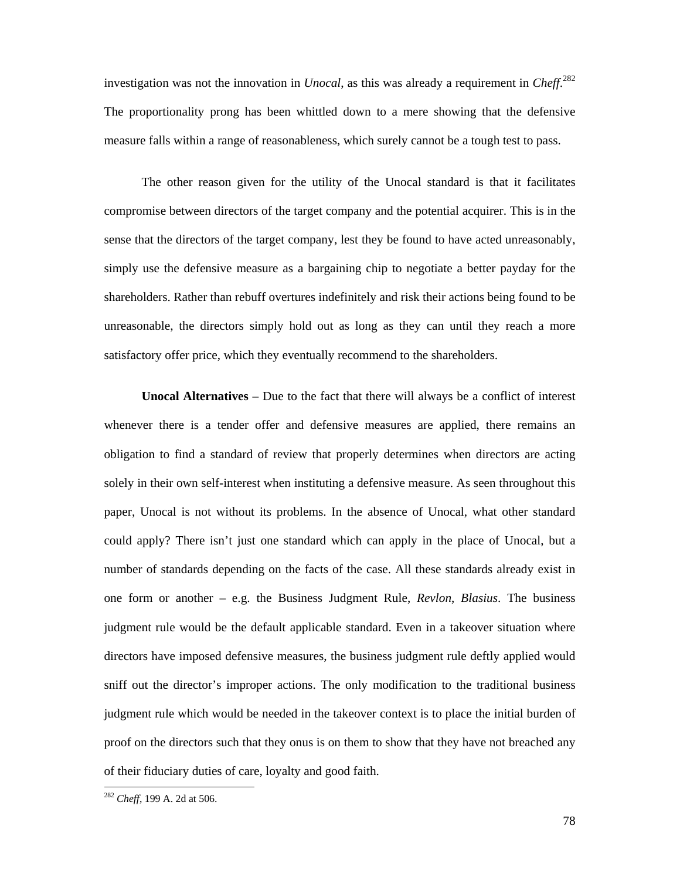investigation was not the innovation in *Unocal*, as this was already a requirement in *Cheff*.[282] The proportionality prong has been whittled down to a mere showing that the defensive measure falls within a range of reasonableness, which surely cannot be a tough test to pass.

The other reason given for the utility of the Unocal standard is that it facilitates compromise between directors of the target company and the potential acquirer. This is in the sense that the directors of the target company, lest they be found to have acted unreasonably, simply use the defensive measure as a bargaining chip to negotiate a better payday for the shareholders. Rather than rebuff overtures indefinitely and risk their actions being found to be unreasonable, the directors simply hold out as long as they can until they reach a more satisfactory offer price, which they eventually recommend to the shareholders.

**Unocal Alternatives** – Due to the fact that there will always be a conflict of interest whenever there is a tender offer and defensive measures are applied, there remains an obligation to find a standard of review that properly determines when directors are acting solely in their own self-interest when instituting a defensive measure. As seen throughout this paper, Unocal is not without its problems. In the absence of Unocal, what other standard could apply? There isn't just one standard which can apply in the place of Unocal, but a number of standards depending on the facts of the case. All these standards already exist in one form or another – e.g. the Business Judgment Rule, *Revlon*, *Blasius*. The business judgment rule would be the default applicable standard. Even in a takeover situation where directors have imposed defensive measures, the business judgment rule deftly applied would sniff out the director's improper actions. The only modification to the traditional business judgment rule which would be needed in the takeover context is to place the initial burden of proof on the directors such that they onus is on them to show that they have not breached any of their fiduciary duties of care, loyalty and good faith.

---

[282] *Cheff*, 199 A. 2d at 506.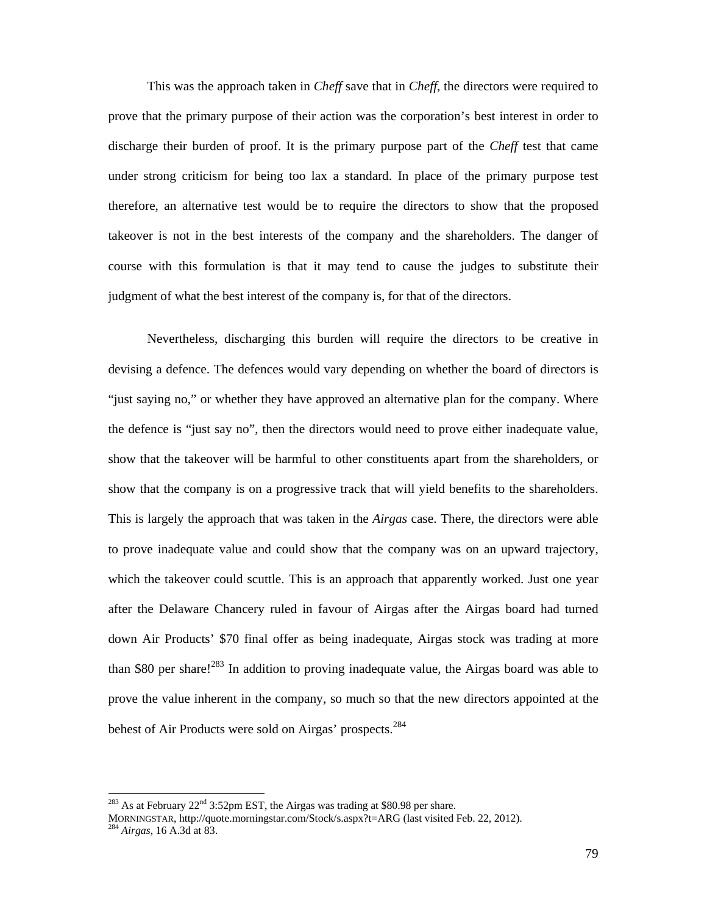This was the approach taken in *Cheff* save that in *Cheff*, the directors were required to prove that the primary purpose of their action was the corporation's best interest in order to discharge their burden of proof. It is the primary purpose part of the *Cheff* test that came under strong criticism for being too lax a standard. In place of the primary purpose test therefore, an alternative test would be to require the directors to show that the proposed takeover is not in the best interests of the company and the shareholders. The danger of course with this formulation is that it may tend to cause the judges to substitute their judgment of what the best interest of the company is, for that of the directors.

Nevertheless, discharging this burden will require the directors to be creative in devising a defence. The defences would vary depending on whether the board of directors is "just saying no," or whether they have approved an alternative plan for the company. Where the defence is "just say no", then the directors would need to prove either inadequate value, show that the takeover will be harmful to other constituents apart from the shareholders, or show that the company is on a progressive track that will yield benefits to the shareholders. This is largely the approach that was taken in the *Airgas* case. There, the directors were able to prove inadequate value and could show that the company was on an upward trajectory, which the takeover could scuttle. This is an approach that apparently worked. Just one year after the Delaware Chancery ruled in favour of Airgas after the Airgas board had turned down Air Products' $70 final offer as being inadequate, Airgas stock was trading at more than $80 per share![283] In addition to proving inadequate value, the Airgas board was able to prove the value inherent in the company, so much so that the new directors appointed at the behest of Air Products were sold on Airgas' prospects.[284]

---

[283] As at February 22nd 3:52pm EST, the Airgas was trading at $80.98 per share. MORNINGSTAR, http://quote.morningstar.com/Stock/s.aspx?t=ARG (last visited Feb. 22, 2012).

[284] *Airgas*, 16 A.3d at 83.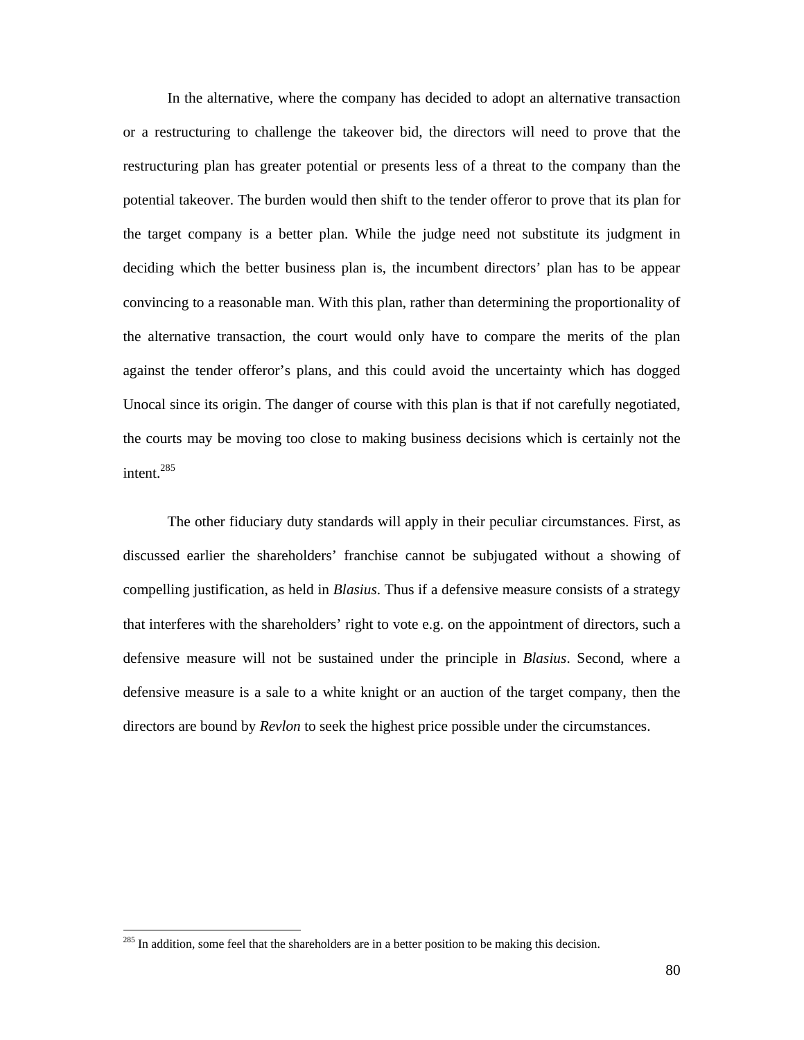In the alternative, where the company has decided to adopt an alternative transaction or a restructuring to challenge the takeover bid, the directors will need to prove that the restructuring plan has greater potential or presents less of a threat to the company than the potential takeover. The burden would then shift to the tender offeror to prove that its plan for the target company is a better plan. While the judge need not substitute its judgment in deciding which the better business plan is, the incumbent directors' plan has to be appear convincing to a reasonable man. With this plan, rather than determining the proportionality of the alternative transaction, the court would only have to compare the merits of the plan against the tender offeror's plans, and this could avoid the uncertainty which has dogged Unocal since its origin. The danger of course with this plan is that if not carefully negotiated, the courts may be moving too close to making business decisions which is certainly not the intent.[285]

The other fiduciary duty standards will apply in their peculiar circumstances. First, as discussed earlier the shareholders' franchise cannot be subjugated without a showing of compelling justification, as held in *Blasius*. Thus if a defensive measure consists of a strategy that interferes with the shareholders' right to vote e.g. on the appointment of directors, such a defensive measure will not be sustained under the principle in *Blasius*. Second, where a defensive measure is a sale to a white knight or an auction of the target company, then the directors are bound by *Revlon* to seek the highest price possible under the circumstances.

[285] In addition, some feel that the shareholders are in a better position to be making this decision.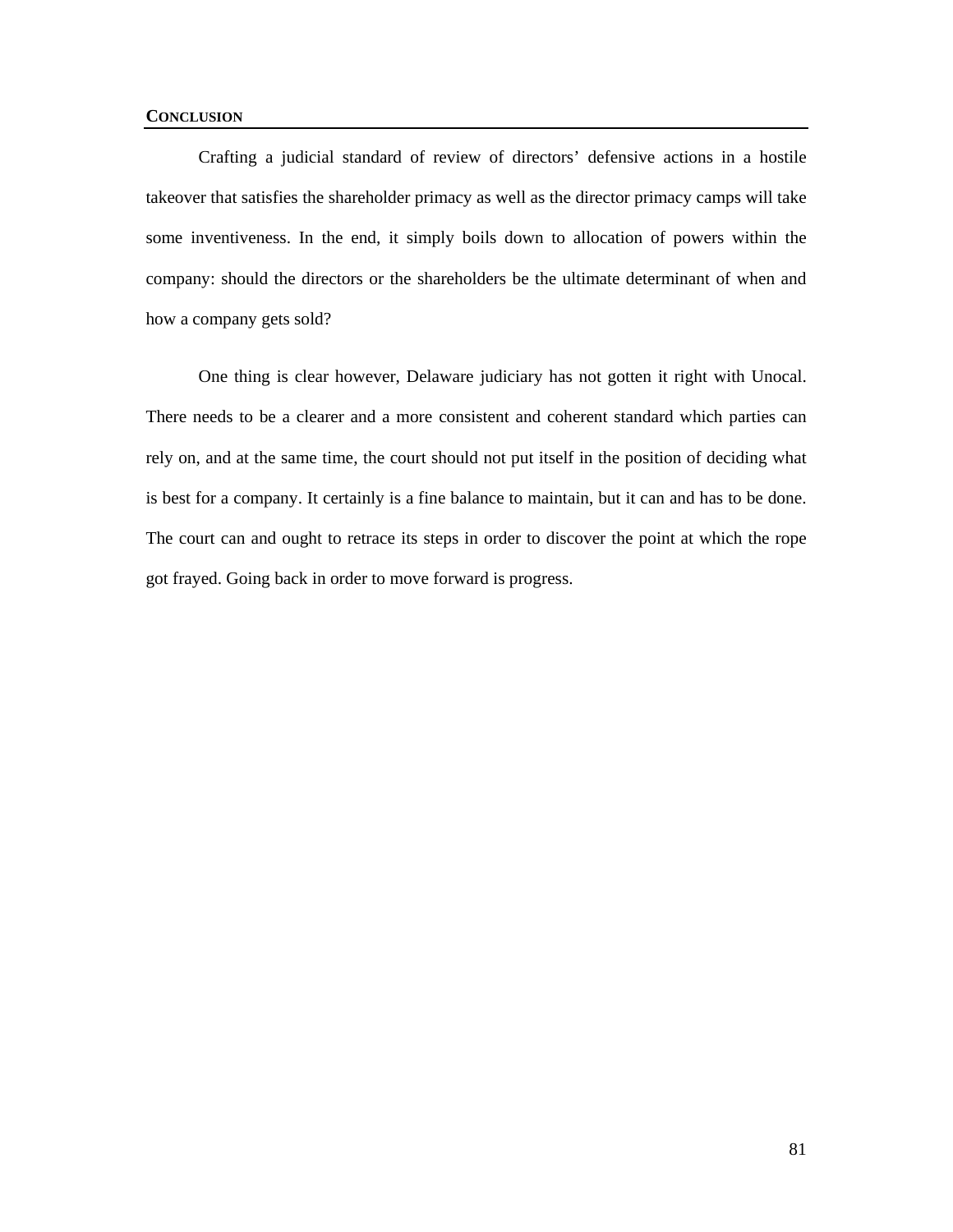## CONCLUSION

Crafting a judicial standard of review of directors' defensive actions in a hostile takeover that satisfies the shareholder primacy as well as the director primacy camps will take some inventiveness. In the end, it simply boils down to allocation of powers within the company: should the directors or the shareholders be the ultimate determinant of when and how a company gets sold?

One thing is clear however, Delaware judiciary has not gotten it right with Unocal. There needs to be a clearer and a more consistent and coherent standard which parties can rely on, and at the same time, the court should not put itself in the position of deciding what is best for a company. It certainly is a fine balance to maintain, but it can and has to be done. The court can and ought to retrace its steps in order to discover the point at which the rope got frayed. Going back in order to move forward is progress.